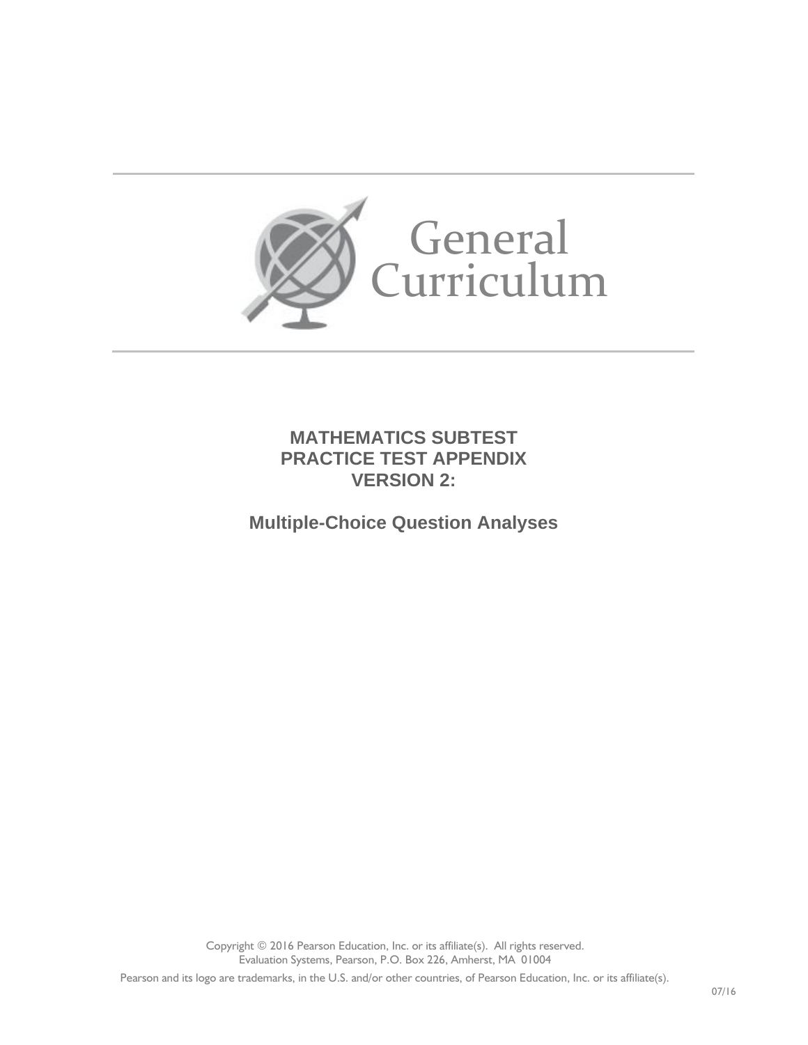# General Curriculum

## MATHEMATICS SUBTEST
## PRACTICE TEST APPENDIX
## VERSION 2:

### Multiple-Choice Question Analyses

Copyright © 2016 Pearson Education, Inc. or its affiliate(s). All rights reserved.
Evaluation Systems, Pearson, P.O. Box 226, Amherst, MA 01004

Pearson and its logo are trademarks, in the U.S. and/or other countries, of Pearson Education, Inc. or its affiliate(s).

07/16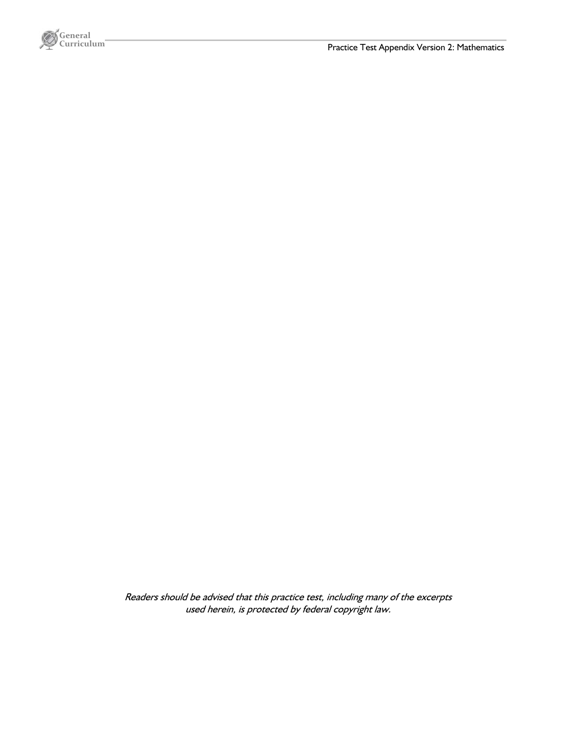*Readers should be advised that this practice test, including many of the excerpts used herein, is protected by federal copyright law.*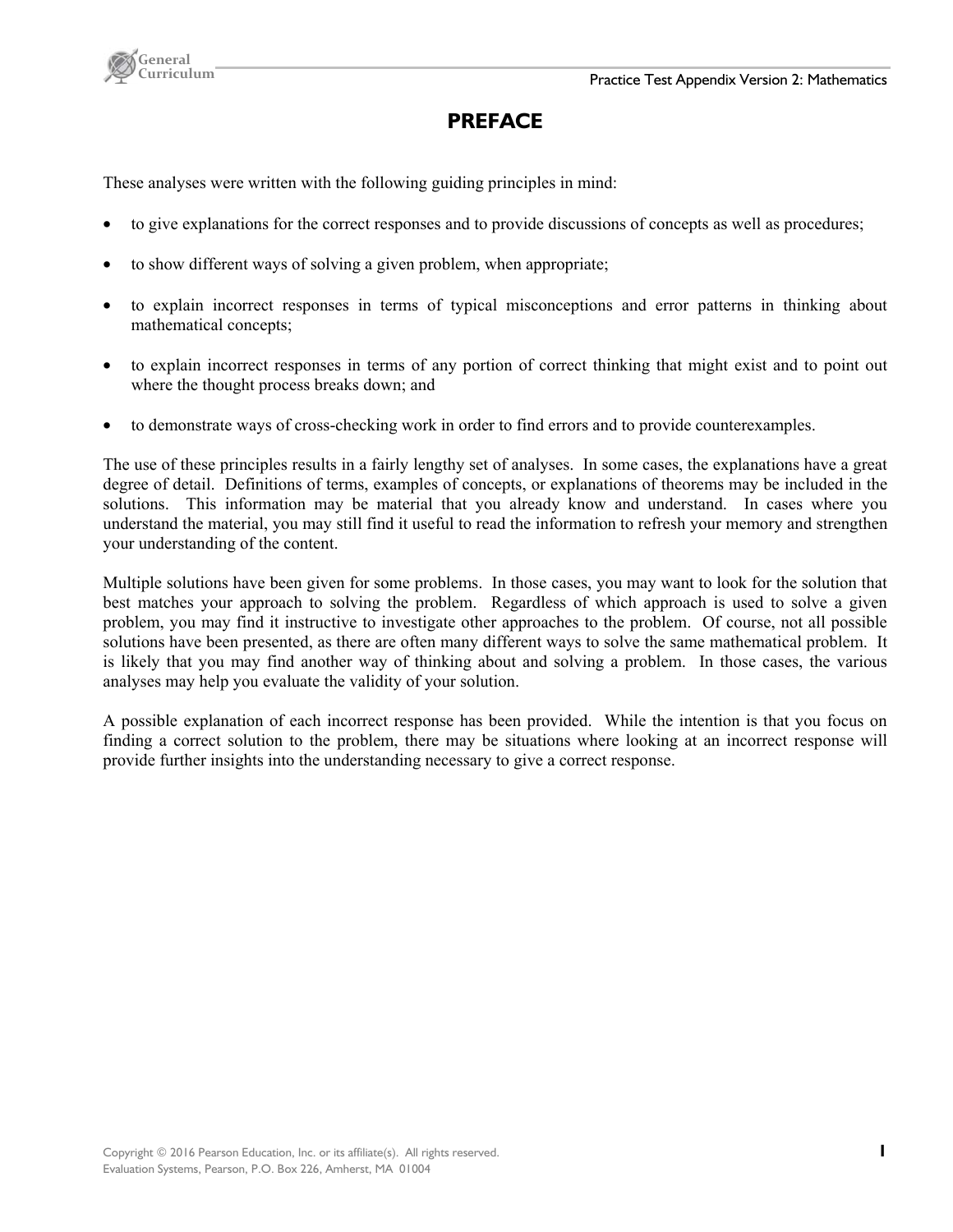# PREFACE

These analyses were written with the following guiding principles in mind:

- to give explanations for the correct responses and to provide discussions of concepts as well as procedures;
- to show different ways of solving a given problem, when appropriate;
- to explain incorrect responses in terms of typical misconceptions and error patterns in thinking about mathematical concepts;
- to explain incorrect responses in terms of any portion of correct thinking that might exist and to point out where the thought process breaks down; and
- to demonstrate ways of cross-checking work in order to find errors and to provide counterexamples.

The use of these principles results in a fairly lengthy set of analyses. In some cases, the explanations have a great degree of detail. Definitions of terms, examples of concepts, or explanations of theorems may be included in the solutions. This information may be material that you already know and understand. In cases where you understand the material, you may still find it useful to read the information to refresh your memory and strengthen your understanding of the content.

Multiple solutions have been given for some problems. In those cases, you may want to look for the solution that best matches your approach to solving the problem. Regardless of which approach is used to solve a given problem, you may find it instructive to investigate other approaches to the problem. Of course, not all possible solutions have been presented, as there are often many different ways to solve the same mathematical problem. It is likely that you may find another way of thinking about and solving a problem. In those cases, the various analyses may help you evaluate the validity of your solution.

A possible explanation of each incorrect response has been provided. While the intention is that you focus on finding a correct solution to the problem, there may be situations where looking at an incorrect response will provide further insights into the understanding necessary to give a correct response.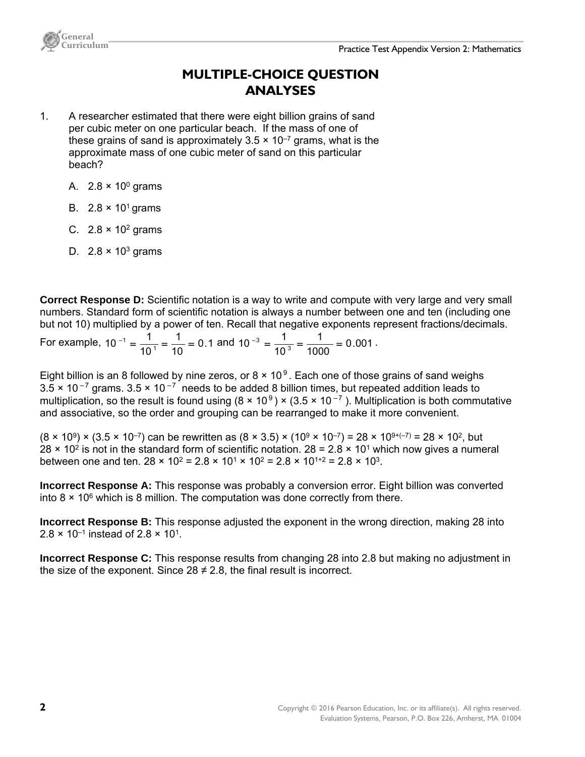# MULTIPLE-CHOICE QUESTION ANALYSES

1. A researcher estimated that there were eight billion grains of sand per cubic meter on one particular beach. If the mass of one of these grains of sand is approximately $3.5 \times 10^{-7}$ grams, what is the approximate mass of one cubic meter of sand on this particular beach?

   A. $2.8 \times 10^{0}$ grams

   B. $2.8 \times 10^{1}$ grams

   C. $2.8 \times 10^{2}$ grams

   D. $2.8 \times 10^{3}$ grams

**Correct Response D:** Scientific notation is a way to write and compute with very large and very small numbers. Standard form of scientific notation is always a number between one and ten (including one but not 10) multiplied by a power of ten. Recall that negative exponents represent fractions/decimals. For example, $10^{-1} = \frac{1}{10^1} = \frac{1}{10} = 0.1$ and $10^{-3} = \frac{1}{10^3} = \frac{1}{1000} = 0.001$.

Eight billion is an 8 followed by nine zeros, or $8 \times 10^9$. Each one of those grains of sand weighs $3.5 \times 10^{-7}$ grams. $3.5 \times 10^{-7}$ needs to be added 8 billion times, but repeated addition leads to multiplication, so the result is found using $(8 \times 10^9) \times (3.5 \times 10^{-7})$. Multiplication is both commutative and associative, so the order and grouping can be rearranged to make it more convenient.

$(8 \times 10^9) \times (3.5 \times 10^{-7})$ can be rewritten as $(8 \times 3.5) \times (10^9 \times 10^{-7}) = 28 \times 10^{9+(-7)} = 28 \times 10^2$, but $28 \times 10^2$ is not in the standard form of scientific notation. $28 = 2.8 \times 10^1$ which now gives a numeral between one and ten. $28 \times 10^2 = 2.8 \times 10^1 \times 10^2 = 2.8 \times 10^{1+2} = 2.8 \times 10^3$.

**Incorrect Response A:** This response was probably a conversion error. Eight billion was converted into $8 \times 10^6$ which is 8 million. The computation was done correctly from there.

**Incorrect Response B:** This response adjusted the exponent in the wrong direction, making 28 into $2.8 \times 10^{-1}$ instead of $2.8 \times 10^1$.

**Incorrect Response C:** This response results from changing 28 into 2.8 but making no adjustment in the size of the exponent. Since $28 \neq 2.8$, the final result is incorrect.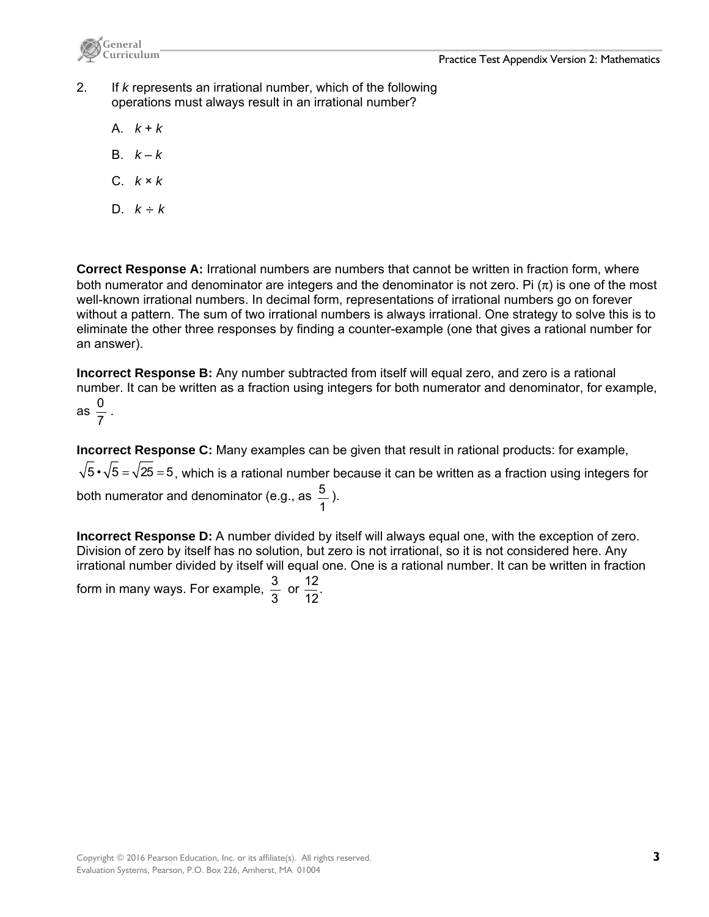2. If $k$ represents an irrational number, which of the following operations must always result in an irrational number?

   A. $k + k$

   B. $k - k$

   C. $k \times k$

   D. $k \div k$

**Correct Response A:** Irrational numbers are numbers that cannot be written in fraction form, where both numerator and denominator are integers and the denominator is not zero. Pi ($\pi$) is one of the most well-known irrational numbers. In decimal form, representations of irrational numbers go on forever without a pattern. The sum of two irrational numbers is always irrational. One strategy to solve this is to eliminate the other three responses by finding a counter-example (one that gives a rational number for an answer).

**Incorrect Response B:** Any number subtracted from itself will equal zero, and zero is a rational number. It can be written as a fraction using integers for both numerator and denominator, for example, as $\frac{0}{7}$.

**Incorrect Response C:** Many examples can be given that result in rational products: for example, $\sqrt{5} \cdot \sqrt{5} = \sqrt{25} = 5$, which is a rational number because it can be written as a fraction using integers for both numerator and denominator (e.g., as $\frac{5}{1}$).

**Incorrect Response D:** A number divided by itself will always equal one, with the exception of zero. Division of zero by itself has no solution, but zero is not irrational, so it is not considered here. Any irrational number divided by itself will equal one. One is a rational number. It can be written in fraction form in many ways. For example, $\frac{3}{3}$ or $\frac{12}{12}$.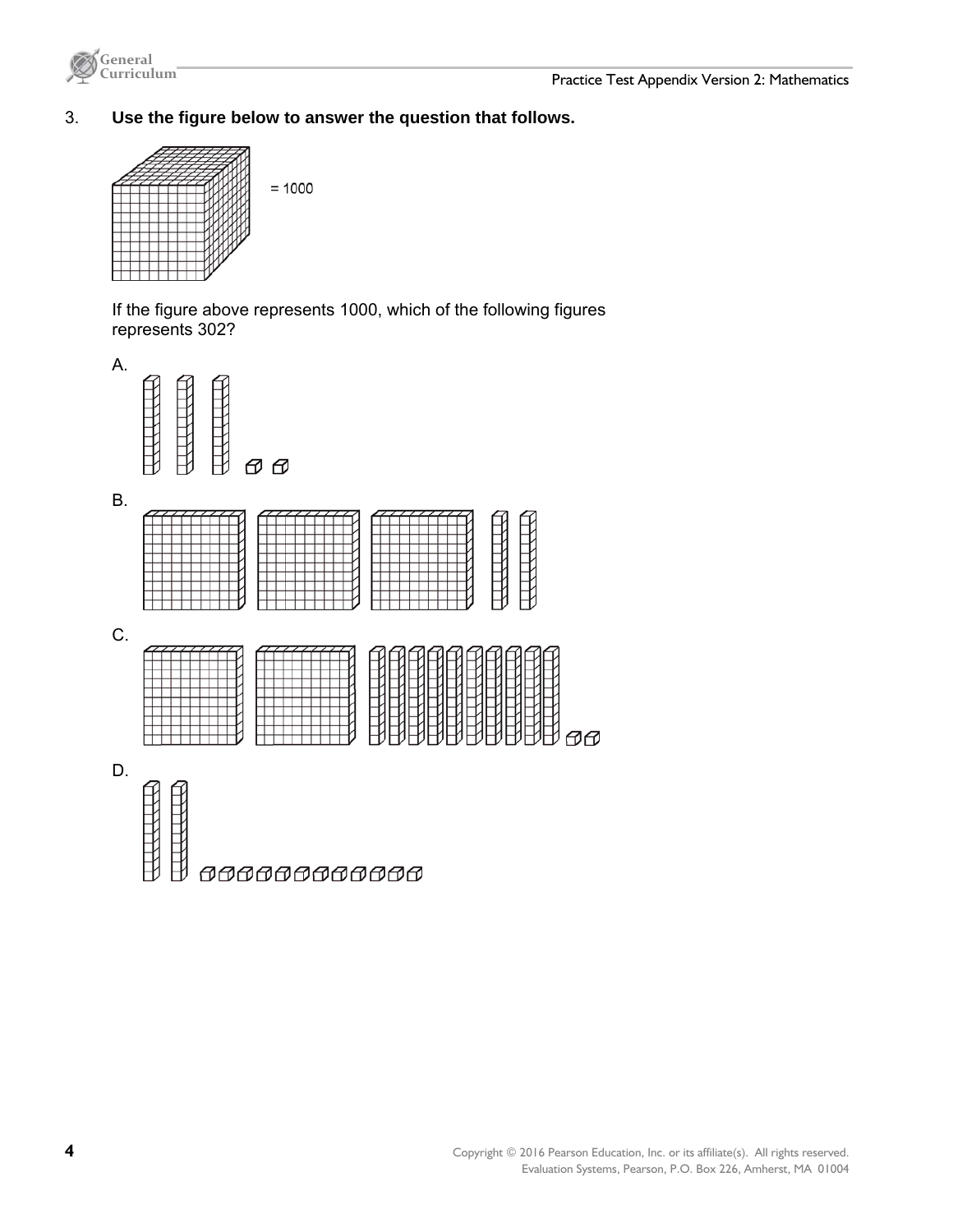3. **Use the figure below to answer the question that follows.**

= 1000

If the figure above represents 1000, which of the following figures represents 302?

A.

B.

C.

D.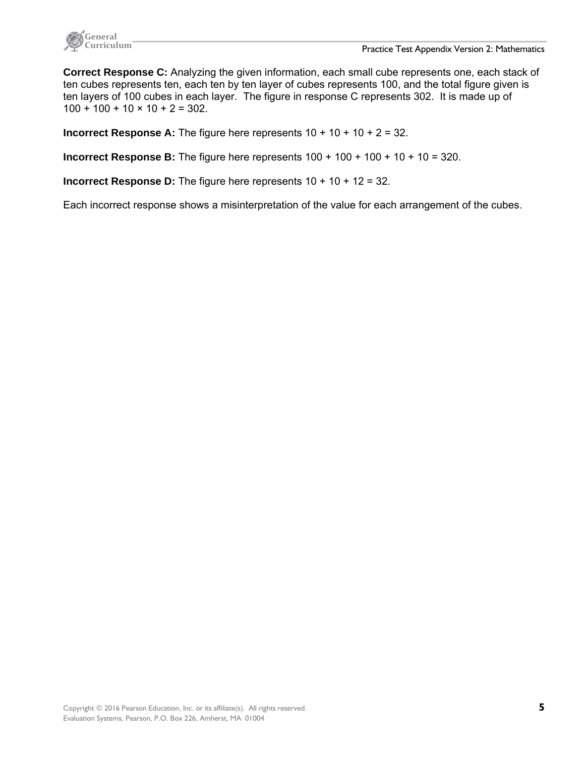**Correct Response C:** Analyzing the given information, each small cube represents one, each stack of ten cubes represents ten, each ten by ten layer of cubes represents 100, and the total figure given is ten layers of 100 cubes in each layer. The figure in response C represents 302. It is made up of $100 + 100 + 10 \times 10 + 2 = 302$.

**Incorrect Response A:** The figure here represents $10 + 10 + 10 + 2 = 32$.

**Incorrect Response B:** The figure here represents $100 + 100 + 100 + 10 + 10 = 320$.

**Incorrect Response D:** The figure here represents $10 + 10 + 12 = 32$.

Each incorrect response shows a misinterpretation of the value for each arrangement of the cubes.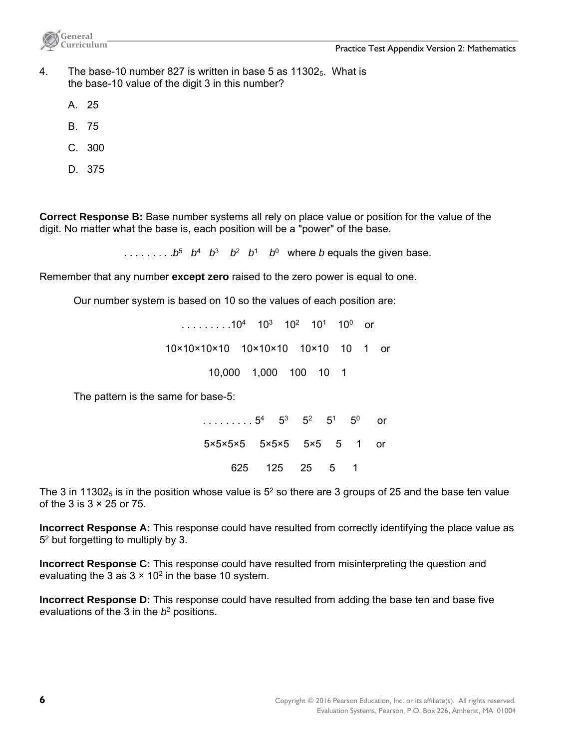4. The base-10 number 827 is written in base 5 as $11302_5$. What is the base-10 value of the digit 3 in this number?

   A. 25

   B. 75

   C. 300

   D. 375

**Correct Response B:** Base number systems all rely on place value or position for the value of the digit. No matter what the base is, each position will be a "power" of the base.

$$\ldots\ldots\ldots b^5 \quad b^4 \quad b^3 \quad b^2 \quad b^1 \quad b^0 \quad \text{where } b \text{ equals the given base.}$$

Remember that any number **except zero** raised to the zero power is equal to one.

Our number system is based on 10 so the values of each position are:

$$\ldots\ldots\ldots 10^4 \quad 10^3 \quad 10^2 \quad 10^1 \quad 10^0 \quad \text{or}$$

$$10\times10\times10\times10 \quad 10\times10\times10 \quad 10\times10 \quad 10 \quad 1 \quad \text{or}$$

$$10{,}000 \quad 1{,}000 \quad 100 \quad 10 \quad 1$$

The pattern is the same for base-5:

$$\ldots\ldots\ldots 5^4 \quad 5^3 \quad 5^2 \quad 5^1 \quad 5^0 \quad \text{or}$$

$$5\times5\times5\times5 \quad 5\times5\times5 \quad 5\times5 \quad 5 \quad 1 \quad \text{or}$$

$$625 \quad 125 \quad 25 \quad 5 \quad 1$$

The 3 in $11302_5$ is in the position whose value is $5^2$ so there are 3 groups of 25 and the base ten value of the 3 is $3 \times 25$ or 75.

**Incorrect Response A:** This response could have resulted from correctly identifying the place value as $5^2$ but forgetting to multiply by 3.

**Incorrect Response C:** This response could have resulted from misinterpreting the question and evaluating the 3 as $3 \times 10^2$ in the base 10 system.

**Incorrect Response D:** This response could have resulted from adding the base ten and base five evaluations of the 3 in the $b^2$ positions.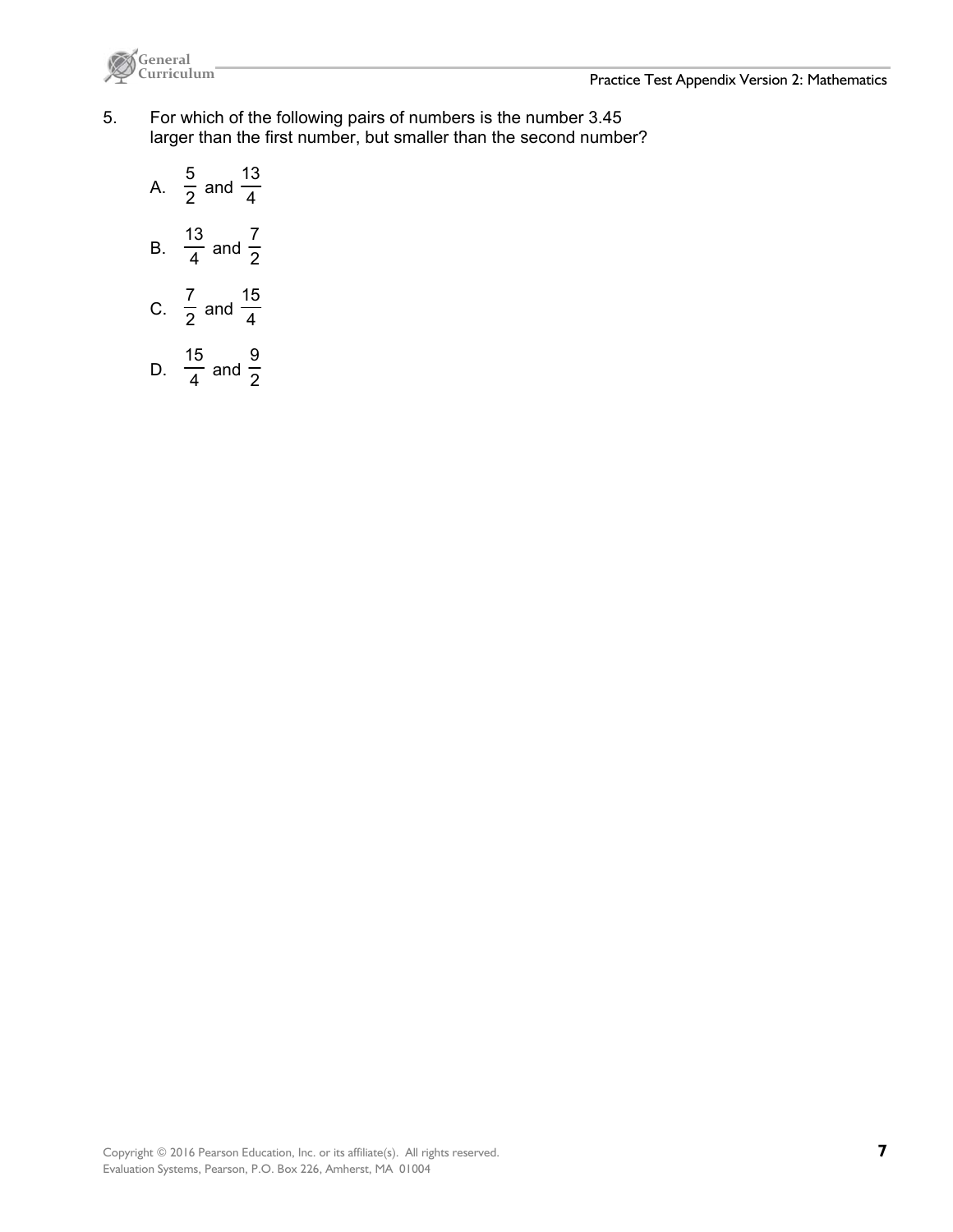5. For which of the following pairs of numbers is the number 3.45 larger than the first number, but smaller than the second number?

   A. $\frac{5}{2}$ and $\frac{13}{4}$

   B. $\frac{13}{4}$ and $\frac{7}{2}$

   C. $\frac{7}{2}$ and $\frac{15}{4}$

   D. $\frac{15}{4}$ and $\frac{9}{2}$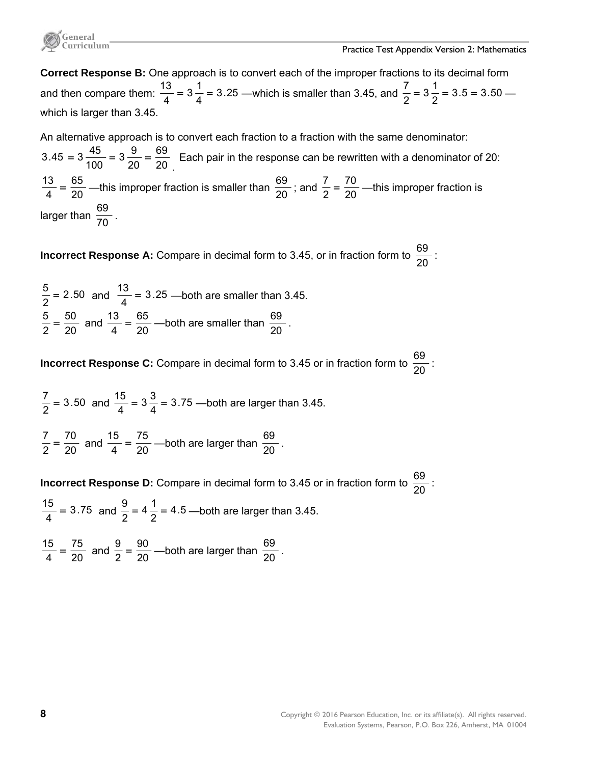**Correct Response B:** One approach is to convert each of the improper fractions to its decimal form and then compare them: $\frac{13}{4} = 3\frac{1}{4} = 3.25$ —which is smaller than 3.45, and $\frac{7}{2} = 3\frac{1}{2} = 3.5 = 3.50$ —which is larger than 3.45.

An alternative approach is to convert each fraction to a fraction with the same denominator: $3.45 = 3\frac{45}{100} = 3\frac{9}{20} = \frac{69}{20}$. Each pair in the response can be rewritten with a denominator of 20: $\frac{13}{4} = \frac{65}{20}$ —this improper fraction is smaller than $\frac{69}{20}$; and $\frac{7}{2} = \frac{70}{20}$ —this improper fraction is larger than $\frac{69}{70}$.

**Incorrect Response A:** Compare in decimal form to 3.45, or in fraction form to $\frac{69}{20}$:

$\frac{5}{2} = 2.50$ and $\frac{13}{4} = 3.25$ —both are smaller than 3.45.
$\frac{5}{2} = \frac{50}{20}$ and $\frac{13}{4} = \frac{65}{20}$ —both are smaller than $\frac{69}{20}$.

**Incorrect Response C:** Compare in decimal form to 3.45 or in fraction form to $\frac{69}{20}$:

$\frac{7}{2} = 3.50$ and $\frac{15}{4} = 3\frac{3}{4} = 3.75$ —both are larger than 3.45.

$\frac{7}{2} = \frac{70}{20}$ and $\frac{15}{4} = \frac{75}{20}$ —both are larger than $\frac{69}{20}$.

**Incorrect Response D:** Compare in decimal form to 3.45 or in fraction form to $\frac{69}{20}$:

$\frac{15}{4} = 3.75$ and $\frac{9}{2} = 4\frac{1}{2} = 4.5$ —both are larger than 3.45.

$\frac{15}{4} = \frac{75}{20}$ and $\frac{9}{2} = \frac{90}{20}$ —both are larger than $\frac{69}{20}$.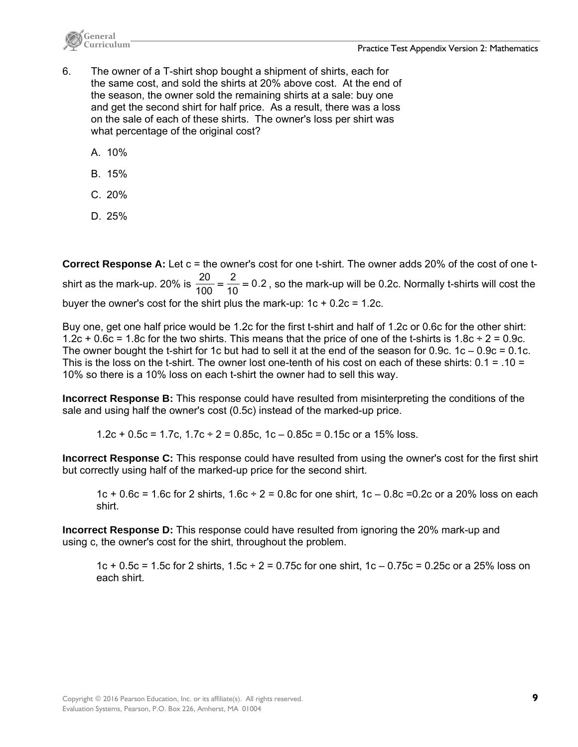6. The owner of a T-shirt shop bought a shipment of shirts, each for the same cost, and sold the shirts at 20% above cost. At the end of the season, the owner sold the remaining shirts at a sale: buy one and get the second shirt for half price. As a result, there was a loss on the sale of each of these shirts. The owner's loss per shirt was what percentage of the original cost?

   A. 10%

   B. 15%

   C. 20%

   D. 25%

**Correct Response A:** Let c = the owner's cost for one t-shirt. The owner adds 20% of the cost of one t-shirt as the mark-up. 20% is $\frac{20}{100} = \frac{2}{10} = 0.2$, so the mark-up will be 0.2c. Normally t-shirts will cost the buyer the owner's cost for the shirt plus the mark-up: $1c + 0.2c = 1.2c$.

Buy one, get one half price would be 1.2c for the first t-shirt and half of 1.2c or 0.6c for the other shirt: $1.2c + 0.6c = 1.8c$ for the two shirts. This means that the price of one of the t-shirts is $1.8c \div 2 = 0.9c$. The owner bought the t-shirt for 1c but had to sell it at the end of the season for 0.9c. $1c – 0.9c = 0.1c$. This is the loss on the t-shirt. The owner lost one-tenth of his cost on each of these shirts: $0.1 = .10 =$ 10% so there is a 10% loss on each t-shirt the owner had to sell this way.

**Incorrect Response B:** This response could have resulted from misinterpreting the conditions of the sale and using half the owner's cost (0.5c) instead of the marked-up price.

> $1.2c + 0.5c = 1.7c$, $1.7c \div 2 = 0.85c$, $1c – 0.85c = 0.15c$ or a 15% loss.

**Incorrect Response C:** This response could have resulted from using the owner's cost for the first shirt but correctly using half of the marked-up price for the second shirt.

> $1c + 0.6c = 1.6c$ for 2 shirts, $1.6c \div 2 = 0.8c$ for one shirt, $1c – 0.8c = 0.2c$ or a 20% loss on each shirt.

**Incorrect Response D:** This response could have resulted from ignoring the 20% mark-up and using c, the owner's cost for the shirt, throughout the problem.

> $1c + 0.5c = 1.5c$ for 2 shirts, $1.5c \div 2 = 0.75c$ for one shirt, $1c – 0.75c = 0.25c$ or a 25% loss on each shirt.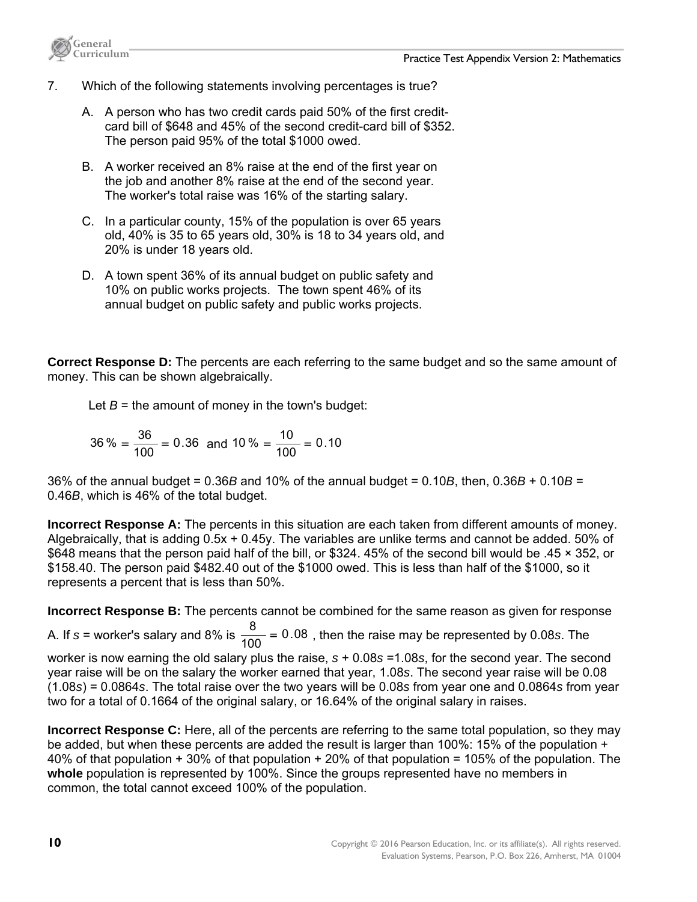7. Which of the following statements involving percentages is true?

   A. A person who has two credit cards paid 50% of the first credit-card bill of \$648 and 45% of the second credit-card bill of \$352. The person paid 95% of the total \$1000 owed.

   B. A worker received an 8% raise at the end of the first year on the job and another 8% raise at the end of the second year. The worker's total raise was 16% of the starting salary.

   C. In a particular county, 15% of the population is over 65 years old, 40% is 35 to 65 years old, 30% is 18 to 34 years old, and 20% is under 18 years old.

   D. A town spent 36% of its annual budget on public safety and 10% on public works projects. The town spent 46% of its annual budget on public safety and public works projects.

**Correct Response D:** The percents are each referring to the same budget and so the same amount of money. This can be shown algebraically.

Let $B$ = the amount of money in the town's budget:

$$36\% = \frac{36}{100} = 0.36 \text{ and } 10\% = \frac{10}{100} = 0.10$$

36% of the annual budget = $0.36B$ and 10% of the annual budget = $0.10B$, then, $0.36B + 0.10B = 0.46B$, which is 46% of the total budget.

**Incorrect Response A:** The percents in this situation are each taken from different amounts of money. Algebraically, that is adding $0.5x + 0.45y$. The variables are unlike terms and cannot be added. 50% of \$648 means that the person paid half of the bill, or \$324. 45% of the second bill would be $.45 \times 352$, or \$158.40. The person paid \$482.40 out of the \$1000 owed. This is less than half of the \$1000, so it represents a percent that is less than 50%.

**Incorrect Response B:** The percents cannot be combined for the same reason as given for response A. If $s$ = worker's salary and 8% is $\frac{8}{100} = 0.08$, then the raise may be represented by $0.08s$. The worker is now earning the old salary plus the raise, $s + 0.08s = 1.08s$, for the second year. The second year raise will be on the salary the worker earned that year, $1.08s$. The second year raise will be $0.08(1.08s) = 0.0864s$. The total raise over the two years will be $0.08s$ from year one and $0.0864s$ from year two for a total of 0.1664 of the original salary, or 16.64% of the original salary in raises.

**Incorrect Response C:** Here, all of the percents are referring to the same total population, so they may be added, but when these percents are added the result is larger than 100%: 15% of the population + 40% of that population + 30% of that population + 20% of that population = 105% of the population. The **whole** population is represented by 100%. Since the groups represented have no members in common, the total cannot exceed 100% of the population.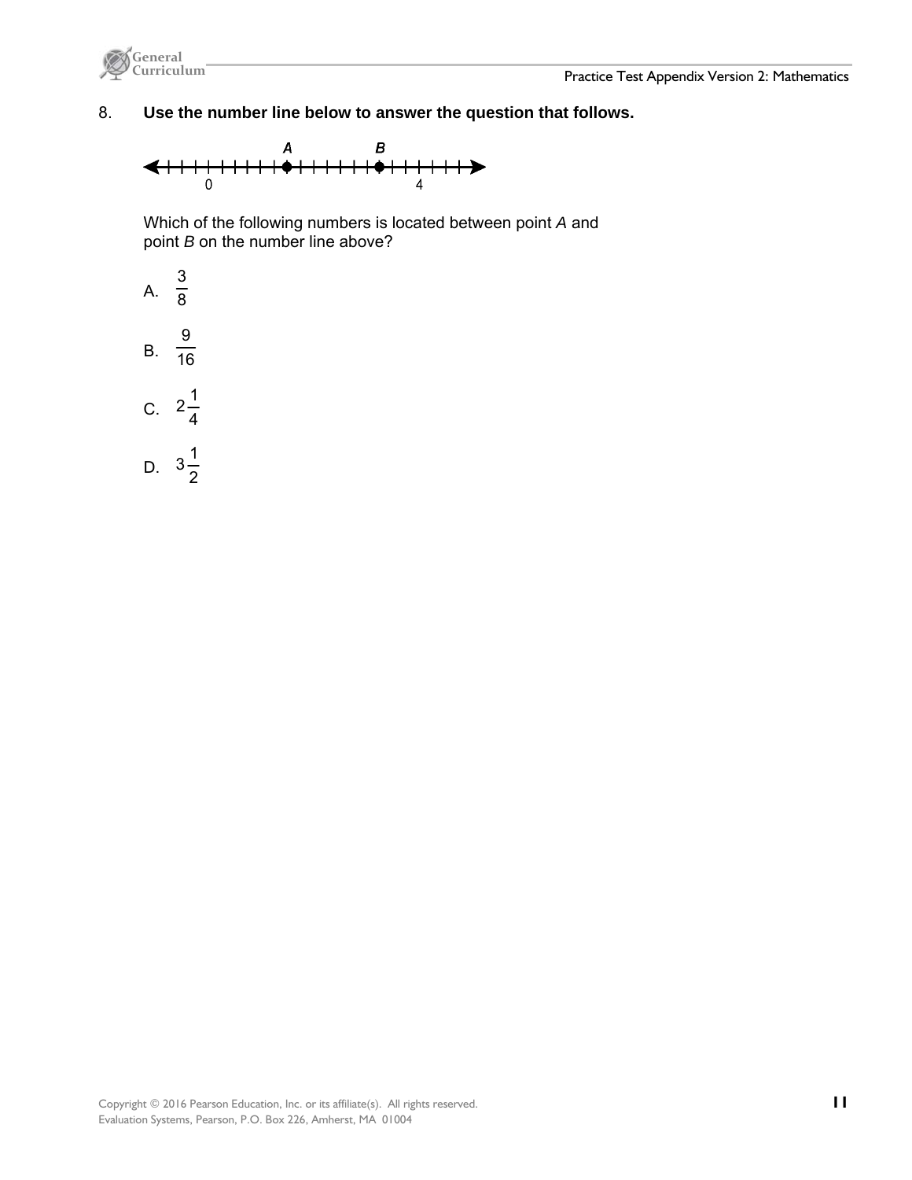8. **Use the number line below to answer the question that follows.**

Which of the following numbers is located between point *A* and point *B* on the number line above?

A. $\frac{3}{8}$

B. $\frac{9}{16}$

C. $2\frac{1}{4}$

D. $3\frac{1}{2}$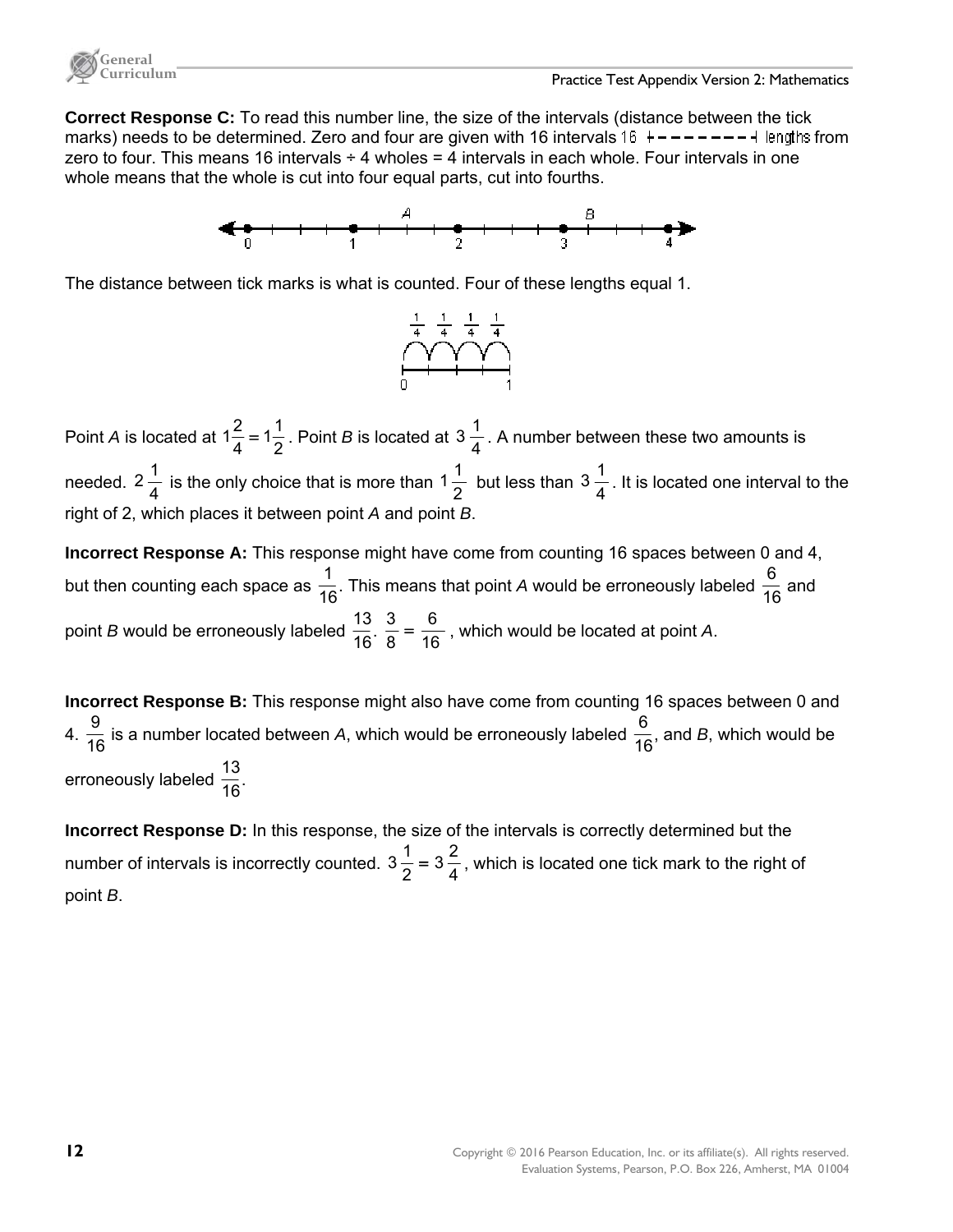**Correct Response C:** To read this number line, the size of the intervals (distance between the tick marks) needs to be determined. Zero and four are given with 16 intervals 16 lengths from zero to four. This means 16 intervals ÷ 4 wholes = 4 intervals in each whole. Four intervals in one whole means that the whole is cut into four equal parts, cut into fourths.

The distance between tick marks is what is counted. Four of these lengths equal 1.

Point *A* is located at $1\frac{2}{4} = 1\frac{1}{2}$. Point *B* is located at $3\frac{1}{4}$. A number between these two amounts is needed. $2\frac{1}{4}$ is the only choice that is more than $1\frac{1}{2}$ but less than $3\frac{1}{4}$. It is located one interval to the right of 2, which places it between point *A* and point *B*.

**Incorrect Response A:** This response might have come from counting 16 spaces between 0 and 4, but then counting each space as $\frac{1}{16}$. This means that point *A* would be erroneously labeled $\frac{6}{16}$ and point *B* would be erroneously labeled $\frac{13}{16}$. $\frac{3}{8} = \frac{6}{16}$, which would be located at point *A*.

**Incorrect Response B:** This response might also have come from counting 16 spaces between 0 and 4. $\frac{9}{16}$ is a number located between *A*, which would be erroneously labeled $\frac{6}{16}$, and *B*, which would be erroneously labeled $\frac{13}{16}$.

**Incorrect Response D:** In this response, the size of the intervals is correctly determined but the number of intervals is incorrectly counted. $3\frac{1}{2} = 3\frac{2}{4}$, which is located one tick mark to the right of point *B*.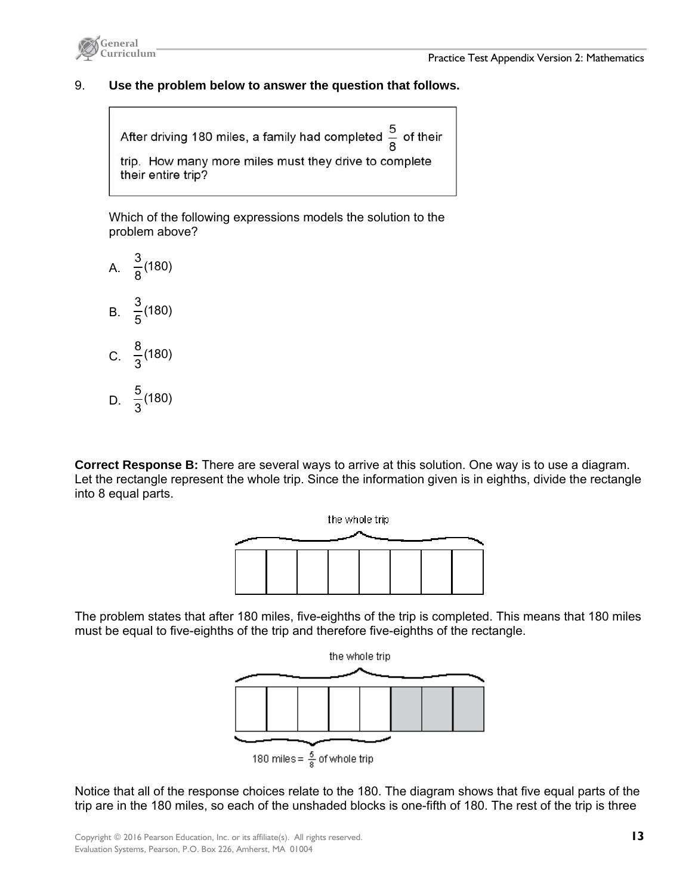9. **Use the problem below to answer the question that follows.**

> After driving 180 miles, a family had completed $\frac{5}{8}$ of their trip. How many more miles must they drive to complete their entire trip?

Which of the following expressions models the solution to the problem above?

A. $\frac{3}{8}(180)$

B. $\frac{3}{5}(180)$

C. $\frac{8}{3}(180)$

D. $\frac{5}{3}(180)$

**Correct Response B:** There are several ways to arrive at this solution. One way is to use a diagram. Let the rectangle represent the whole trip. Since the information given is in eighths, divide the rectangle into 8 equal parts.

the whole trip

The problem states that after 180 miles, five-eighths of the trip is completed. This means that 180 miles must be equal to five-eighths of the trip and therefore five-eighths of the rectangle.

the whole trip

180 miles = $\frac{5}{8}$ of whole trip

Notice that all of the response choices relate to the 180. The diagram shows that five equal parts of the trip are in the 180 miles, so each of the unshaded blocks is one-fifth of 180. The rest of the trip is three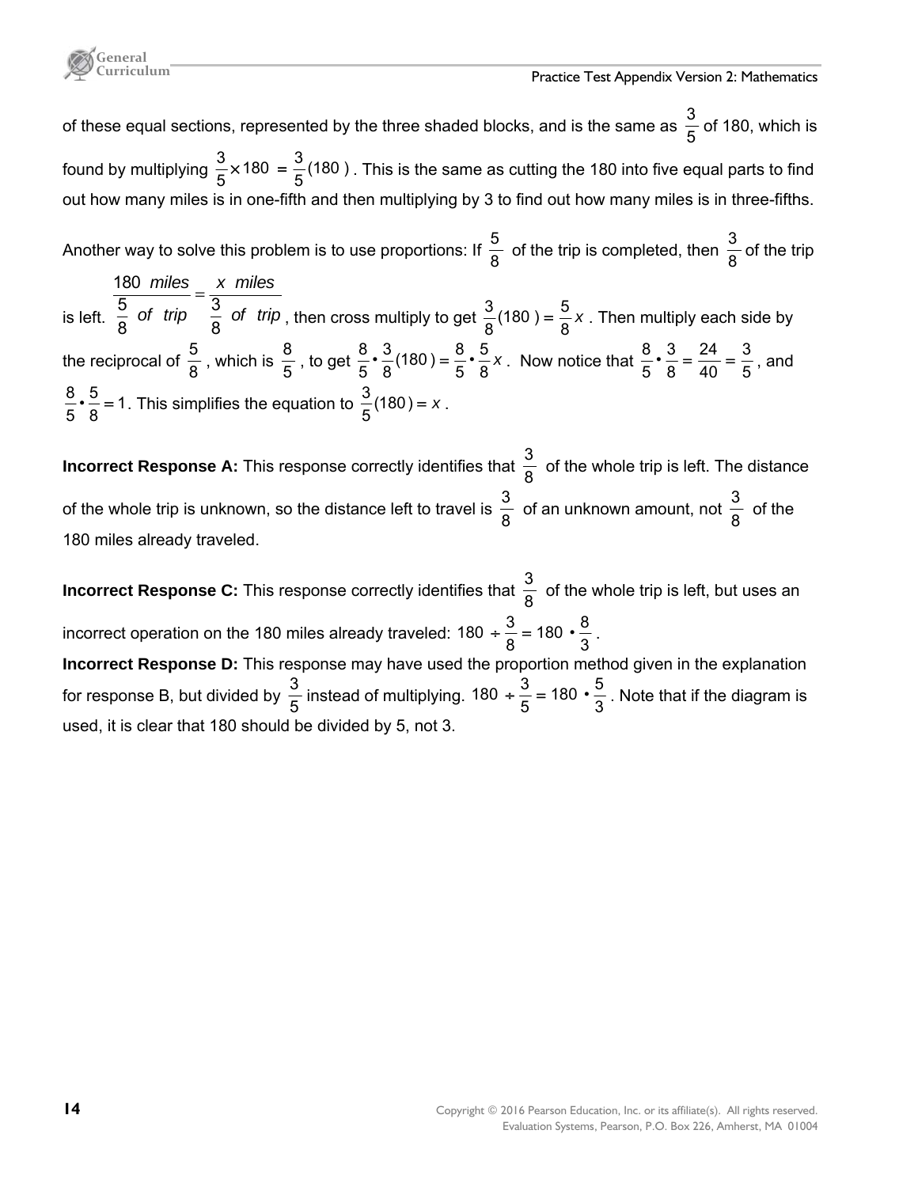of these equal sections, represented by the three shaded blocks, and is the same as $\frac{3}{5}$ of 180, which is found by multiplying $\frac{3}{5} \times 180 = \frac{3}{5}(180)$. This is the same as cutting the 180 into five equal parts to find out how many miles is in one-fifth and then multiplying by 3 to find out how many miles is in three-fifths.

Another way to solve this problem is to use proportions: If $\frac{5}{8}$ of the trip is completed, then $\frac{3}{8}$ of the trip is left. $\frac{180 \ miles}{\frac{5}{8} \ of \ trip} = \frac{x \ miles}{\frac{3}{8} \ of \ trip}$, then cross multiply to get $\frac{3}{8}(180) = \frac{5}{8}x$. Then multiply each side by the reciprocal of $\frac{5}{8}$, which is $\frac{8}{5}$, to get $\frac{8}{5} \bullet \frac{3}{8}(180) = \frac{8}{5} \bullet \frac{5}{8}x$. Now notice that $\frac{8}{5} \bullet \frac{3}{8} = \frac{24}{40} = \frac{3}{5}$, and $\frac{8}{5} \bullet \frac{5}{8} = 1$. This simplifies the equation to $\frac{3}{5}(180) = x$.

**Incorrect Response A:** This response correctly identifies that $\frac{3}{8}$ of the whole trip is left. The distance of the whole trip is unknown, so the distance left to travel is $\frac{3}{8}$ of an unknown amount, not $\frac{3}{8}$ of the 180 miles already traveled.

**Incorrect Response C:** This response correctly identifies that $\frac{3}{8}$ of the whole trip is left, but uses an incorrect operation on the 180 miles already traveled: $180 \div \frac{3}{8} = 180 \bullet \frac{8}{3}$.

**Incorrect Response D:** This response may have used the proportion method given in the explanation for response B, but divided by $\frac{3}{5}$ instead of multiplying. $180 \div \frac{3}{5} = 180 \bullet \frac{5}{3}$. Note that if the diagram is used, it is clear that 180 should be divided by 5, not 3.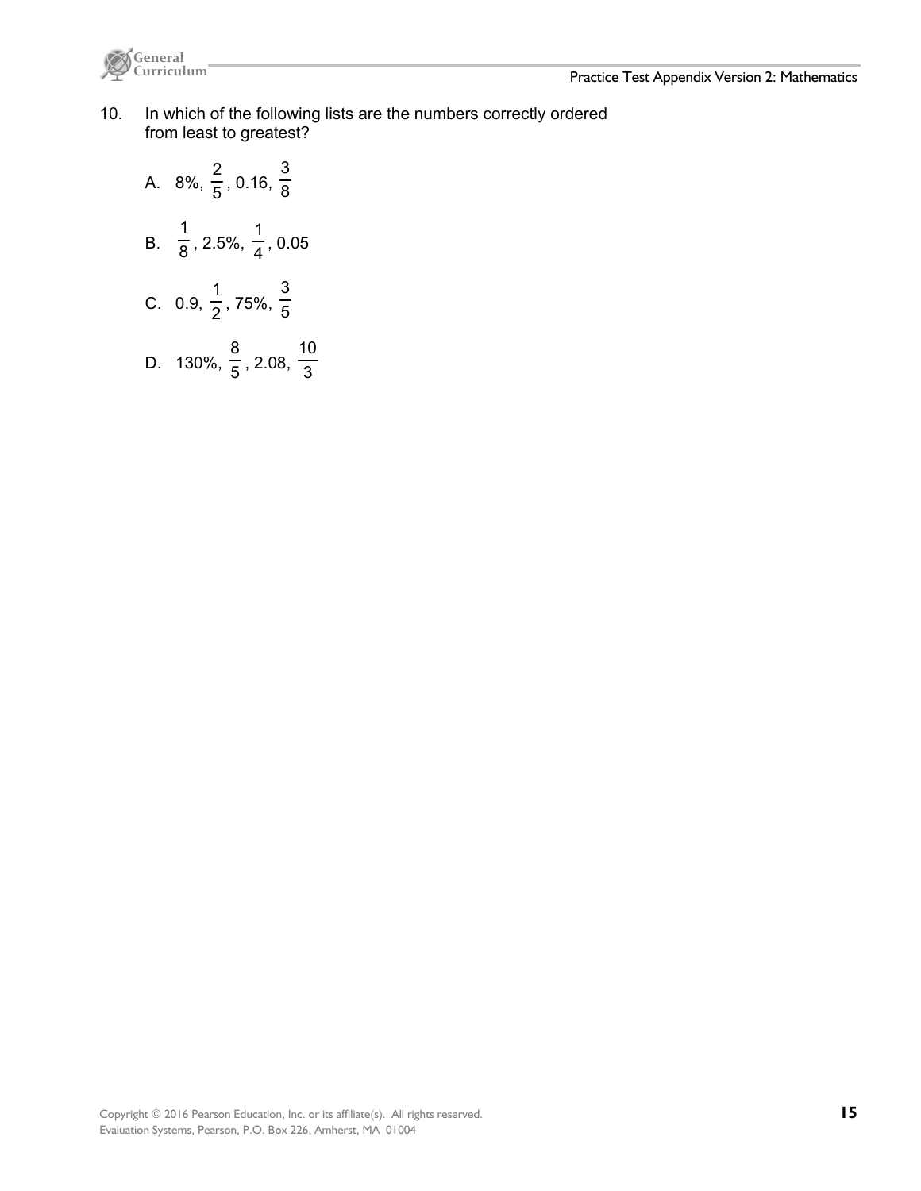10. In which of the following lists are the numbers correctly ordered from least to greatest?

    A. 8%, $\frac{2}{5}$, 0.16, $\frac{3}{8}$

    B. $\frac{1}{8}$, 2.5%, $\frac{1}{4}$, 0.05

    C. 0.9, $\frac{1}{2}$, 75%, $\frac{3}{5}$

    D. 130%, $\frac{8}{5}$, 2.08, $\frac{10}{3}$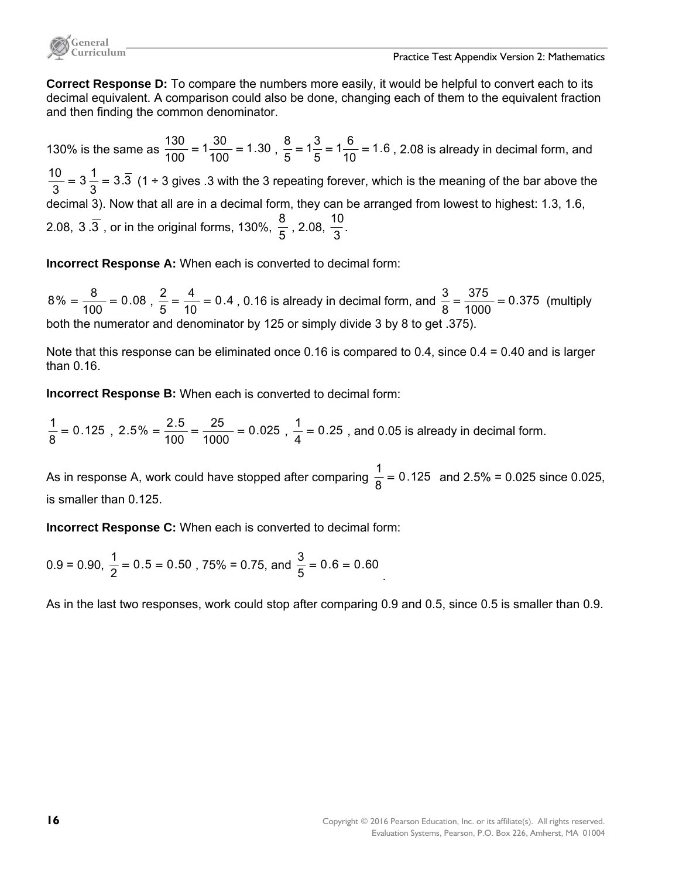**Correct Response D:** To compare the numbers more easily, it would be helpful to convert each to its decimal equivalent. A comparison could also be done, changing each of them to the equivalent fraction and then finding the common denominator.

130% is the same as $\frac{130}{100} = 1\frac{30}{100} = 1.30$, $\frac{8}{5} = 1\frac{3}{5} = 1\frac{6}{10} = 1.6$, 2.08 is already in decimal form, and $\frac{10}{3} = 3\frac{1}{3} = 3.\overline{3}$ (1 ÷ 3 gives .3 with the 3 repeating forever, which is the meaning of the bar above the decimal 3). Now that all are in a decimal form, they can be arranged from lowest to highest: 1.3, 1.6, 2.08, $3.\overline{3}$, or in the original forms, 130%, $\frac{8}{5}$, 2.08, $\frac{10}{3}$.

**Incorrect Response A:** When each is converted to decimal form:

$8\% = \frac{8}{100} = 0.08$, $\frac{2}{5} = \frac{4}{10} = 0.4$, 0.16 is already in decimal form, and $\frac{3}{8} = \frac{375}{1000} = 0.375$ (multiply both the numerator and denominator by 125 or simply divide 3 by 8 to get .375).

Note that this response can be eliminated once 0.16 is compared to 0.4, since 0.4 = 0.40 and is larger than 0.16.

**Incorrect Response B:** When each is converted to decimal form:

$\frac{1}{8} = 0.125$, $2.5\% = \frac{2.5}{100} = \frac{25}{1000} = 0.025$, $\frac{1}{4} = 0.25$, and 0.05 is already in decimal form.

As in response A, work could have stopped after comparing $\frac{1}{8} = 0.125$ and 2.5% = 0.025 since 0.025, is smaller than 0.125.

**Incorrect Response C:** When each is converted to decimal form:

0.9 = 0.90, $\frac{1}{2} = 0.5 = 0.50$, 75% = 0.75, and $\frac{3}{5} = 0.6 = 0.60$.

As in the last two responses, work could stop after comparing 0.9 and 0.5, since 0.5 is smaller than 0.9.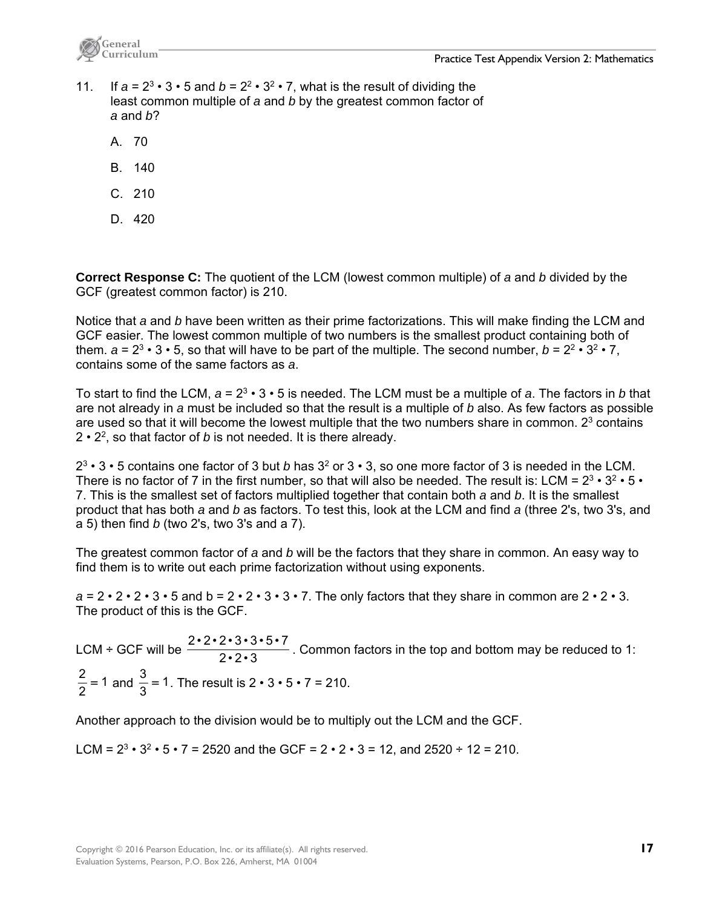11. If $a = 2^3 \cdot 3 \cdot 5$ and $b = 2^2 \cdot 3^2 \cdot 7$, what is the result of dividing the least common multiple of $a$ and $b$ by the greatest common factor of $a$ and $b$?

   A. 70

   B. 140

   C. 210

   D. 420

**Correct Response C:** The quotient of the LCM (lowest common multiple) of *a* and *b* divided by the GCF (greatest common factor) is 210.

Notice that *a* and *b* have been written as their prime factorizations. This will make finding the LCM and GCF easier. The lowest common multiple of two numbers is the smallest product containing both of them. $a = 2^3 \cdot 3 \cdot 5$, so that will have to be part of the multiple. The second number, $b = 2^2 \cdot 3^2 \cdot 7$, contains some of the same factors as *a*.

To start to find the LCM, $a = 2^3 \cdot 3 \cdot 5$ is needed. The LCM must be a multiple of *a*. The factors in *b* that are not already in *a* must be included so that the result is a multiple of *b* also. As few factors as possible are used so that it will become the lowest multiple that the two numbers share in common. $2^3$ contains $2 \cdot 2^2$, so that factor of *b* is not needed. It is there already.

$2^3 \cdot 3 \cdot 5$ contains one factor of 3 but *b* has $3^2$ or $3 \cdot 3$, so one more factor of 3 is needed in the LCM. There is no factor of 7 in the first number, so that will also be needed. The result is: LCM $= 2^3 \cdot 3^2 \cdot 5 \cdot 7$. This is the smallest set of factors multiplied together that contain both *a* and *b*. It is the smallest product that has both *a* and *b* as factors. To test this, look at the LCM and find *a* (three 2's, two 3's, and a 5) then find *b* (two 2's, two 3's and a 7).

The greatest common factor of *a* and *b* will be the factors that they share in common. An easy way to find them is to write out each prime factorization without using exponents.

$a = 2 \cdot 2 \cdot 2 \cdot 3 \cdot 5$ and $b = 2 \cdot 2 \cdot 3 \cdot 3 \cdot 7$. The only factors that they share in common are $2 \cdot 2 \cdot 3$. The product of this is the GCF.

LCM ÷ GCF will be $\dfrac{2 \cdot 2 \cdot 2 \cdot 3 \cdot 3 \cdot 5 \cdot 7}{2 \cdot 2 \cdot 3}$. Common factors in the top and bottom may be reduced to 1: $\dfrac{2}{2} = 1$ and $\dfrac{3}{3} = 1$. The result is $2 \cdot 3 \cdot 5 \cdot 7 = 210$.

Another approach to the division would be to multiply out the LCM and the GCF.

LCM $= 2^3 \cdot 3^2 \cdot 5 \cdot 7 = 2520$ and the GCF $= 2 \cdot 2 \cdot 3 = 12$, and $2520 \div 12 = 210$.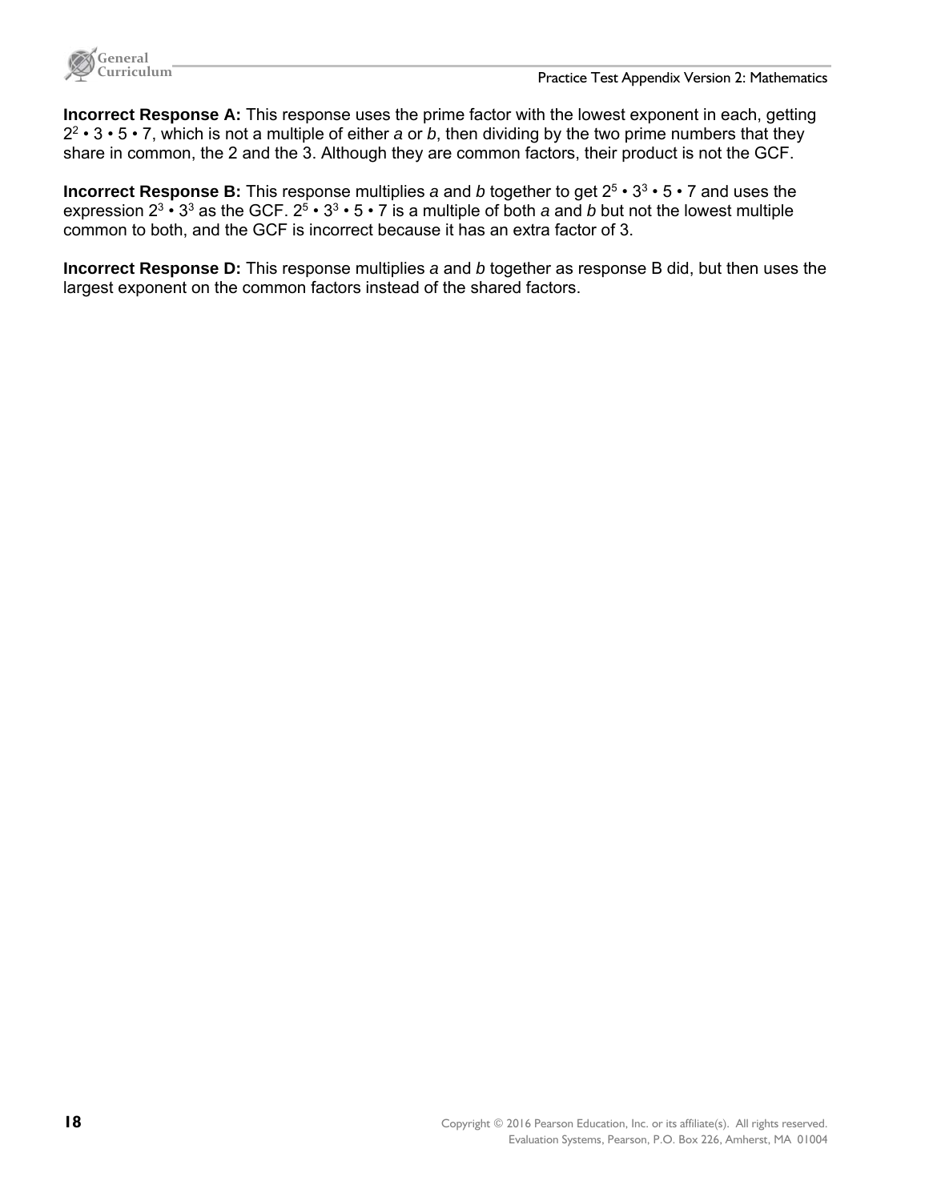**Incorrect Response A:** This response uses the prime factor with the lowest exponent in each, getting $2^2 \cdot 3 \cdot 5 \cdot 7$, which is not a multiple of either *a* or *b*, then dividing by the two prime numbers that they share in common, the 2 and the 3. Although they are common factors, their product is not the GCF.

**Incorrect Response B:** This response multiplies *a* and *b* together to get $2^5 \cdot 3^3 \cdot 5 \cdot 7$ and uses the expression $2^3 \cdot 3^3$ as the GCF. $2^5 \cdot 3^3 \cdot 5 \cdot 7$ is a multiple of both *a* and *b* but not the lowest multiple common to both, and the GCF is incorrect because it has an extra factor of 3.

**Incorrect Response D:** This response multiplies *a* and *b* together as response B did, but then uses the largest exponent on the common factors instead of the shared factors.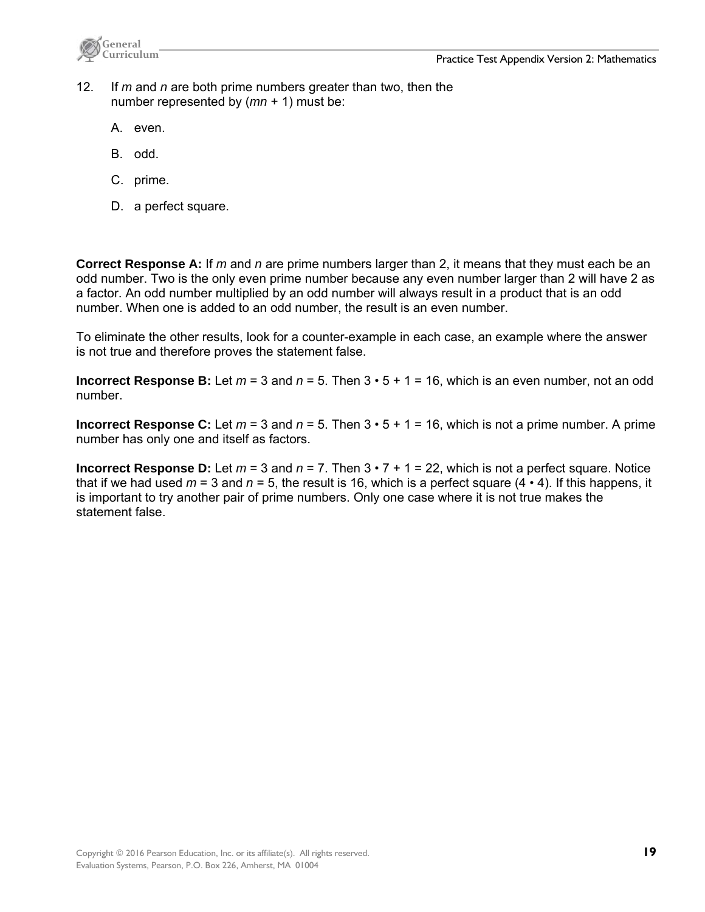12. If $m$ and $n$ are both prime numbers greater than two, then the number represented by $(mn + 1)$ must be:

    A. even.

    B. odd.

    C. prime.

    D. a perfect square.

**Correct Response A:** If $m$ and $n$ are prime numbers larger than 2, it means that they must each be an odd number. Two is the only even prime number because any even number larger than 2 will have 2 as a factor. An odd number multiplied by an odd number will always result in a product that is an odd number. When one is added to an odd number, the result is an even number.

To eliminate the other results, look for a counter-example in each case, an example where the answer is not true and therefore proves the statement false.

**Incorrect Response B:** Let $m = 3$ and $n = 5$. Then $3 \cdot 5 + 1 = 16$, which is an even number, not an odd number.

**Incorrect Response C:** Let $m = 3$ and $n = 5$. Then $3 \cdot 5 + 1 = 16$, which is not a prime number. A prime number has only one and itself as factors.

**Incorrect Response D:** Let $m = 3$ and $n = 7$. Then $3 \cdot 7 + 1 = 22$, which is not a perfect square. Notice that if we had used $m = 3$ and $n = 5$, the result is 16, which is a perfect square $(4 \cdot 4)$. If this happens, it is important to try another pair of prime numbers. Only one case where it is not true makes the statement false.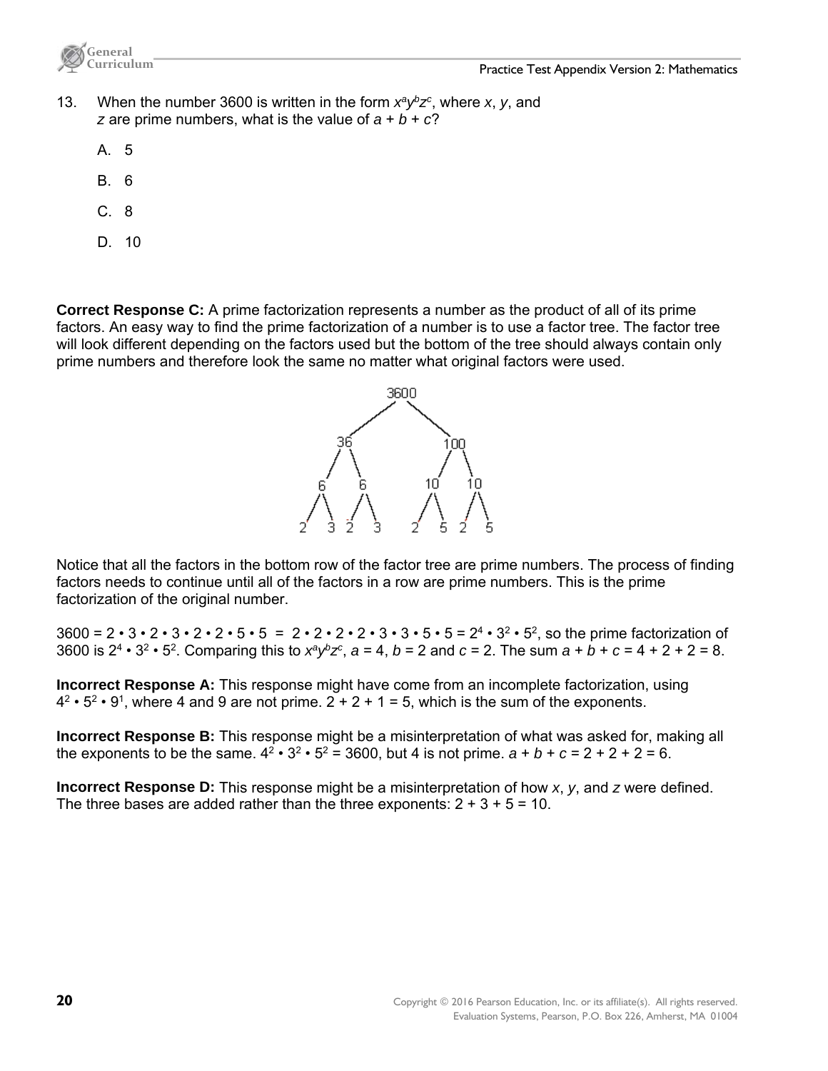13. When the number 3600 is written in the form $x^a y^b z^c$, where $x$, $y$, and $z$ are prime numbers, what is the value of $a + b + c$?

    A. 5

    B. 6

    C. 8

    D. 10

**Correct Response C:** A prime factorization represents a number as the product of all of its prime factors. An easy way to find the prime factorization of a number is to use a factor tree. The factor tree will look different depending on the factors used but the bottom of the tree should always contain only prime numbers and therefore look the same no matter what original factors were used.

```
                3600
              /      \
            36        100
           /  \      /   \
          6    6    10    10
         / \  / \   / \   / \
        2  3 2  3  2  5  2  5
```

Notice that all the factors in the bottom row of the factor tree are prime numbers. The process of finding factors needs to continue until all of the factors in a row are prime numbers. This is the prime factorization of the original number.

$3600 = 2 \cdot 3 \cdot 2 \cdot 3 \cdot 2 \cdot 2 \cdot 5 \cdot 5 = 2 \cdot 2 \cdot 2 \cdot 2 \cdot 3 \cdot 3 \cdot 5 \cdot 5 = 2^4 \cdot 3^2 \cdot 5^2$, so the prime factorization of 3600 is $2^4 \cdot 3^2 \cdot 5^2$. Comparing this to $x^a y^b z^c$, $a = 4$, $b = 2$ and $c = 2$. The sum $a + b + c = 4 + 2 + 2 = 8$.

**Incorrect Response A:** This response might have come from an incomplete factorization, using $4^2 \cdot 5^2 \cdot 9^1$, where 4 and 9 are not prime. $2 + 2 + 1 = 5$, which is the sum of the exponents.

**Incorrect Response B:** This response might be a misinterpretation of what was asked for, making all the exponents to be the same. $4^2 \cdot 3^2 \cdot 5^2 = 3600$, but 4 is not prime. $a + b + c = 2 + 2 + 2 = 6$.

**Incorrect Response D:** This response might be a misinterpretation of how $x$, $y$, and $z$ were defined. The three bases are added rather than the three exponents: $2 + 3 + 5 = 10$.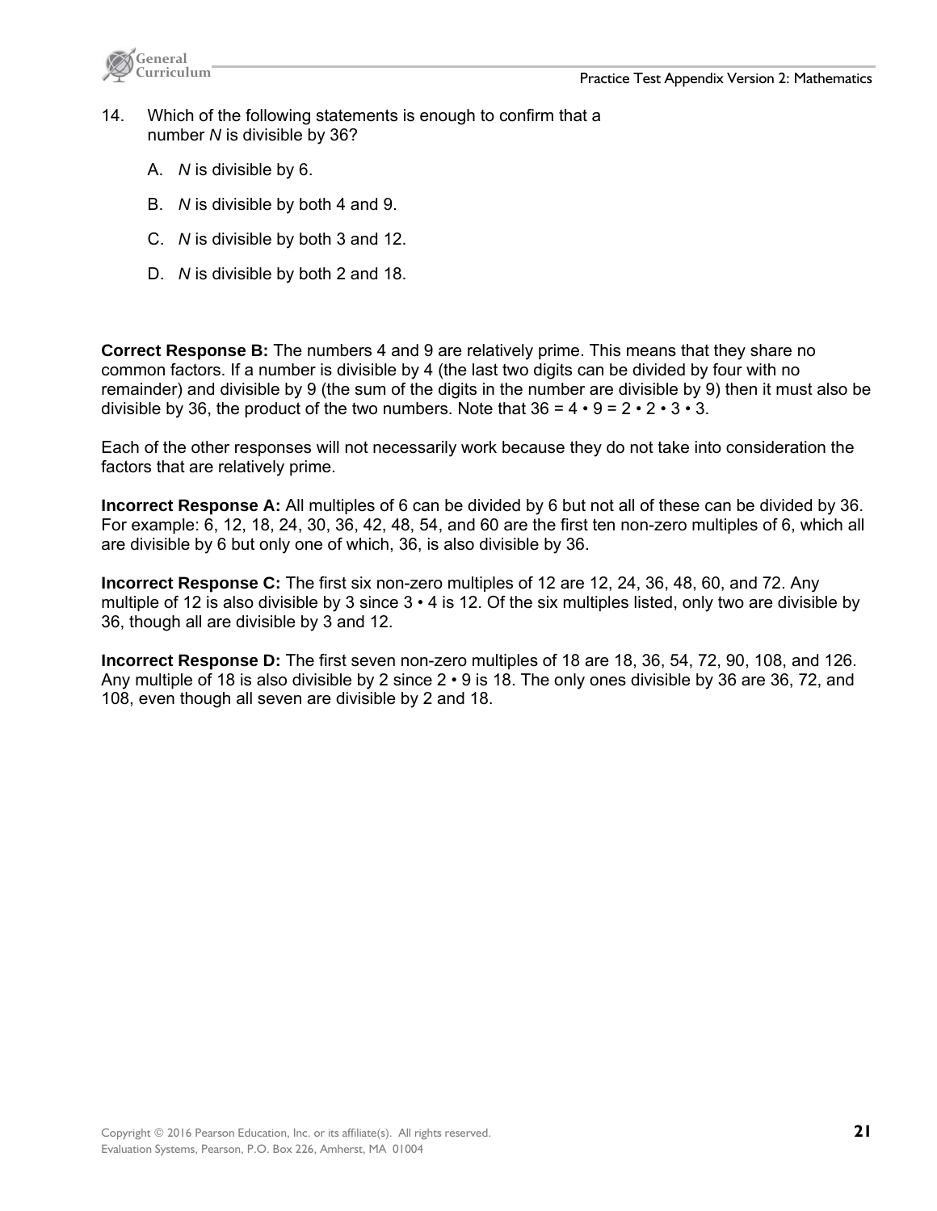14. Which of the following statements is enough to confirm that a number *N* is divisible by 36?

   A. *N* is divisible by 6.

   B. *N* is divisible by both 4 and 9.

   C. *N* is divisible by both 3 and 12.

   D. *N* is divisible by both 2 and 18.

**Correct Response B:** The numbers 4 and 9 are relatively prime. This means that they share no common factors. If a number is divisible by 4 (the last two digits can be divided by four with no remainder) and divisible by 9 (the sum of the digits in the number are divisible by 9) then it must also be divisible by 36, the product of the two numbers. Note that $36 = 4 \cdot 9 = 2 \cdot 2 \cdot 3 \cdot 3$.

Each of the other responses will not necessarily work because they do not take into consideration the factors that are relatively prime.

**Incorrect Response A:** All multiples of 6 can be divided by 6 but not all of these can be divided by 36. For example: 6, 12, 18, 24, 30, 36, 42, 48, 54, and 60 are the first ten non-zero multiples of 6, which all are divisible by 6 but only one of which, 36, is also divisible by 36.

**Incorrect Response C:** The first six non-zero multiples of 12 are 12, 24, 36, 48, 60, and 72. Any multiple of 12 is also divisible by 3 since $3 \cdot 4$ is 12. Of the six multiples listed, only two are divisible by 36, though all are divisible by 3 and 12.

**Incorrect Response D:** The first seven non-zero multiples of 18 are 18, 36, 54, 72, 90, 108, and 126. Any multiple of 18 is also divisible by 2 since $2 \cdot 9$ is 18. The only ones divisible by 36 are 36, 72, and 108, even though all seven are divisible by 2 and 18.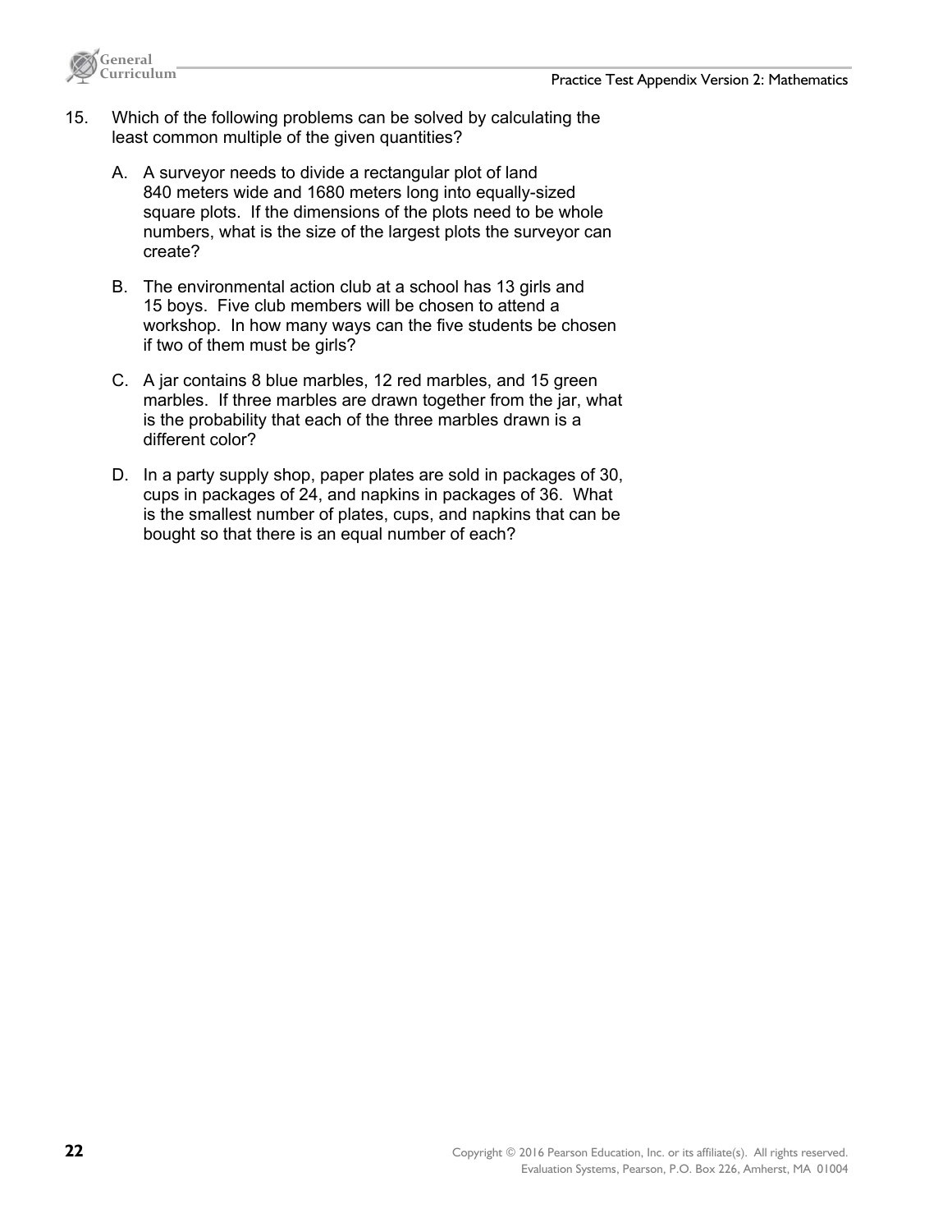15. Which of the following problems can be solved by calculating the least common multiple of the given quantities?

    A. A surveyor needs to divide a rectangular plot of land 840 meters wide and 1680 meters long into equally-sized square plots. If the dimensions of the plots need to be whole numbers, what is the size of the largest plots the surveyor can create?

    B. The environmental action club at a school has 13 girls and 15 boys. Five club members will be chosen to attend a workshop. In how many ways can the five students be chosen if two of them must be girls?

    C. A jar contains 8 blue marbles, 12 red marbles, and 15 green marbles. If three marbles are drawn together from the jar, what is the probability that each of the three marbles drawn is a different color?

    D. In a party supply shop, paper plates are sold in packages of 30, cups in packages of 24, and napkins in packages of 36. What is the smallest number of plates, cups, and napkins that can be bought so that there is an equal number of each?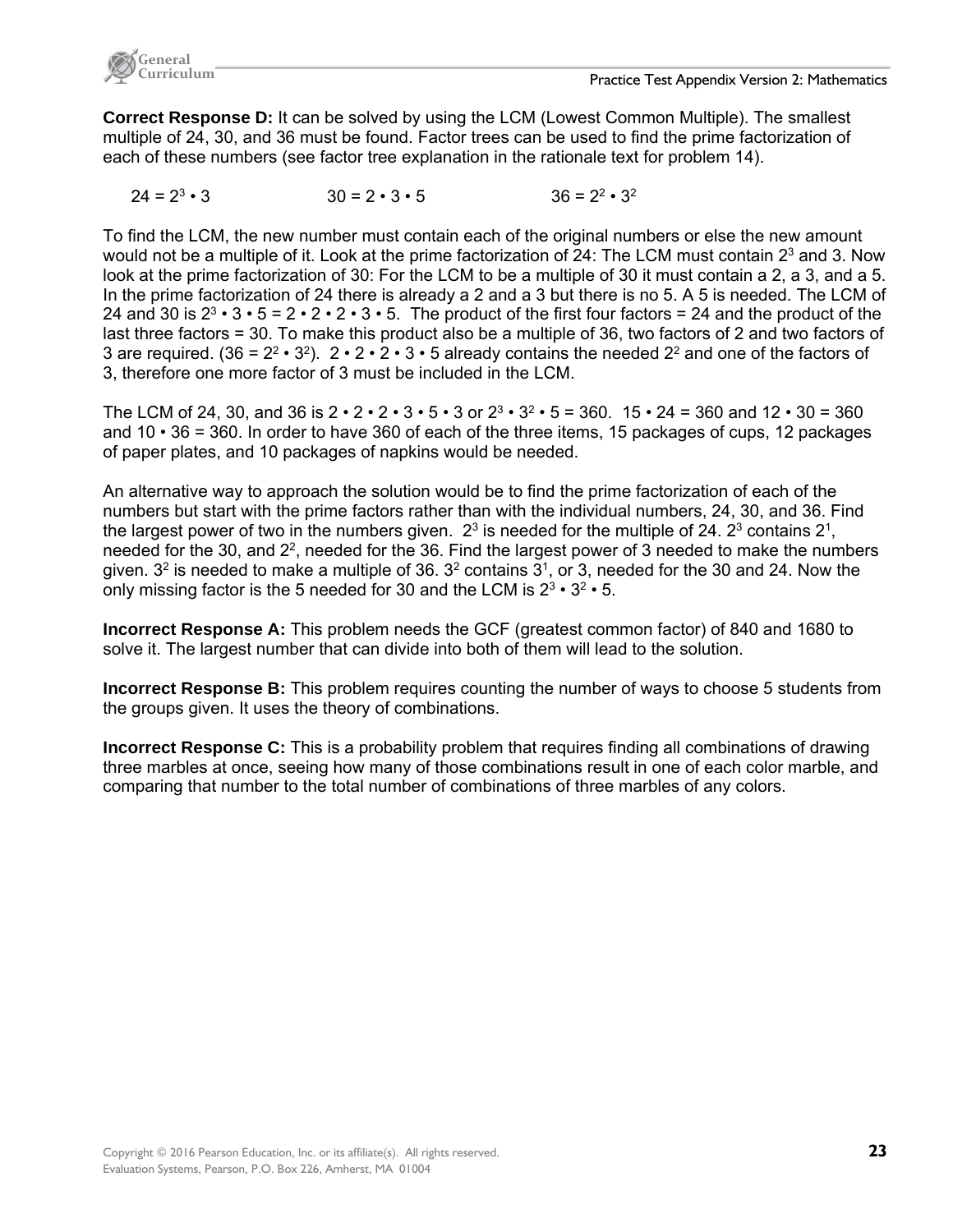**Correct Response D:** It can be solved by using the LCM (Lowest Common Multiple). The smallest multiple of 24, 30, and 36 must be found. Factor trees can be used to find the prime factorization of each of these numbers (see factor tree explanation in the rationale text for problem 14).

$24 = 2^3 \bullet 3$  $30 = 2 \bullet 3 \bullet 5$  $36 = 2^2 \bullet 3^2$

To find the LCM, the new number must contain each of the original numbers or else the new amount would not be a multiple of it. Look at the prime factorization of 24: The LCM must contain $2^3$ and 3. Now look at the prime factorization of 30: For the LCM to be a multiple of 30 it must contain a 2, a 3, and a 5. In the prime factorization of 24 there is already a 2 and a 3 but there is no 5. A 5 is needed. The LCM of 24 and 30 is $2^3 \bullet 3 \bullet 5 = 2 \bullet 2 \bullet 2 \bullet 3 \bullet 5$. The product of the first four factors = 24 and the product of the last three factors = 30. To make this product also be a multiple of 36, two factors of 2 and two factors of 3 are required. ($36 = 2^2 \bullet 3^2$). $2 \bullet 2 \bullet 2 \bullet 3 \bullet 5$ already contains the needed $2^2$ and one of the factors of 3, therefore one more factor of 3 must be included in the LCM.

The LCM of 24, 30, and 36 is $2 \bullet 2 \bullet 2 \bullet 3 \bullet 5 \bullet 3$ or $2^3 \bullet 3^2 \bullet 5 = 360$. $15 \bullet 24 = 360$ and $12 \bullet 30 = 360$ and $10 \bullet 36 = 360$. In order to have 360 of each of the three items, 15 packages of cups, 12 packages of paper plates, and 10 packages of napkins would be needed.

An alternative way to approach the solution would be to find the prime factorization of each of the numbers but start with the prime factors rather than with the individual numbers, 24, 30, and 36. Find the largest power of two in the numbers given. $2^3$ is needed for the multiple of 24. $2^3$ contains $2^1$, needed for the 30, and $2^2$, needed for the 36. Find the largest power of 3 needed to make the numbers given. $3^2$ is needed to make a multiple of 36. $3^2$ contains $3^1$, or 3, needed for the 30 and 24. Now the only missing factor is the 5 needed for 30 and the LCM is $2^3 \bullet 3^2 \bullet 5$.

**Incorrect Response A:** This problem needs the GCF (greatest common factor) of 840 and 1680 to solve it. The largest number that can divide into both of them will lead to the solution.

**Incorrect Response B:** This problem requires counting the number of ways to choose 5 students from the groups given. It uses the theory of combinations.

**Incorrect Response C:** This is a probability problem that requires finding all combinations of drawing three marbles at once, seeing how many of those combinations result in one of each color marble, and comparing that number to the total number of combinations of three marbles of any colors.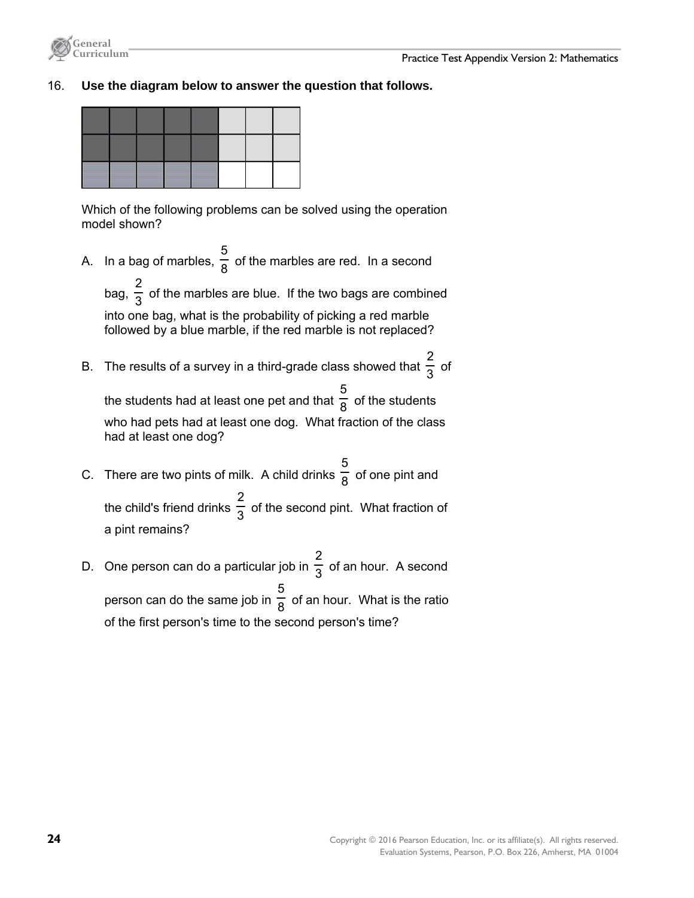16. **Use the diagram below to answer the question that follows.**

Which of the following problems can be solved using the operation model shown?

A. In a bag of marbles, $\frac{5}{8}$ of the marbles are red. In a second bag, $\frac{2}{3}$ of the marbles are blue. If the two bags are combined into one bag, what is the probability of picking a red marble followed by a blue marble, if the red marble is not replaced?

B. The results of a survey in a third-grade class showed that $\frac{2}{3}$ of the students had at least one pet and that $\frac{5}{8}$ of the students who had pets had at least one dog. What fraction of the class had at least one dog?

C. There are two pints of milk. A child drinks $\frac{5}{8}$ of one pint and the child's friend drinks $\frac{2}{3}$ of the second pint. What fraction of a pint remains?

D. One person can do a particular job in $\frac{2}{3}$ of an hour. A second person can do the same job in $\frac{5}{8}$ of an hour. What is the ratio of the first person's time to the second person's time?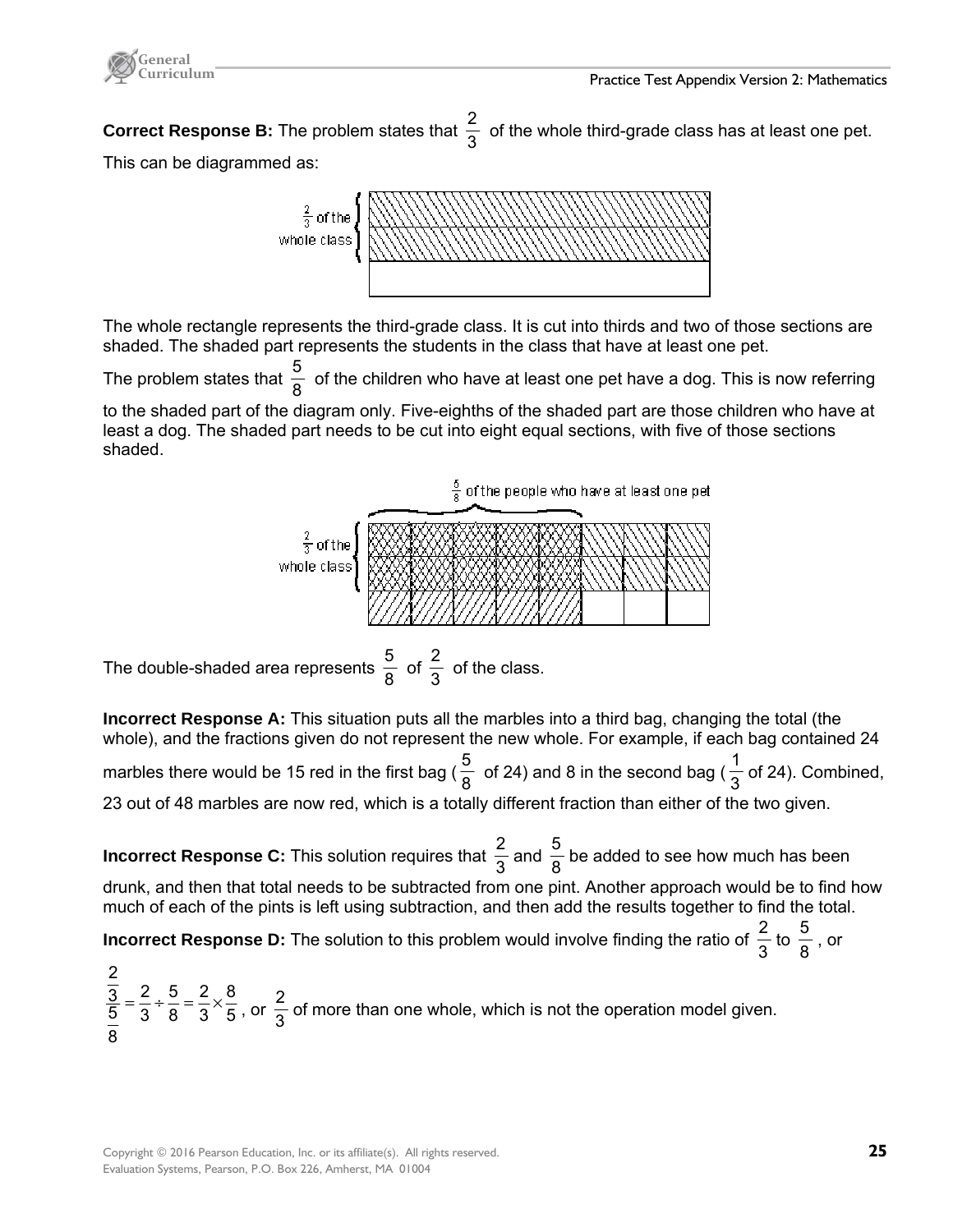**Correct Response B:** The problem states that $\frac{2}{3}$ of the whole third-grade class has at least one pet. This can be diagrammed as:

The whole rectangle represents the third-grade class. It is cut into thirds and two of those sections are shaded. The shaded part represents the students in the class that have at least one pet.

The problem states that $\frac{5}{8}$ of the children who have at least one pet have a dog. This is now referring to the shaded part of the diagram only. Five-eighths of the shaded part are those children who have at least a dog. The shaded part needs to be cut into eight equal sections, with five of those sections shaded.

The double-shaded area represents $\frac{5}{8}$ of $\frac{2}{3}$ of the class.

**Incorrect Response A:** This situation puts all the marbles into a third bag, changing the total (the whole), and the fractions given do not represent the new whole. For example, if each bag contained 24 marbles there would be 15 red in the first bag ($\frac{5}{8}$ of 24) and 8 in the second bag ($\frac{1}{3}$ of 24). Combined, 23 out of 48 marbles are now red, which is a totally different fraction than either of the two given.

**Incorrect Response C:** This solution requires that $\frac{2}{3}$ and $\frac{5}{8}$ be added to see how much has been drunk, and then that total needs to be subtracted from one pint. Another approach would be to find how much of each of the pints is left using subtraction, and then add the results together to find the total.

**Incorrect Response D:** The solution to this problem would involve finding the ratio of $\frac{2}{3}$ to $\frac{5}{8}$, or

$\frac{\frac{2}{3}}{\frac{5}{8}} = \frac{2}{3} \div \frac{5}{8} = \frac{2}{3} \times \frac{8}{5}$, or $\frac{2}{3}$ of more than one whole, which is not the operation model given.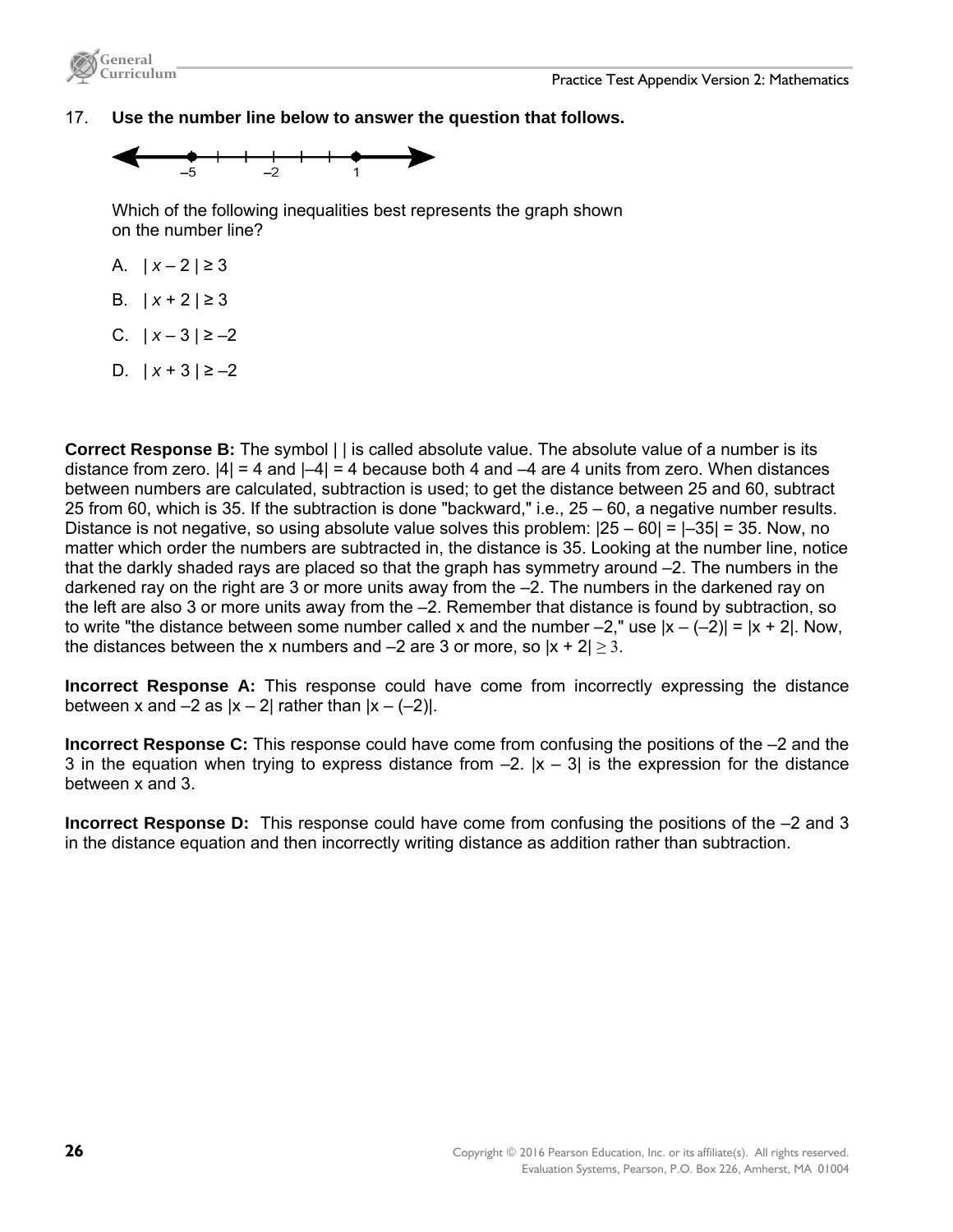17. **Use the number line below to answer the question that follows.**

Which of the following inequalities best represents the graph shown on the number line?

A. $| x – 2 | \geq 3$

B. $| x + 2 | \geq 3$

C. $| x – 3 | \geq –2$

D. $| x + 3 | \geq –2$

**Correct Response B:** The symbol | | is called absolute value. The absolute value of a number is its distance from zero. $|4| = 4$ and $|–4| = 4$ because both 4 and –4 are 4 units from zero. When distances between numbers are calculated, subtraction is used; to get the distance between 25 and 60, subtract 25 from 60, which is 35. If the subtraction is done "backward," i.e., 25 – 60, a negative number results. Distance is not negative, so using absolute value solves this problem: $|25 – 60| = |–35| = 35$. Now, no matter which order the numbers are subtracted in, the distance is 35. Looking at the number line, notice that the darkly shaded rays are placed so that the graph has symmetry around –2. The numbers in the darkened ray on the right are 3 or more units away from the –2. The numbers in the darkened ray on the left are also 3 or more units away from the –2. Remember that distance is found by subtraction, so to write "the distance between some number called x and the number –2," use $|x – (–2)| = |x + 2|$. Now, the distances between the x numbers and –2 are 3 or more, so $|x + 2| \geq 3$.

**Incorrect Response A:** This response could have come from incorrectly expressing the distance between x and –2 as $|x – 2|$ rather than $|x – (–2)|$.

**Incorrect Response C:** This response could have come from confusing the positions of the –2 and the 3 in the equation when trying to express distance from –2. $|x – 3|$ is the expression for the distance between x and 3.

**Incorrect Response D:** This response could have come from confusing the positions of the –2 and 3 in the distance equation and then incorrectly writing distance as addition rather than subtraction.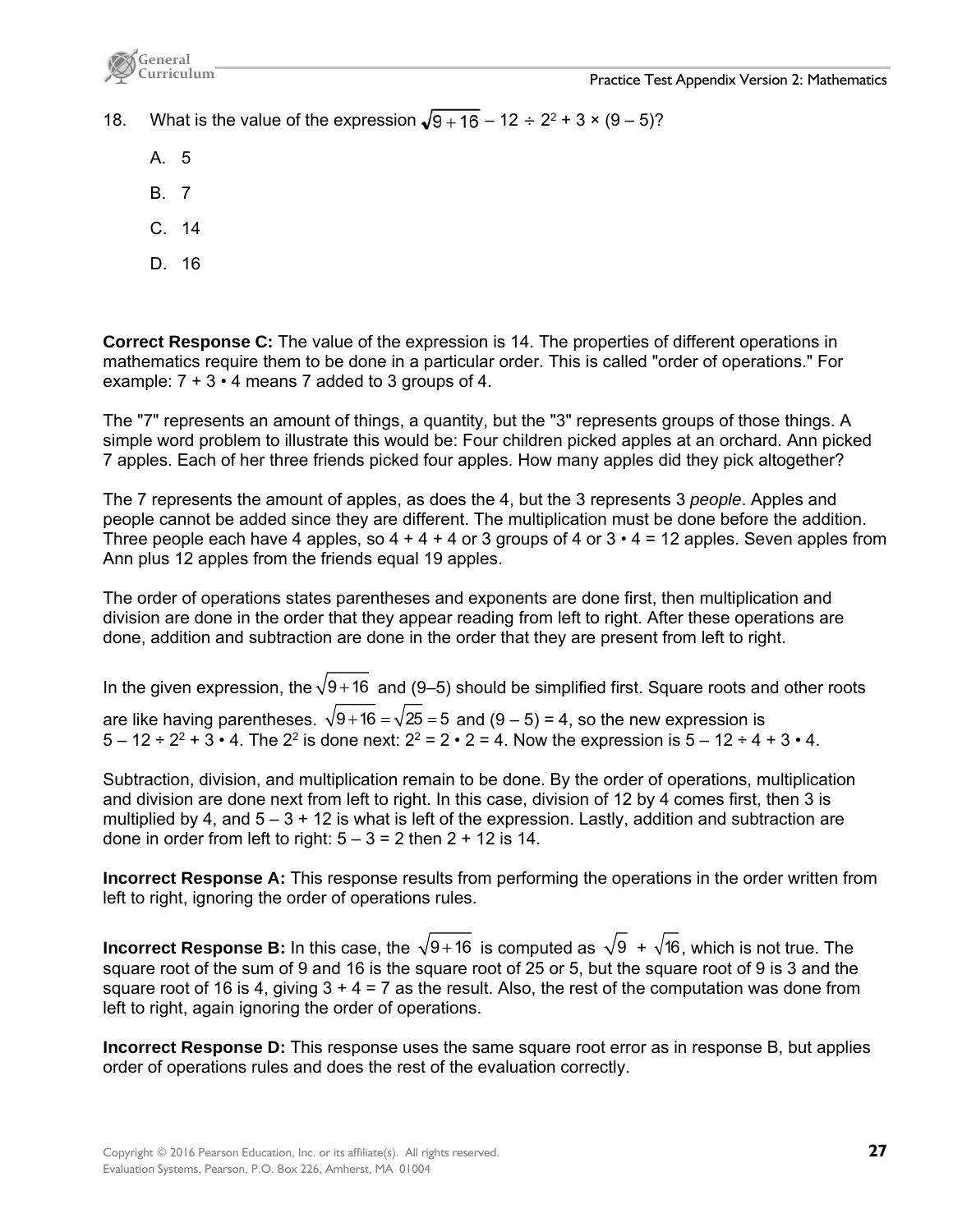18. What is the value of the expression $\sqrt{9+16} - 12 \div 2^2 + 3 \times (9 - 5)$?

   A. 5

   B. 7

   C. 14

   D. 16

**Correct Response C:** The value of the expression is 14. The properties of different operations in mathematics require them to be done in a particular order. This is called "order of operations." For example: $7 + 3 \cdot 4$ means 7 added to 3 groups of 4.

The "7" represents an amount of things, a quantity, but the "3" represents groups of those things. A simple word problem to illustrate this would be: Four children picked apples at an orchard. Ann picked 7 apples. Each of her three friends picked four apples. How many apples did they pick altogether?

The 7 represents the amount of apples, as does the 4, but the 3 represents 3 *people*. Apples and people cannot be added since they are different. The multiplication must be done before the addition. Three people each have 4 apples, so $4 + 4 + 4$ or 3 groups of 4 or $3 \cdot 4 = 12$ apples. Seven apples from Ann plus 12 apples from the friends equal 19 apples.

The order of operations states parentheses and exponents are done first, then multiplication and division are done in the order that they appear reading from left to right. After these operations are done, addition and subtraction are done in the order that they are present from left to right.

In the given expression, the $\sqrt{9+16}$ and (9–5) should be simplified first. Square roots and other roots are like having parentheses. $\sqrt{9+16} = \sqrt{25} = 5$ and $(9 - 5) = 4$, so the new expression is $5 - 12 \div 2^2 + 3 \cdot 4$. The $2^2$ is done next: $2^2 = 2 \cdot 2 = 4$. Now the expression is $5 - 12 \div 4 + 3 \cdot 4$.

Subtraction, division, and multiplication remain to be done. By the order of operations, multiplication and division are done next from left to right. In this case, division of 12 by 4 comes first, then 3 is multiplied by 4, and $5 - 3 + 12$ is what is left of the expression. Lastly, addition and subtraction are done in order from left to right: $5 - 3 = 2$ then $2 + 12$ is 14.

**Incorrect Response A:** This response results from performing the operations in the order written from left to right, ignoring the order of operations rules.

**Incorrect Response B:** In this case, the $\sqrt{9+16}$ is computed as $\sqrt{9} + \sqrt{16}$, which is not true. The square root of the sum of 9 and 16 is the square root of 25 or 5, but the square root of 9 is 3 and the square root of 16 is 4, giving $3 + 4 = 7$ as the result. Also, the rest of the computation was done from left to right, again ignoring the order of operations.

**Incorrect Response D:** This response uses the same square root error as in response B, but applies order of operations rules and does the rest of the evaluation correctly.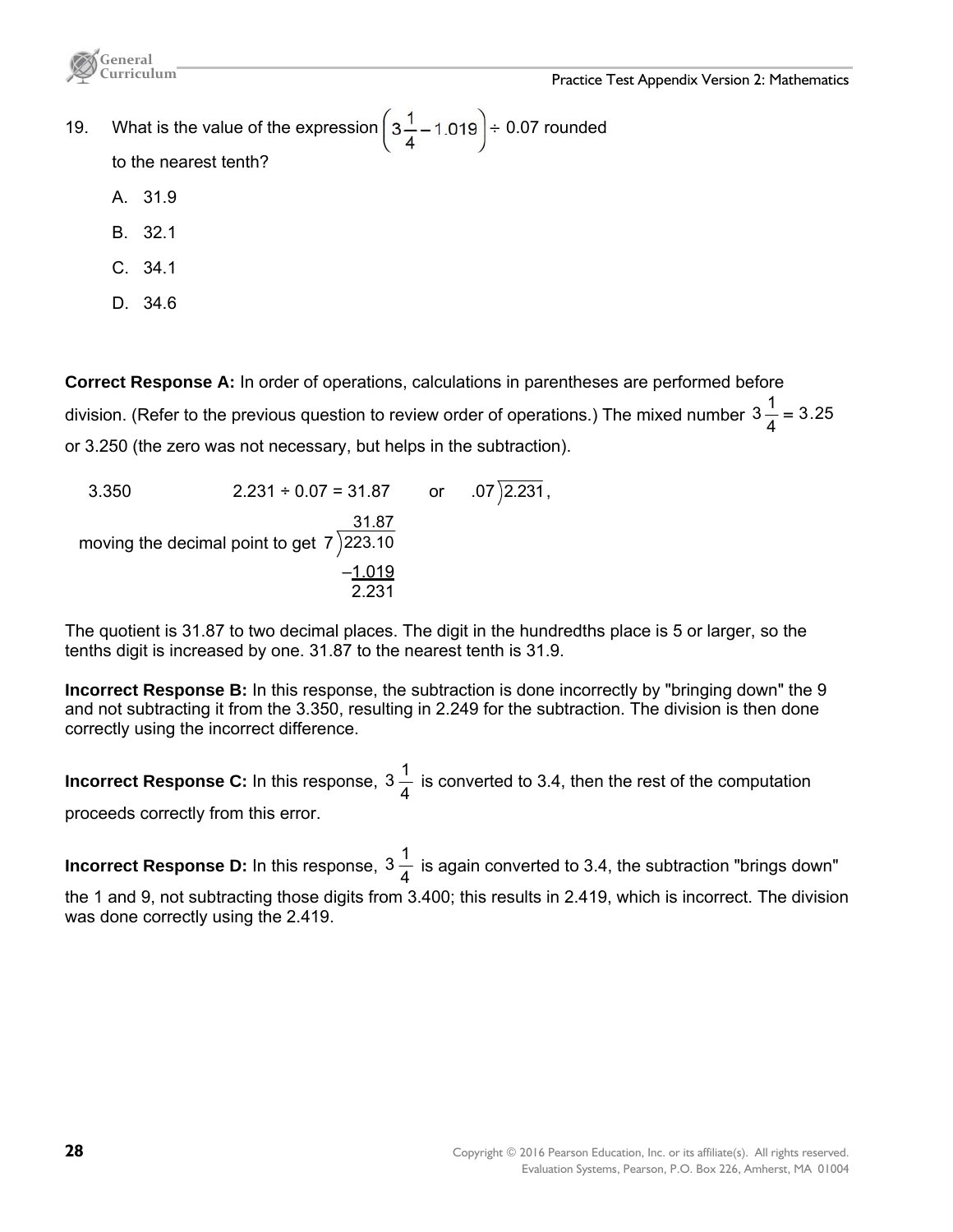19. What is the value of the expression $\left(3\frac{1}{4} - 1.019\right) \div 0.07$ rounded to the nearest tenth?

    A. 31.9

    B. 32.1

    C. 34.1

    D. 34.6

**Correct Response A:** In order of operations, calculations in parentheses are performed before division. (Refer to the previous question to review order of operations.) The mixed number $3\frac{1}{4} = 3.25$ or 3.250 (the zero was not necessary, but helps in the subtraction).

$$\begin{array}{r} 3.350 \\ -1.019 \\ \hline 2.231 \end{array}$$

$2.231 \div 0.07 = 31.87$ or $.07\overline{)2.231}$, moving the decimal point to get $7\overline{)223.10}$ with quotient 31.87

The quotient is 31.87 to two decimal places. The digit in the hundredths place is 5 or larger, so the tenths digit is increased by one. 31.87 to the nearest tenth is 31.9.

**Incorrect Response B:** In this response, the subtraction is done incorrectly by "bringing down" the 9 and not subtracting it from the 3.350, resulting in 2.249 for the subtraction. The division is then done correctly using the incorrect difference.

**Incorrect Response C:** In this response, $3\frac{1}{4}$ is converted to 3.4, then the rest of the computation proceeds correctly from this error.

**Incorrect Response D:** In this response, $3\frac{1}{4}$ is again converted to 3.4, the subtraction "brings down" the 1 and 9, not subtracting those digits from 3.400; this results in 2.419, which is incorrect. The division was done correctly using the 2.419.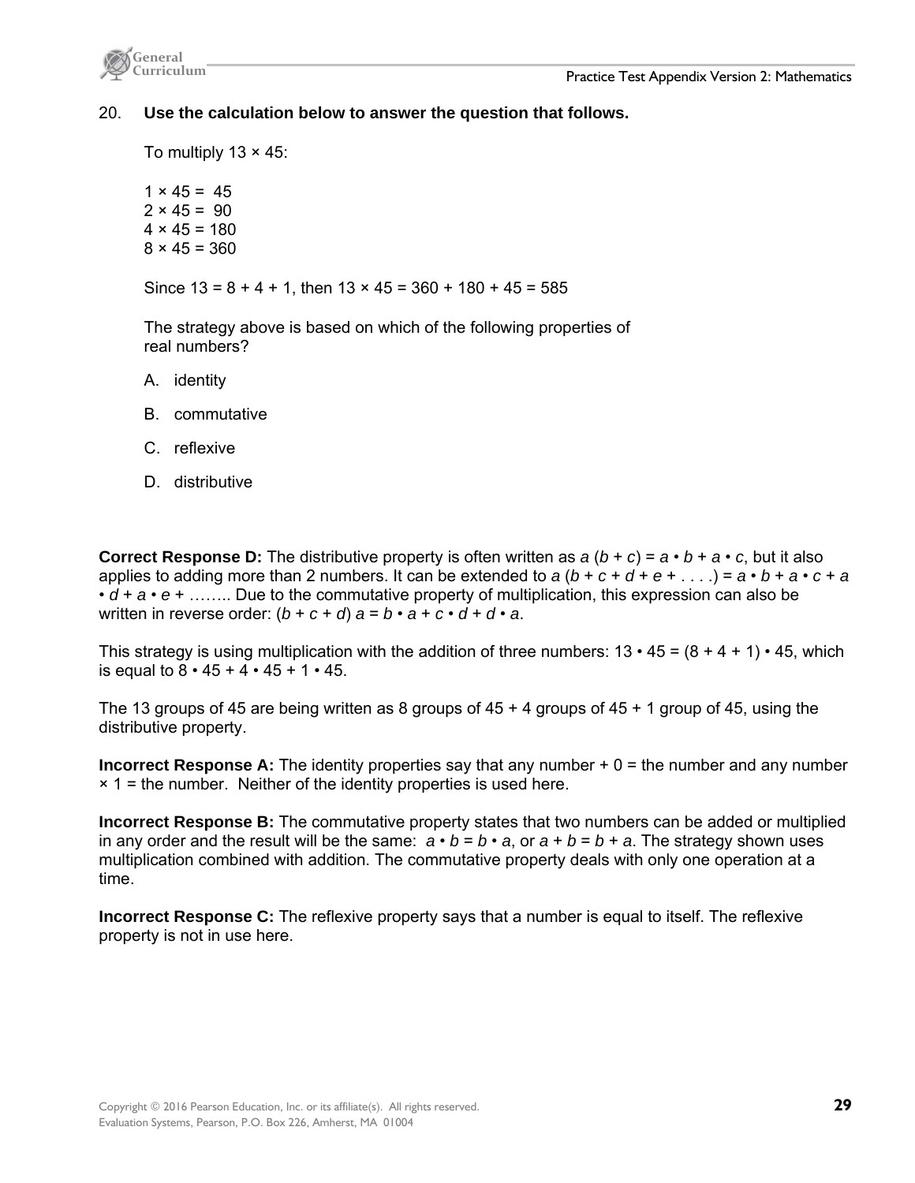20. **Use the calculation below to answer the question that follows.**

To multiply 13 × 45:

1 × 45 = 45
2 × 45 = 90
4 × 45 = 180
8 × 45 = 360

Since 13 = 8 + 4 + 1, then 13 × 45 = 360 + 180 + 45 = 585

The strategy above is based on which of the following properties of real numbers?

A. identity

B. commutative

C. reflexive

D. distributive

**Correct Response D:** The distributive property is often written as $a(b + c) = a \cdot b + a \cdot c$, but it also applies to adding more than 2 numbers. It can be extended to $a(b + c + d + e + \ldots) = a \cdot b + a \cdot c + a \cdot d + a \cdot e + \ldots\ldots$ Due to the commutative property of multiplication, this expression can also be written in reverse order: $(b + c + d)a = b \cdot a + c \cdot d + d \cdot a$.

This strategy is using multiplication with the addition of three numbers: $13 \cdot 45 = (8 + 4 + 1) \cdot 45$, which is equal to $8 \cdot 45 + 4 \cdot 45 + 1 \cdot 45$.

The 13 groups of 45 are being written as 8 groups of 45 + 4 groups of 45 + 1 group of 45, using the distributive property.

**Incorrect Response A:** The identity properties say that any number + 0 = the number and any number × 1 = the number. Neither of the identity properties is used here.

**Incorrect Response B:** The commutative property states that two numbers can be added or multiplied in any order and the result will be the same: $a \cdot b = b \cdot a$, or $a + b = b + a$. The strategy shown uses multiplication combined with addition. The commutative property deals with only one operation at a time.

**Incorrect Response C:** The reflexive property says that a number is equal to itself. The reflexive property is not in use here.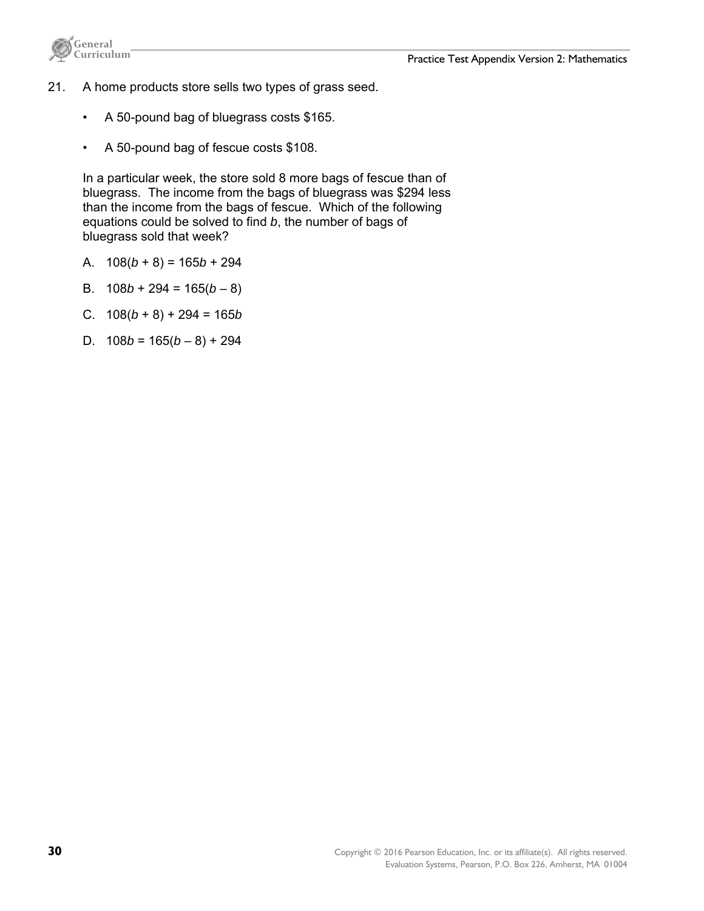21. A home products store sells two types of grass seed.

    - A 50-pound bag of bluegrass costs $165.
    - A 50-pound bag of fescue costs $108.

    In a particular week, the store sold 8 more bags of fescue than of bluegrass. The income from the bags of bluegrass was $294 less than the income from the bags of fescue. Which of the following equations could be solved to find $b$, the number of bags of bluegrass sold that week?

    A. $108(b + 8) = 165b + 294$

    B. $108b + 294 = 165(b - 8)$

    C. $108(b + 8) + 294 = 165b$

    D. $108b = 165(b - 8) + 294$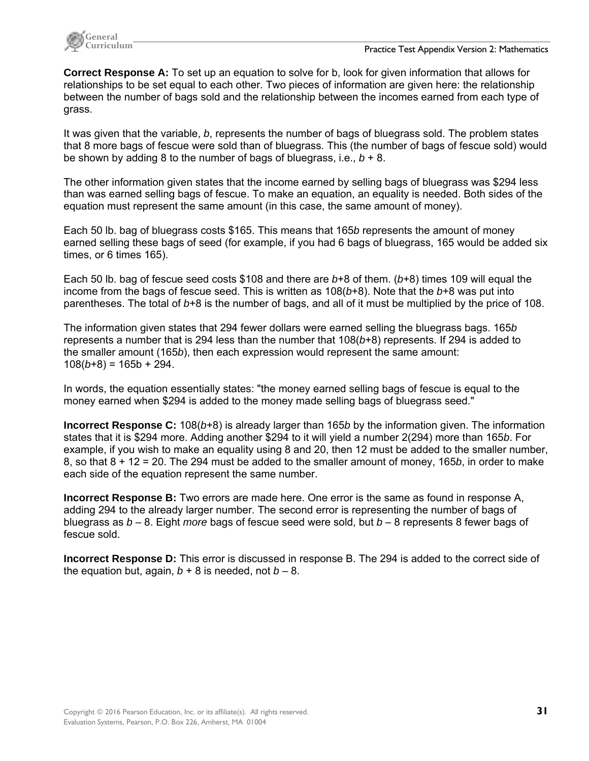**Correct Response A:** To set up an equation to solve for b, look for given information that allows for relationships to be set equal to each other. Two pieces of information are given here: the relationship between the number of bags sold and the relationship between the incomes earned from each type of grass.

It was given that the variable, $b$, represents the number of bags of bluegrass sold. The problem states that 8 more bags of fescue were sold than of bluegrass. This (the number of bags of fescue sold) would be shown by adding 8 to the number of bags of bluegrass, i.e., $b + 8$.

The other information given states that the income earned by selling bags of bluegrass was $294 less than was earned selling bags of fescue. To make an equation, an equality is needed. Both sides of the equation must represent the same amount (in this case, the same amount of money).

Each 50 lb. bag of bluegrass costs $165. This means that $165b$ represents the amount of money earned selling these bags of seed (for example, if you had 6 bags of bluegrass, 165 would be added six times, or 6 times 165).

Each 50 lb. bag of fescue seed costs $108 and there are $b+8$ of them. ($b+8$) times 109 will equal the income from the bags of fescue seed. This is written as $108(b+8)$. Note that the $b+8$ was put into parentheses. The total of $b+8$ is the number of bags, and all of it must be multiplied by the price of 108.

The information given states that 294 fewer dollars were earned selling the bluegrass bags. $165b$ represents a number that is 294 less than the number that $108(b+8)$ represents. If 294 is added to the smaller amount ($165b$), then each expression would represent the same amount: $108(b+8) = 165b + 294$.

In words, the equation essentially states: "the money earned selling bags of fescue is equal to the money earned when $294 is added to the money made selling bags of bluegrass seed."

**Incorrect Response C:** $108(b+8)$ is already larger than $165b$ by the information given. The information states that it is $294 more. Adding another $294 to it will yield a number 2(294) more than $165b$. For example, if you wish to make an equality using 8 and 20, then 12 must be added to the smaller number, 8, so that $8 + 12 = 20$. The 294 must be added to the smaller amount of money, $165b$, in order to make each side of the equation represent the same number.

**Incorrect Response B:** Two errors are made here. One error is the same as found in response A, adding 294 to the already larger number. The second error is representing the number of bags of bluegrass as $b - 8$. Eight *more* bags of fescue seed were sold, but $b - 8$ represents 8 fewer bags of fescue sold.

**Incorrect Response D:** This error is discussed in response B. The 294 is added to the correct side of the equation but, again, $b + 8$ is needed, not $b - 8$.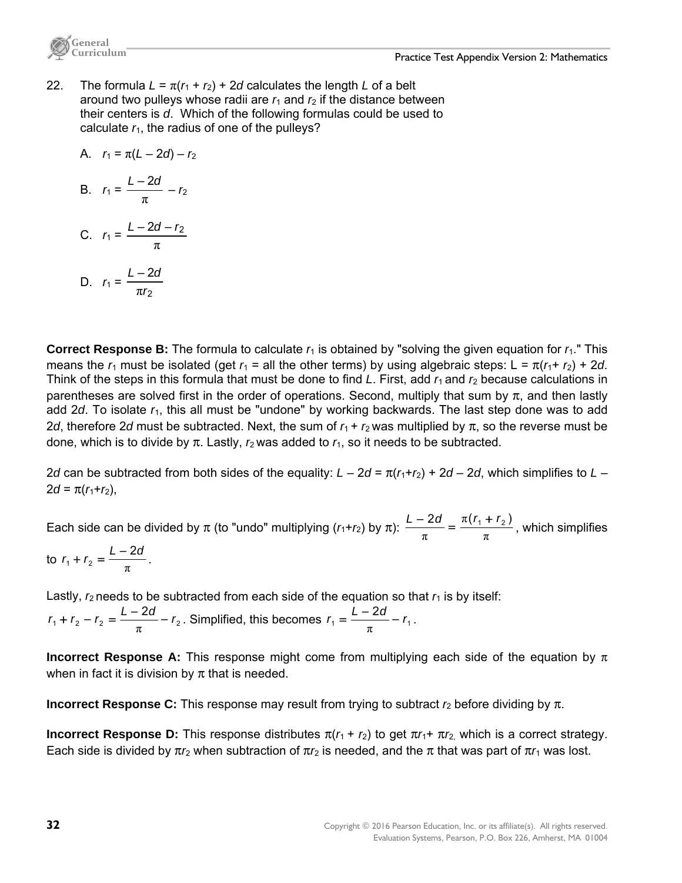22. The formula $L = \pi(r_1 + r_2) + 2d$ calculates the length $L$ of a belt around two pulleys whose radii are $r_1$ and $r_2$ if the distance between their centers is $d$. Which of the following formulas could be used to calculate $r_1$, the radius of one of the pulleys?

   A. $r_1 = \pi(L - 2d) - r_2$

   B. $r_1 = \dfrac{L - 2d}{\pi} - r_2$

   C. $r_1 = \dfrac{L - 2d - r_2}{\pi}$

   D. $r_1 = \dfrac{L - 2d}{\pi r_2}$

**Correct Response B:** The formula to calculate $r_1$ is obtained by "solving the given equation for $r_1$." This means the $r_1$ must be isolated (get $r_1$ = all the other terms) by using algebraic steps: $L = \pi(r_1 + r_2) + 2d$. Think of the steps in this formula that must be done to find $L$. First, add $r_1$ and $r_2$ because calculations in parentheses are solved first in the order of operations. Second, multiply that sum by $\pi$, and then lastly add $2d$. To isolate $r_1$, this all must be "undone" by working backwards. The last step done was to add $2d$, therefore $2d$ must be subtracted. Next, the sum of $r_1 + r_2$ was multiplied by $\pi$, so the reverse must be done, which is to divide by $\pi$. Lastly, $r_2$ was added to $r_1$, so it needs to be subtracted.

$2d$ can be subtracted from both sides of the equality: $L - 2d = \pi(r_1 + r_2) + 2d - 2d$, which simplifies to $L - 2d = \pi(r_1 + r_2)$,

Each side can be divided by $\pi$ (to "undo" multiplying $(r_1 + r_2)$ by $\pi$): $\dfrac{L - 2d}{\pi} = \dfrac{\pi(r_1 + r_2)}{\pi}$, which simplifies to $r_1 + r_2 = \dfrac{L - 2d}{\pi}$.

Lastly, $r_2$ needs to be subtracted from each side of the equation so that $r_1$ is by itself: $r_1 + r_2 - r_2 = \dfrac{L - 2d}{\pi} - r_2$. Simplified, this becomes $r_1 = \dfrac{L - 2d}{\pi} - r_1$.

**Incorrect Response A:** This response might come from multiplying each side of the equation by $\pi$ when in fact it is division by $\pi$ that is needed.

**Incorrect Response C:** This response may result from trying to subtract $r_2$ before dividing by $\pi$.

**Incorrect Response D:** This response distributes $\pi(r_1 + r_2)$ to get $\pi r_1 + \pi r_2$, which is a correct strategy. Each side is divided by $\pi r_2$ when subtraction of $\pi r_2$ is needed, and the $\pi$ that was part of $\pi r_1$ was lost.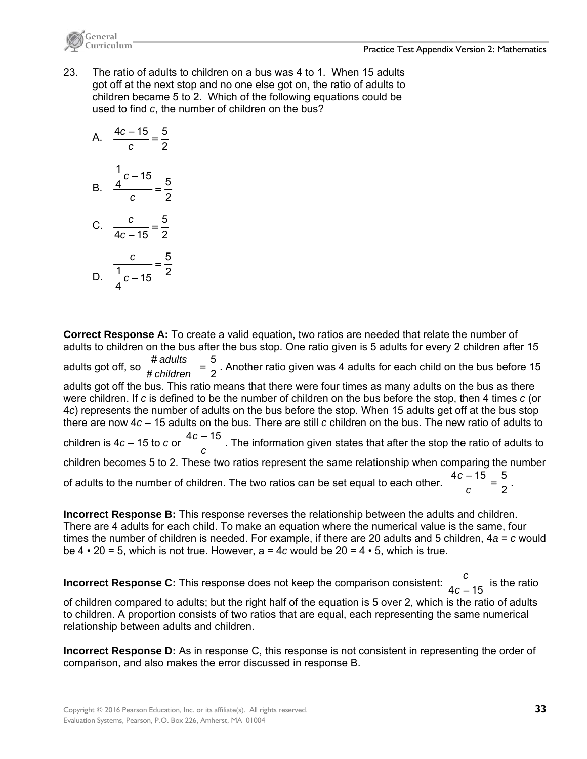23. The ratio of adults to children on a bus was 4 to 1. When 15 adults got off at the next stop and no one else got on, the ratio of adults to children became 5 to 2. Which of the following equations could be used to find $c$, the number of children on the bus?

A. $\dfrac{4c - 15}{c} = \dfrac{5}{2}$

B. $\dfrac{\frac{1}{4}c - 15}{c} = \dfrac{5}{2}$

C. $\dfrac{c}{4c - 15} = \dfrac{5}{2}$

D. $\dfrac{c}{\frac{1}{4}c - 15} = \dfrac{5}{2}$

**Correct Response A:** To create a valid equation, two ratios are needed that relate the number of adults to children on the bus after the bus stop. One ratio given is 5 adults for every 2 children after 15 adults got off, so $\dfrac{\#\,adults}{\#\,children} = \dfrac{5}{2}$. Another ratio given was 4 adults for each child on the bus before 15 adults got off the bus. This ratio means that there were four times as many adults on the bus as there were children. If $c$ is defined to be the number of children on the bus before the stop, then 4 times $c$ (or $4c$) represents the number of adults on the bus before the stop. When 15 adults get off at the bus stop there are now $4c - 15$ adults on the bus. There are still $c$ children on the bus. The new ratio of adults to children is $4c - 15$ to $c$ or $\dfrac{4c - 15}{c}$. The information given states that after the stop the ratio of adults to children becomes 5 to 2. These two ratios represent the same relationship when comparing the number of adults to the number of children. The two ratios can be set equal to each other. $\dfrac{4c - 15}{c} = \dfrac{5}{2}$.

**Incorrect Response B:** This response reverses the relationship between the adults and children. There are 4 adults for each child. To make an equation where the numerical value is the same, four times the number of children is needed. For example, if there are 20 adults and 5 children, $4a = c$ would be $4 \cdot 20 = 5$, which is not true. However, $a = 4c$ would be $20 = 4 \cdot 5$, which is true.

**Incorrect Response C:** This response does not keep the comparison consistent: $\dfrac{c}{4c - 15}$ is the ratio of children compared to adults; but the right half of the equation is 5 over 2, which is the ratio of adults to children. A proportion consists of two ratios that are equal, each representing the same numerical relationship between adults and children.

**Incorrect Response D:** As in response C, this response is not consistent in representing the order of comparison, and also makes the error discussed in response B.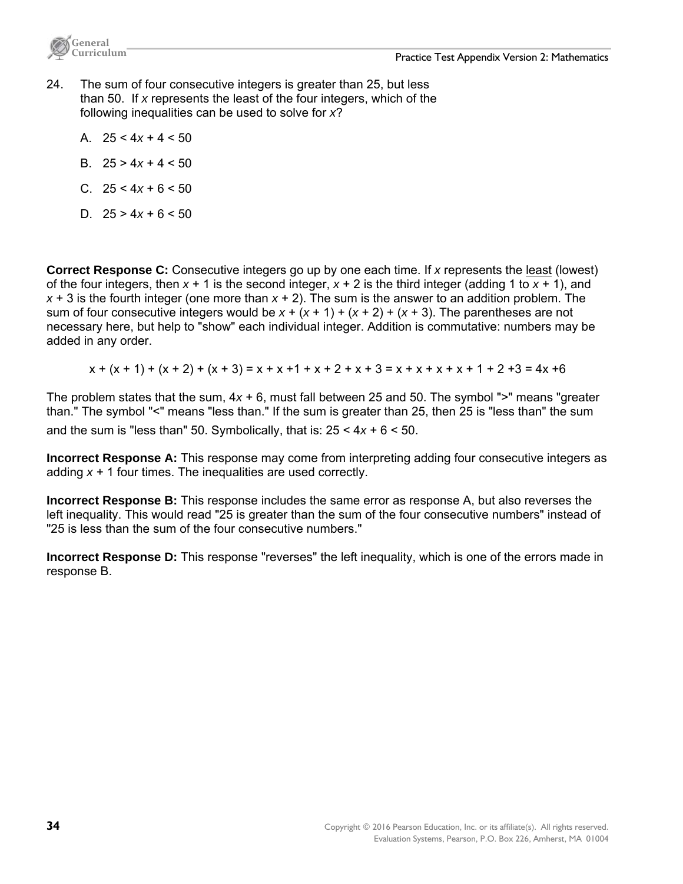24. The sum of four consecutive integers is greater than 25, but less than 50. If $x$ represents the least of the four integers, which of the following inequalities can be used to solve for $x$?

   A. $25 < 4x + 4 < 50$

   B. $25 > 4x + 4 < 50$

   C. $25 < 4x + 6 < 50$

   D. $25 > 4x + 6 < 50$

**Correct Response C:** Consecutive integers go up by one each time. If $x$ represents the least (lowest) of the four integers, then $x + 1$ is the second integer, $x + 2$ is the third integer (adding 1 to $x + 1$), and $x + 3$ is the fourth integer (one more than $x + 2$). The sum is the answer to an addition problem. The sum of four consecutive integers would be $x + (x + 1) + (x + 2) + (x + 3)$. The parentheses are not necessary here, but help to "show" each individual integer. Addition is commutative: numbers may be added in any order.

$$x + (x + 1) + (x + 2) + (x + 3) = x + x + 1 + x + 2 + x + 3 = x + x + x + x + 1 + 2 + 3 = 4x + 6$$

The problem states that the sum, $4x + 6$, must fall between 25 and 50. The symbol ">" means "greater than." The symbol "<" means "less than." If the sum is greater than 25, then 25 is "less than" the sum and the sum is "less than" 50. Symbolically, that is: $25 < 4x + 6 < 50$.

**Incorrect Response A:** This response may come from interpreting adding four consecutive integers as adding $x + 1$ four times. The inequalities are used correctly.

**Incorrect Response B:** This response includes the same error as response A, but also reverses the left inequality. This would read "25 is greater than the sum of the four consecutive numbers" instead of "25 is less than the sum of the four consecutive numbers."

**Incorrect Response D:** This response "reverses" the left inequality, which is one of the errors made in response B.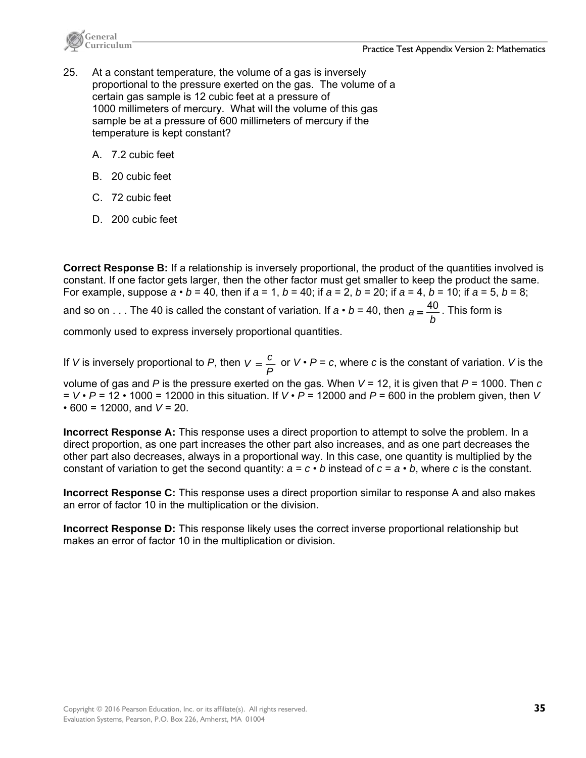25. At a constant temperature, the volume of a gas is inversely proportional to the pressure exerted on the gas. The volume of a certain gas sample is 12 cubic feet at a pressure of 1000 millimeters of mercury. What will the volume of this gas sample be at a pressure of 600 millimeters of mercury if the temperature is kept constant?

    A. 7.2 cubic feet

    B. 20 cubic feet

    C. 72 cubic feet

    D. 200 cubic feet

**Correct Response B:** If a relationship is inversely proportional, the product of the quantities involved is constant. If one factor gets larger, then the other factor must get smaller to keep the product the same. For example, suppose $a \cdot b = 40$, then if $a = 1$, $b = 40$; if $a = 2$, $b = 20$; if $a = 4$, $b = 10$; if $a = 5$, $b = 8$; and so on . . . The 40 is called the constant of variation. If $a \cdot b = 40$, then $a = \frac{40}{b}$. This form is commonly used to express inversely proportional quantities.

If $V$ is inversely proportional to $P$, then $V = \frac{c}{P}$ or $V \cdot P = c$, where $c$ is the constant of variation. $V$ is the volume of gas and $P$ is the pressure exerted on the gas. When $V = 12$, it is given that $P = 1000$. Then $c = V \cdot P = 12 \cdot 1000 = 12000$ in this situation. If $V \cdot P = 12000$ and $P = 600$ in the problem given, then $V \cdot 600 = 12000$, and $V = 20$.

**Incorrect Response A:** This response uses a direct proportion to attempt to solve the problem. In a direct proportion, as one part increases the other part also increases, and as one part decreases the other part also decreases, always in a proportional way. In this case, one quantity is multiplied by the constant of variation to get the second quantity: $a = c \cdot b$ instead of $c = a \cdot b$, where $c$ is the constant.

**Incorrect Response C:** This response uses a direct proportion similar to response A and also makes an error of factor 10 in the multiplication or the division.

**Incorrect Response D:** This response likely uses the correct inverse proportional relationship but makes an error of factor 10 in the multiplication or division.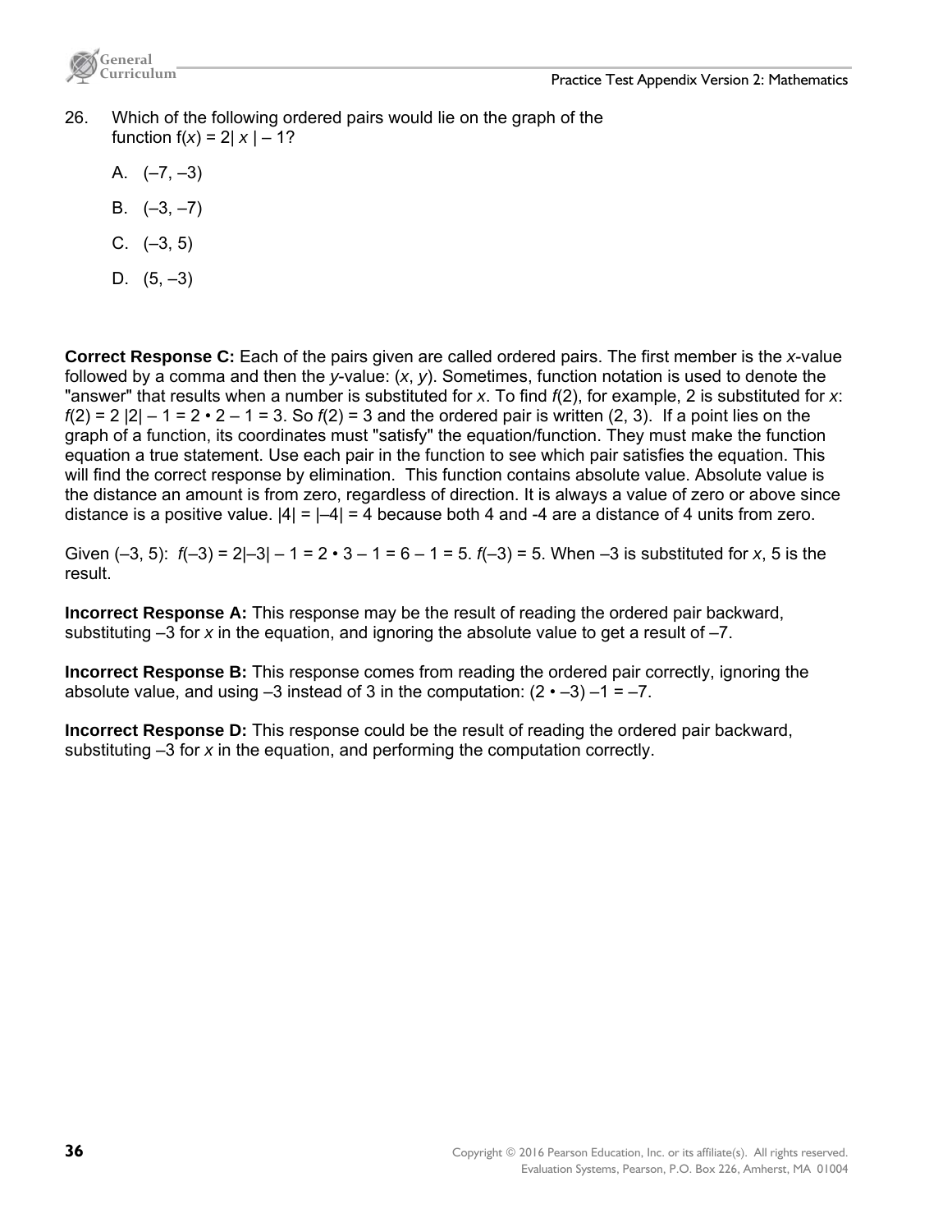26. Which of the following ordered pairs would lie on the graph of the function $f(x) = 2|x| - 1$?

   A. (–7, –3)

   B. (–3, –7)

   C. (–3, 5)

   D. (5, –3)

**Correct Response C:** Each of the pairs given are called ordered pairs. The first member is the *x*-value followed by a comma and then the *y*-value: ($x$, $y$). Sometimes, function notation is used to denote the "answer" that results when a number is substituted for *x*. To find $f(2)$, for example, 2 is substituted for *x*: $f(2) = 2|2| - 1 = 2 \cdot 2 - 1 = 3$. So $f(2) = 3$ and the ordered pair is written (2, 3). If a point lies on the graph of a function, its coordinates must "satisfy" the equation/function. They must make the function equation a true statement. Use each pair in the function to see which pair satisfies the equation. This will find the correct response by elimination. This function contains absolute value. Absolute value is the distance an amount is from zero, regardless of direction. It is always a value of zero or above since distance is a positive value. $|4| = |-4| = 4$ because both 4 and -4 are a distance of 4 units from zero.

Given (–3, 5): $f(-3) = 2|-3| - 1 = 2 \cdot 3 - 1 = 6 - 1 = 5$. $f(-3) = 5$. When –3 is substituted for *x*, 5 is the result.

**Incorrect Response A:** This response may be the result of reading the ordered pair backward, substituting –3 for *x* in the equation, and ignoring the absolute value to get a result of –7.

**Incorrect Response B:** This response comes from reading the ordered pair correctly, ignoring the absolute value, and using –3 instead of 3 in the computation: $(2 \cdot -3) - 1 = -7$.

**Incorrect Response D:** This response could be the result of reading the ordered pair backward, substituting –3 for *x* in the equation, and performing the computation correctly.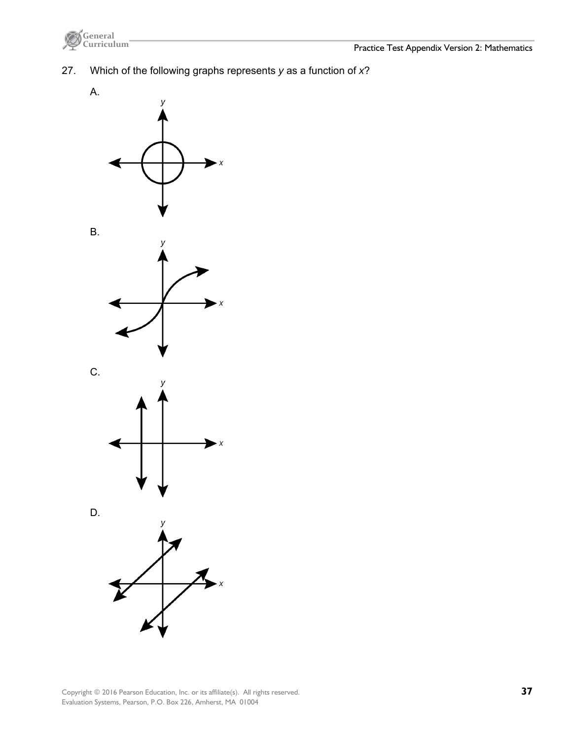27. Which of the following graphs represents $y$ as a function of $x$?

A.

B.

C.

D.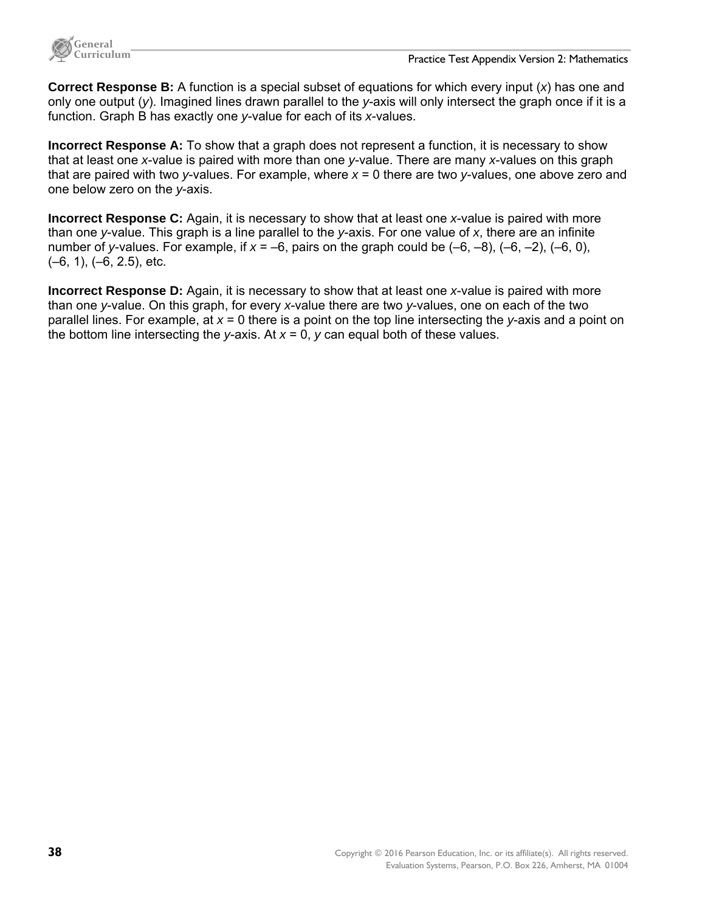**Correct Response B:** A function is a special subset of equations for which every input ($x$) has one and only one output ($y$). Imagined lines drawn parallel to the $y$-axis will only intersect the graph once if it is a function. Graph B has exactly one $y$-value for each of its $x$-values.

**Incorrect Response A:** To show that a graph does not represent a function, it is necessary to show that at least one $x$-value is paired with more than one $y$-value. There are many $x$-values on this graph that are paired with two $y$-values. For example, where $x = 0$ there are two $y$-values, one above zero and one below zero on the $y$-axis.

**Incorrect Response C:** Again, it is necessary to show that at least one $x$-value is paired with more than one $y$-value. This graph is a line parallel to the $y$-axis. For one value of $x$, there are an infinite number of $y$-values. For example, if $x = -6$, pairs on the graph could be $(-6, -8)$, $(-6, -2)$, $(-6, 0)$, $(-6, 1)$, $(-6, 2.5)$, etc.

**Incorrect Response D:** Again, it is necessary to show that at least one $x$-value is paired with more than one $y$-value. On this graph, for every $x$-value there are two $y$-values, one on each of the two parallel lines. For example, at $x = 0$ there is a point on the top line intersecting the $y$-axis and a point on the bottom line intersecting the $y$-axis. At $x = 0$, $y$ can equal both of these values.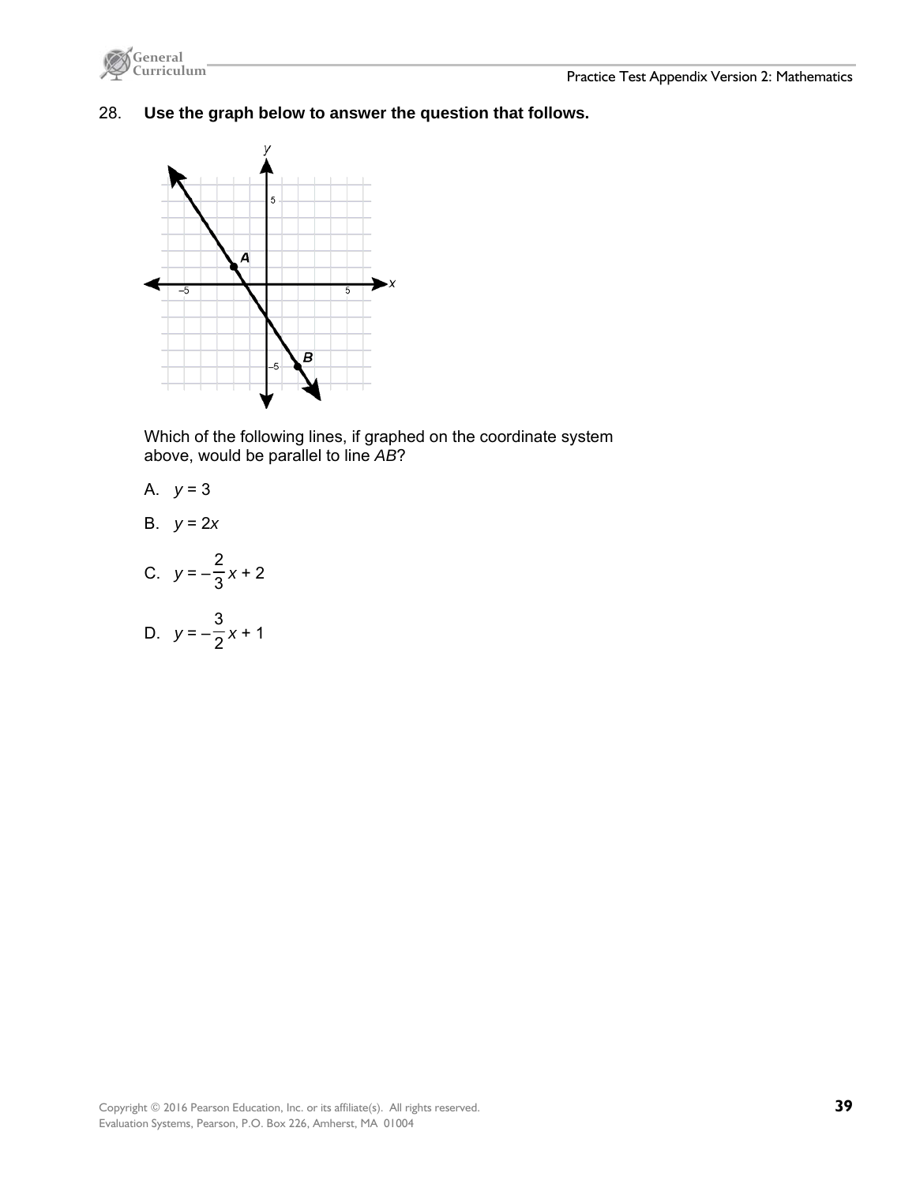28. **Use the graph below to answer the question that follows.**

Which of the following lines, if graphed on the coordinate system above, would be parallel to line *AB*?

A. $y = 3$

B. $y = 2x$

C. $y = -\frac{2}{3}x + 2$

D. $y = -\frac{3}{2}x + 1$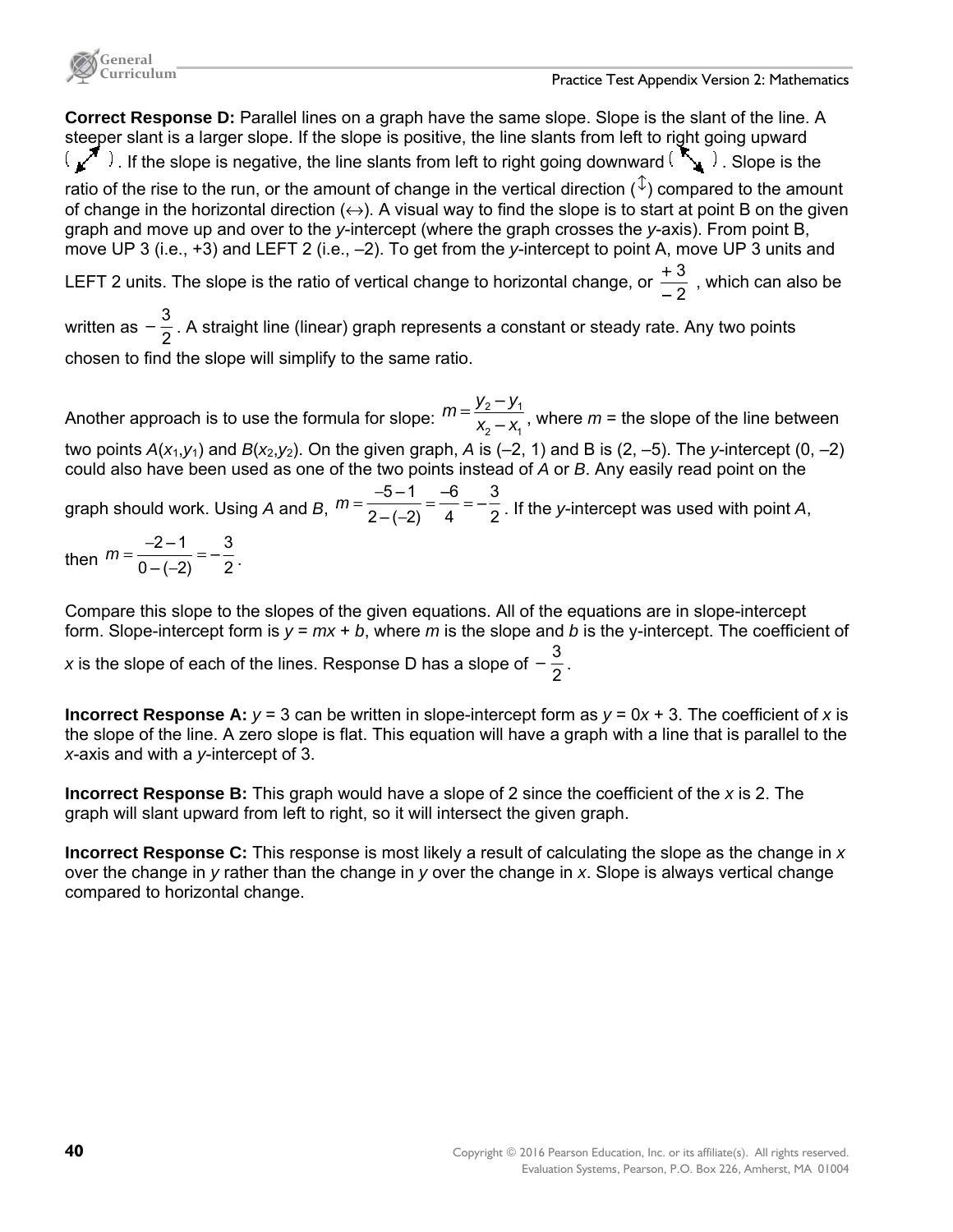**Correct Response D:** Parallel lines on a graph have the same slope. Slope is the slant of the line. A steeper slant is a larger slope. If the slope is positive, the line slants from left to right going upward (↗). If the slope is negative, the line slants from left to right going downward (↘). Slope is the ratio of the rise to the run, or the amount of change in the vertical direction (↕) compared to the amount of change in the horizontal direction (↔). A visual way to find the slope is to start at point B on the given graph and move up and over to the *y*-intercept (where the graph crosses the *y*-axis). From point B, move UP 3 (i.e., +3) and LEFT 2 (i.e., –2). To get from the *y*-intercept to point A, move UP 3 units and LEFT 2 units. The slope is the ratio of vertical change to horizontal change, or $\frac{+3}{-2}$, which can also be written as $-\frac{3}{2}$. A straight line (linear) graph represents a constant or steady rate. Any two points chosen to find the slope will simplify to the same ratio.

Another approach is to use the formula for slope: $m = \frac{y_2 - y_1}{x_2 - x_1}$, where $m$ = the slope of the line between two points $A(x_1,y_1)$ and $B(x_2,y_2)$. On the given graph, $A$ is (–2, 1) and B is (2, –5). The *y*-intercept (0, –2) could also have been used as one of the two points instead of $A$ or $B$. Any easily read point on the graph should work. Using $A$ and $B$, $m = \frac{-5-1}{2-(-2)} = \frac{-6}{4} = -\frac{3}{2}$. If the *y*-intercept was used with point $A$, then $m = \frac{-2-1}{0-(-2)} = -\frac{3}{2}$.

Compare this slope to the slopes of the given equations. All of the equations are in slope-intercept form. Slope-intercept form is $y = mx + b$, where $m$ is the slope and $b$ is the y-intercept. The coefficient of $x$ is the slope of each of the lines. Response D has a slope of $-\frac{3}{2}$.

**Incorrect Response A:** $y = 3$ can be written in slope-intercept form as $y = 0x + 3$. The coefficient of $x$ is the slope of the line. A zero slope is flat. This equation will have a graph with a line that is parallel to the *x*-axis and with a *y*-intercept of 3.

**Incorrect Response B:** This graph would have a slope of 2 since the coefficient of the $x$ is 2. The graph will slant upward from left to right, so it will intersect the given graph.

**Incorrect Response C:** This response is most likely a result of calculating the slope as the change in $x$ over the change in $y$ rather than the change in $y$ over the change in $x$. Slope is always vertical change compared to horizontal change.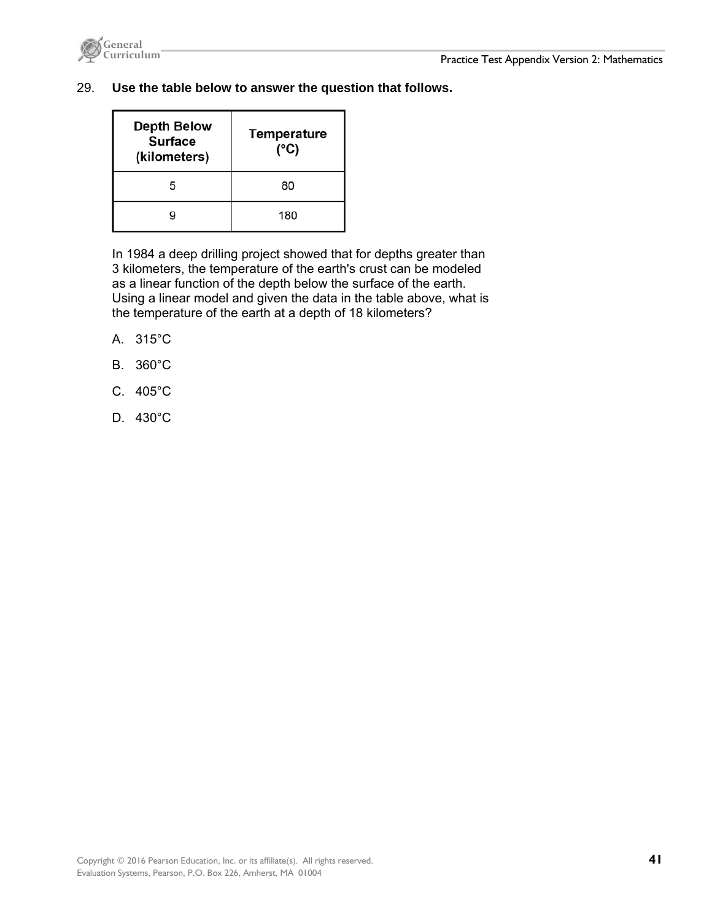29. **Use the table below to answer the question that follows.**

| Depth Below Surface (kilometers) | Temperature (°C) |
|---|---|
| 5 | 80 |
| 9 | 180 |

In 1984 a deep drilling project showed that for depths greater than 3 kilometers, the temperature of the earth's crust can be modeled as a linear function of the depth below the surface of the earth. Using a linear model and given the data in the table above, what is the temperature of the earth at a depth of 18 kilometers?

A. 315°C

B. 360°C

C. 405°C

D. 430°C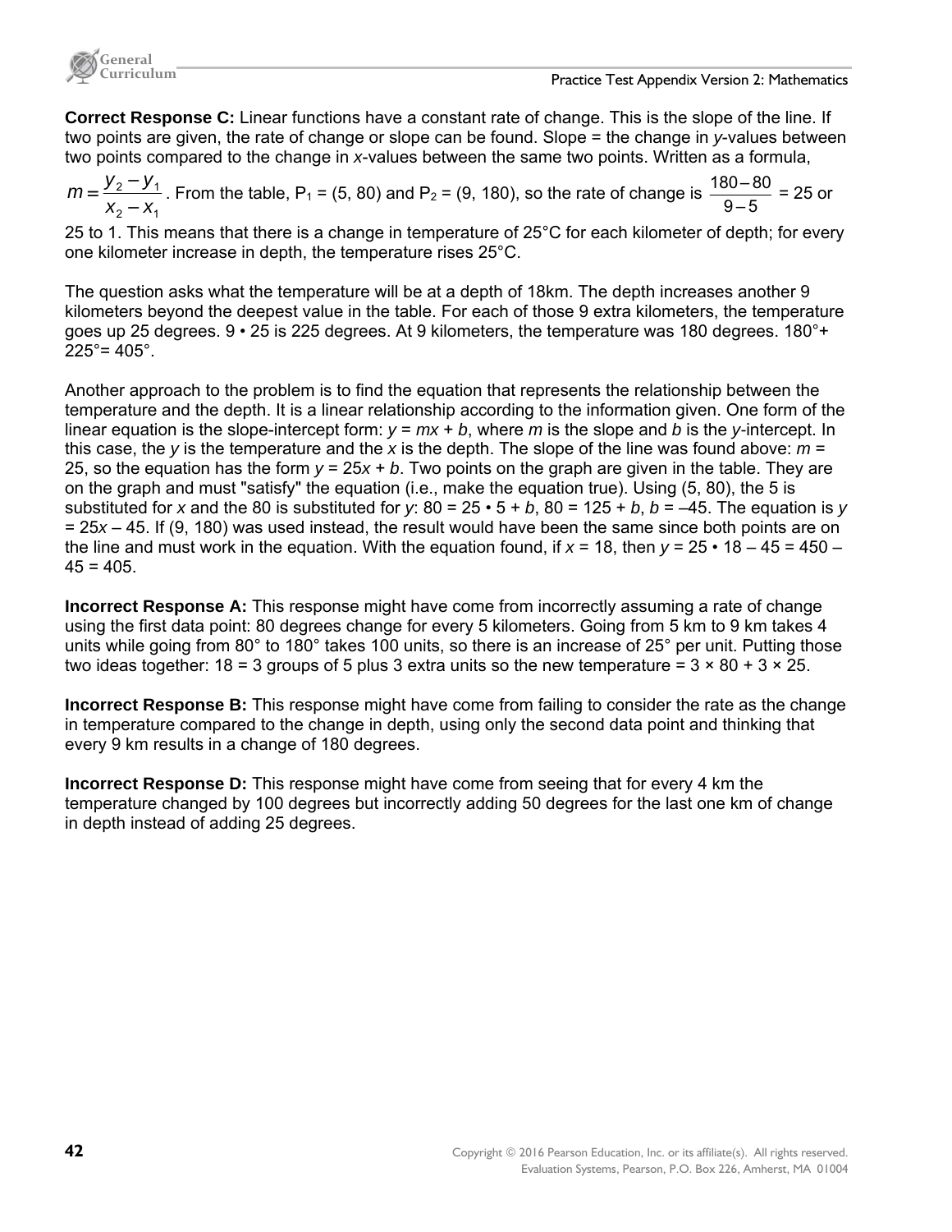**Correct Response C:** Linear functions have a constant rate of change. This is the slope of the line. If two points are given, the rate of change or slope can be found. Slope = the change in *y*-values between two points compared to the change in *x*-values between the same two points. Written as a formula, $m = \frac{y_2 - y_1}{x_2 - x_1}$. From the table, $P_1$ = (5, 80) and $P_2$ = (9, 180), so the rate of change is $\frac{180 - 80}{9 - 5}$ = 25 or 25 to 1. This means that there is a change in temperature of 25°C for each kilometer of depth; for every one kilometer increase in depth, the temperature rises 25°C.

The question asks what the temperature will be at a depth of 18km. The depth increases another 9 kilometers beyond the deepest value in the table. For each of those 9 extra kilometers, the temperature goes up 25 degrees. 9 • 25 is 225 degrees. At 9 kilometers, the temperature was 180 degrees. 180°+ 225°= 405°.

Another approach to the problem is to find the equation that represents the relationship between the temperature and the depth. It is a linear relationship according to the information given. One form of the linear equation is the slope-intercept form: $y = mx + b$, where $m$ is the slope and $b$ is the $y$-intercept. In this case, the $y$ is the temperature and the $x$ is the depth. The slope of the line was found above: $m$ = 25, so the equation has the form $y = 25x + b$. Two points on the graph are given in the table. They are on the graph and must "satisfy" the equation (i.e., make the equation true). Using (5, 80), the 5 is substituted for $x$ and the 80 is substituted for $y$: 80 = 25 • 5 + $b$, 80 = 125 + $b$, $b$ = –45. The equation is $y = 25x – 45$. If (9, 180) was used instead, the result would have been the same since both points are on the line and must work in the equation. With the equation found, if $x$ = 18, then $y$ = 25 • 18 – 45 = 450 – 45 = 405.

**Incorrect Response A:** This response might have come from incorrectly assuming a rate of change using the first data point: 80 degrees change for every 5 kilometers. Going from 5 km to 9 km takes 4 units while going from 80° to 180° takes 100 units, so there is an increase of 25° per unit. Putting those two ideas together: 18 = 3 groups of 5 plus 3 extra units so the new temperature = 3 × 80 + 3 × 25.

**Incorrect Response B:** This response might have come from failing to consider the rate as the change in temperature compared to the change in depth, using only the second data point and thinking that every 9 km results in a change of 180 degrees.

**Incorrect Response D:** This response might have come from seeing that for every 4 km the temperature changed by 100 degrees but incorrectly adding 50 degrees for the last one km of change in depth instead of adding 25 degrees.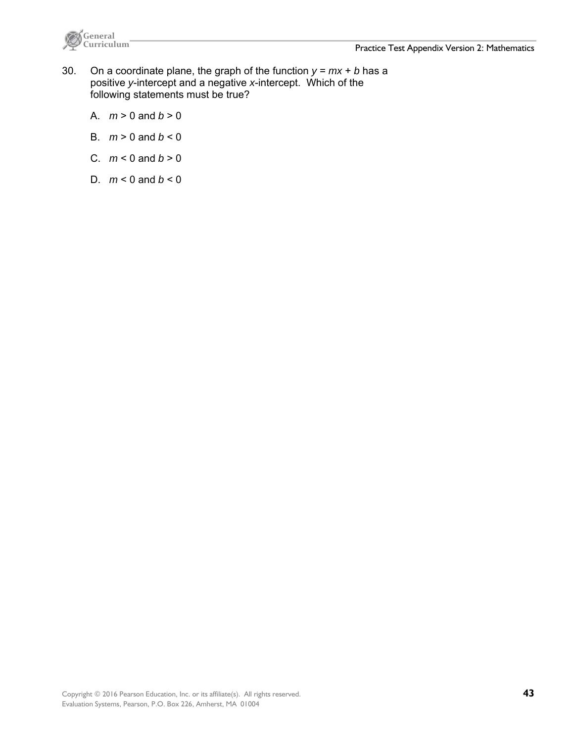30. On a coordinate plane, the graph of the function $y = mx + b$ has a positive $y$-intercept and a negative $x$-intercept. Which of the following statements must be true?

    A. $m > 0$ and $b > 0$

    B. $m > 0$ and $b < 0$

    C. $m < 0$ and $b > 0$

    D. $m < 0$ and $b < 0$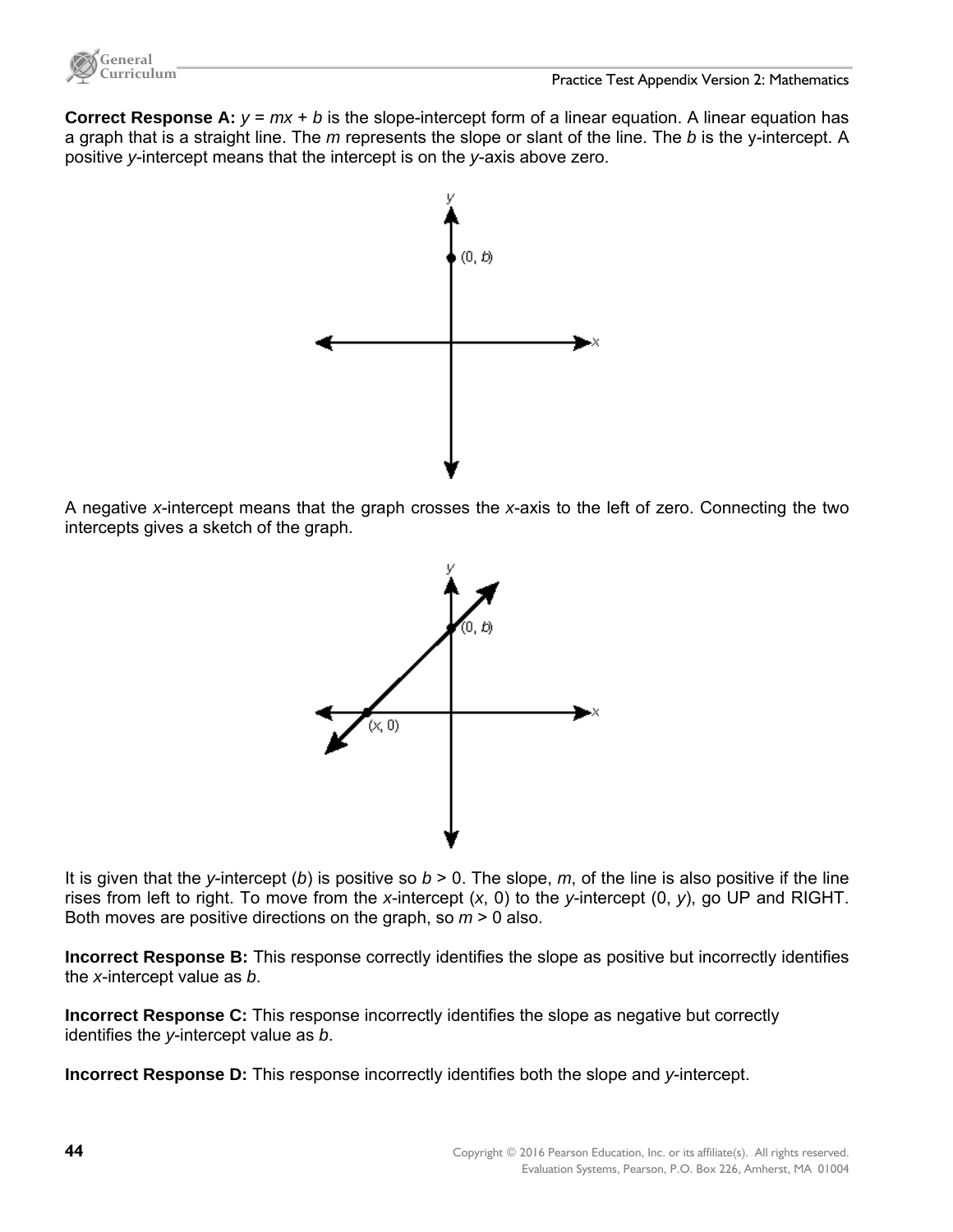**Correct Response A:** $y = mx + b$ is the slope-intercept form of a linear equation. A linear equation has a graph that is a straight line. The $m$ represents the slope or slant of the line. The $b$ is the y-intercept. A positive $y$-intercept means that the intercept is on the $y$-axis above zero.

A negative $x$-intercept means that the graph crosses the $x$-axis to the left of zero. Connecting the two intercepts gives a sketch of the graph.

It is given that the $y$-intercept ($b$) is positive so $b > 0$. The slope, $m$, of the line is also positive if the line rises from left to right. To move from the $x$-intercept ($x$, 0) to the $y$-intercept (0, $y$), go UP and RIGHT. Both moves are positive directions on the graph, so $m > 0$ also.

**Incorrect Response B:** This response correctly identifies the slope as positive but incorrectly identifies the $x$-intercept value as $b$.

**Incorrect Response C:** This response incorrectly identifies the slope as negative but correctly identifies the $y$-intercept value as $b$.

**Incorrect Response D:** This response incorrectly identifies both the slope and $y$-intercept.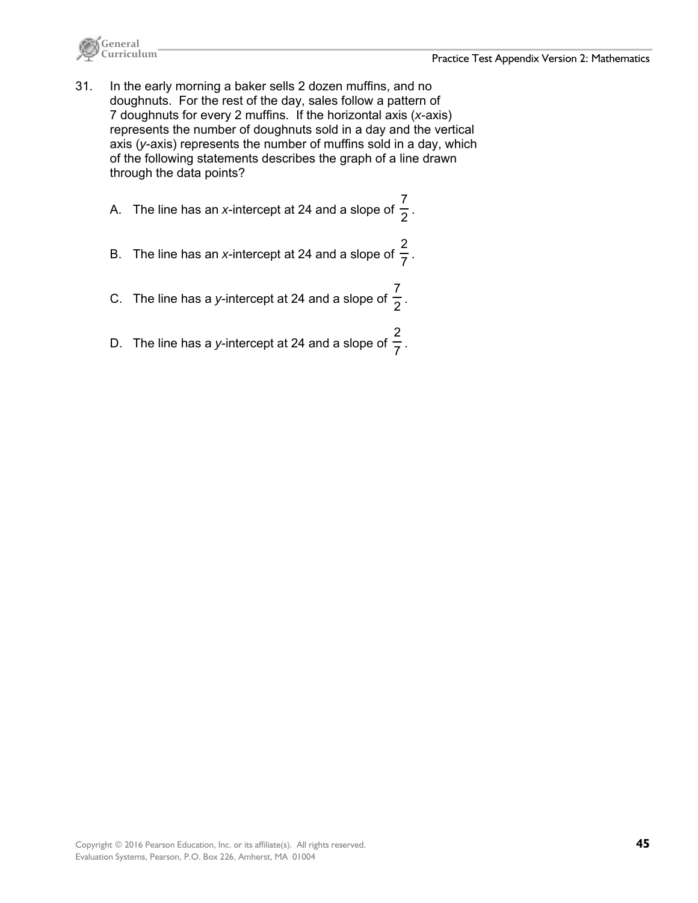31. In the early morning a baker sells 2 dozen muffins, and no doughnuts. For the rest of the day, sales follow a pattern of 7 doughnuts for every 2 muffins. If the horizontal axis ($x$-axis) represents the number of doughnuts sold in a day and the vertical axis ($y$-axis) represents the number of muffins sold in a day, which of the following statements describes the graph of a line drawn through the data points?

    A. The line has an $x$-intercept at 24 and a slope of $\frac{7}{2}$.

    B. The line has an $x$-intercept at 24 and a slope of $\frac{2}{7}$.

    C. The line has a $y$-intercept at 24 and a slope of $\frac{7}{2}$.

    D. The line has a $y$-intercept at 24 and a slope of $\frac{2}{7}$.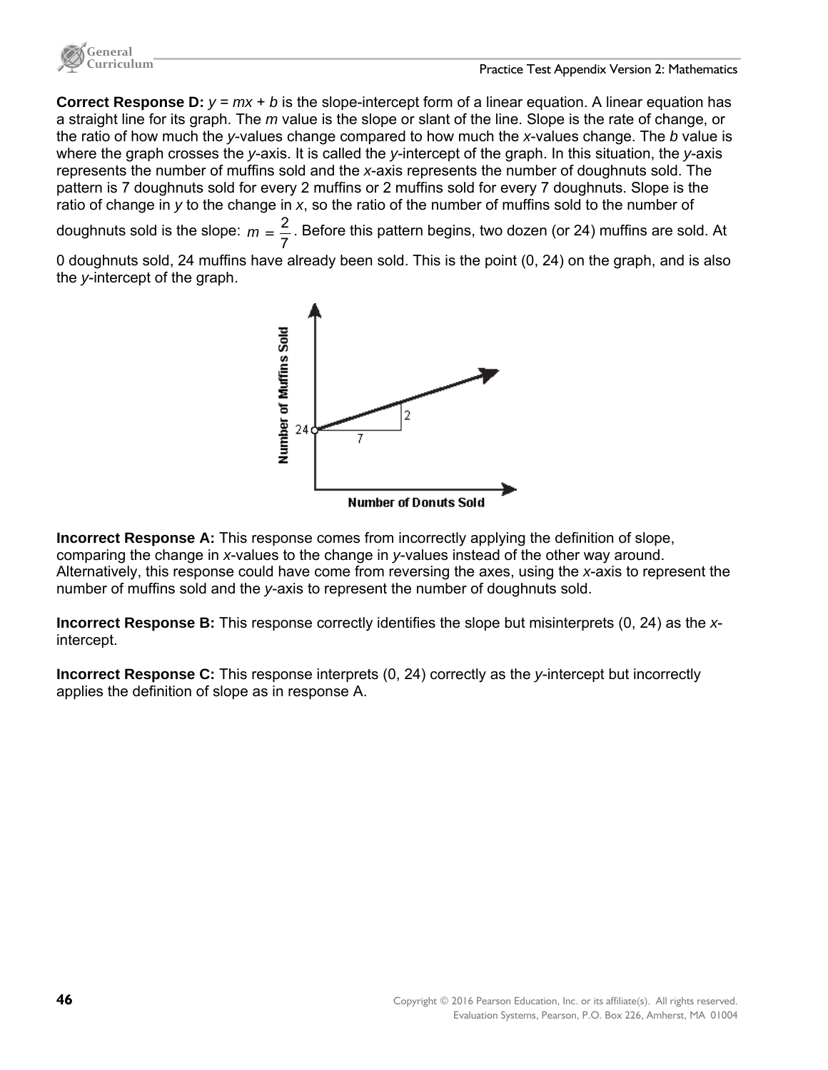**Correct Response D:** $y = mx + b$ is the slope-intercept form of a linear equation. A linear equation has a straight line for its graph. The $m$ value is the slope or slant of the line. Slope is the rate of change, or the ratio of how much the $y$-values change compared to how much the $x$-values change. The $b$ value is where the graph crosses the $y$-axis. It is called the $y$-intercept of the graph. In this situation, the $y$-axis represents the number of muffins sold and the $x$-axis represents the number of doughnuts sold. The pattern is 7 doughnuts sold for every 2 muffins or 2 muffins sold for every 7 doughnuts. Slope is the ratio of change in $y$ to the change in $x$, so the ratio of the number of muffins sold to the number of doughnuts sold is the slope: $m = \frac{2}{7}$. Before this pattern begins, two dozen (or 24) muffins are sold. At 0 doughnuts sold, 24 muffins have already been sold. This is the point (0, 24) on the graph, and is also the $y$-intercept of the graph.

**Incorrect Response A:** This response comes from incorrectly applying the definition of slope, comparing the change in $x$-values to the change in $y$-values instead of the other way around. Alternatively, this response could have come from reversing the axes, using the $x$-axis to represent the number of muffins sold and the $y$-axis to represent the number of doughnuts sold.

**Incorrect Response B:** This response correctly identifies the slope but misinterprets (0, 24) as the $x$-intercept.

**Incorrect Response C:** This response interprets (0, 24) correctly as the $y$-intercept but incorrectly applies the definition of slope as in response A.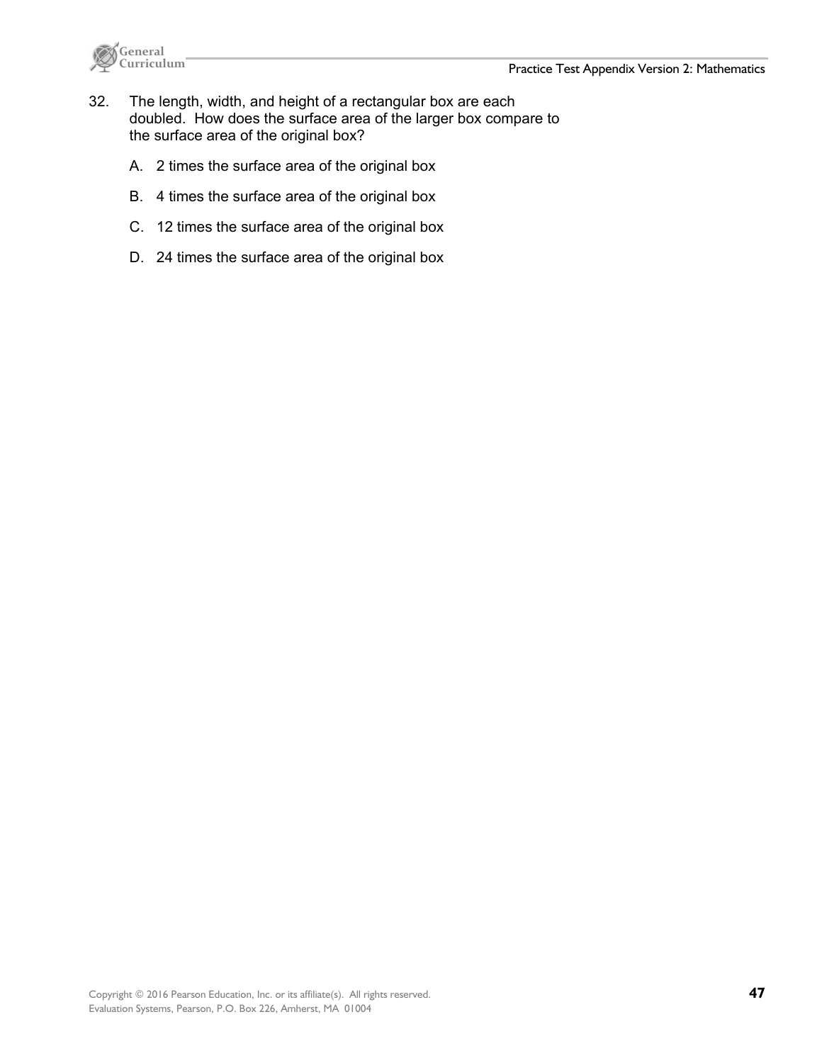32. The length, width, and height of a rectangular box are each doubled. How does the surface area of the larger box compare to the surface area of the original box?

    A. 2 times the surface area of the original box

    B. 4 times the surface area of the original box

    C. 12 times the surface area of the original box

    D. 24 times the surface area of the original box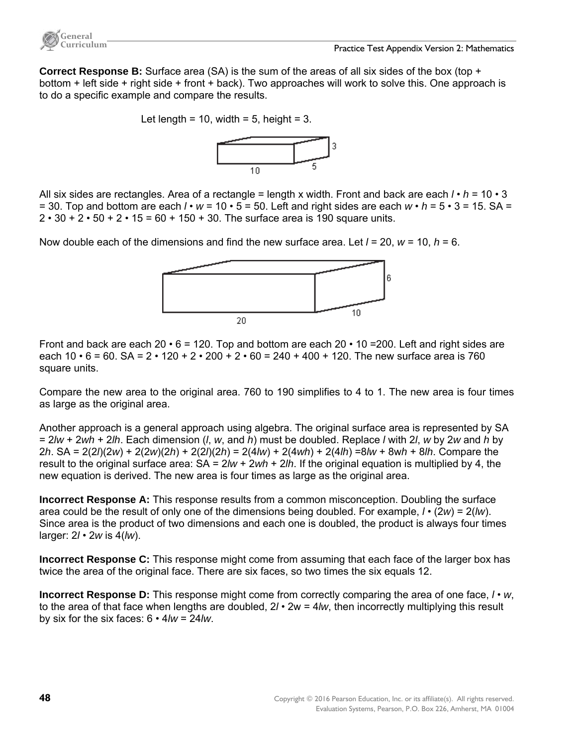**Correct Response B:** Surface area (SA) is the sum of the areas of all six sides of the box (top + bottom + left side + right side + front + back). Two approaches will work to solve this. One approach is to do a specific example and compare the results.

Let length = 10, width = 5, height = 3.

All six sides are rectangles. Area of a rectangle = length x width. Front and back are each $l \cdot h = 10 \cdot 3 = 30$. Top and bottom are each $l \cdot w = 10 \cdot 5 = 50$. Left and right sides are each $w \cdot h = 5 \cdot 3 = 15$. SA = $2 \cdot 30 + 2 \cdot 50 + 2 \cdot 15 = 60 + 150 + 30$. The surface area is 190 square units.

Now double each of the dimensions and find the new surface area. Let $l = 20$, $w = 10$, $h = 6$.

Front and back are each $20 \cdot 6 = 120$. Top and bottom are each $20 \cdot 10 = 200$. Left and right sides are each $10 \cdot 6 = 60$. SA = $2 \cdot 120 + 2 \cdot 200 + 2 \cdot 60 = 240 + 400 + 120$. The new surface area is 760 square units.

Compare the new area to the original area. 760 to 190 simplifies to 4 to 1. The new area is four times as large as the original area.

Another approach is a general approach using algebra. The original surface area is represented by SA = $2lw + 2wh + 2lh$. Each dimension ($l$, $w$, and $h$) must be doubled. Replace $l$ with $2l$, $w$ by $2w$ and $h$ by $2h$. SA = $2(2l)(2w) + 2(2w)(2h) + 2(2l)(2h) = 2(4lw) + 2(4wh) + 2(4lh) = 8lw + 8wh + 8lh$. Compare the result to the original surface area: SA = $2lw + 2wh + 2lh$. If the original equation is multiplied by 4, the new equation is derived. The new area is four times as large as the original area.

**Incorrect Response A:** This response results from a common misconception. Doubling the surface area could be the result of only one of the dimensions being doubled. For example, $l \cdot (2w) = 2(lw)$. Since area is the product of two dimensions and each one is doubled, the product is always four times larger: $2l \cdot 2w$ is $4(lw)$.

**Incorrect Response C:** This response might come from assuming that each face of the larger box has twice the area of the original face. There are six faces, so two times the six equals 12.

**Incorrect Response D:** This response might come from correctly comparing the area of one face, $l \cdot w$, to the area of that face when lengths are doubled, $2l \cdot 2w = 4lw$, then incorrectly multiplying this result by six for the six faces: $6 \cdot 4lw = 24lw$.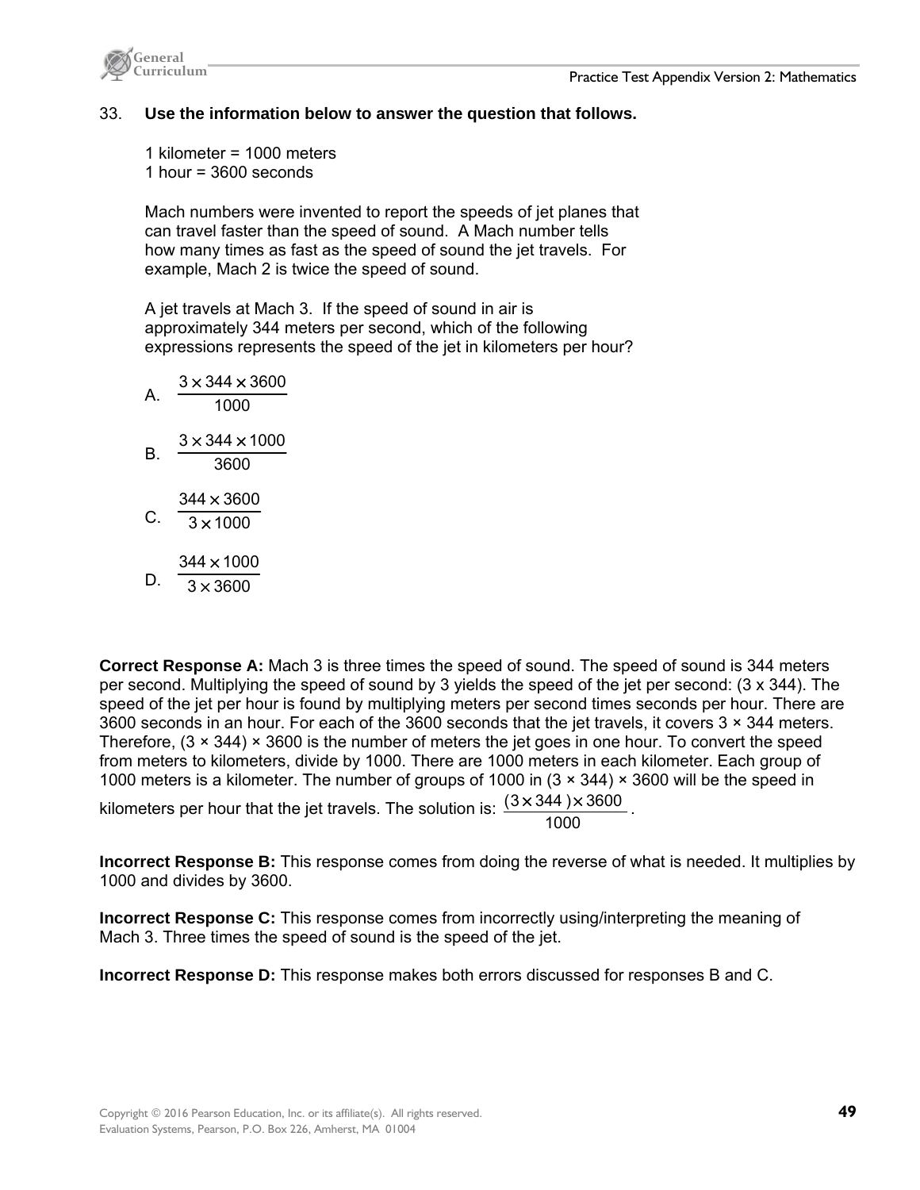33. **Use the information below to answer the question that follows.**

1 kilometer = 1000 meters
1 hour = 3600 seconds

Mach numbers were invented to report the speeds of jet planes that can travel faster than the speed of sound. A Mach number tells how many times as fast as the speed of sound the jet travels. For example, Mach 2 is twice the speed of sound.

A jet travels at Mach 3. If the speed of sound in air is approximately 344 meters per second, which of the following expressions represents the speed of the jet in kilometers per hour?

A. $\dfrac{3 \times 344 \times 3600}{1000}$

B. $\dfrac{3 \times 344 \times 1000}{3600}$

C. $\dfrac{344 \times 3600}{3 \times 1000}$

D. $\dfrac{344 \times 1000}{3 \times 3600}$

**Correct Response A:** Mach 3 is three times the speed of sound. The speed of sound is 344 meters per second. Multiplying the speed of sound by 3 yields the speed of the jet per second: (3 x 344). The speed of the jet per hour is found by multiplying meters per second times seconds per hour. There are 3600 seconds in an hour. For each of the 3600 seconds that the jet travels, it covers 3 × 344 meters. Therefore, (3 × 344) × 3600 is the number of meters the jet goes in one hour. To convert the speed from meters to kilometers, divide by 1000. There are 1000 meters in each kilometer. Each group of 1000 meters is a kilometer. The number of groups of 1000 in (3 × 344) × 3600 will be the speed in kilometers per hour that the jet travels. The solution is: $\dfrac{(3 \times 344) \times 3600}{1000}$.

**Incorrect Response B:** This response comes from doing the reverse of what is needed. It multiplies by 1000 and divides by 3600.

**Incorrect Response C:** This response comes from incorrectly using/interpreting the meaning of Mach 3. Three times the speed of sound is the speed of the jet.

**Incorrect Response D:** This response makes both errors discussed for responses B and C.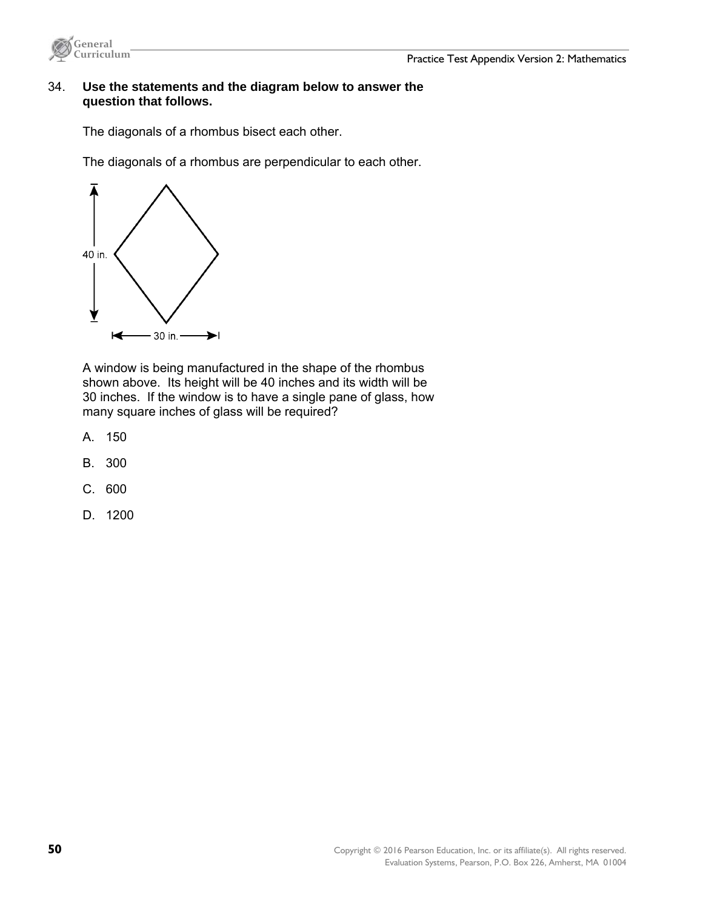34. **Use the statements and the diagram below to answer the question that follows.**

The diagonals of a rhombus bisect each other.

The diagonals of a rhombus are perpendicular to each other.

40 in.

30 in.

A window is being manufactured in the shape of the rhombus shown above. Its height will be 40 inches and its width will be 30 inches. If the window is to have a single pane of glass, how many square inches of glass will be required?

A. 150

B. 300

C. 600

D. 1200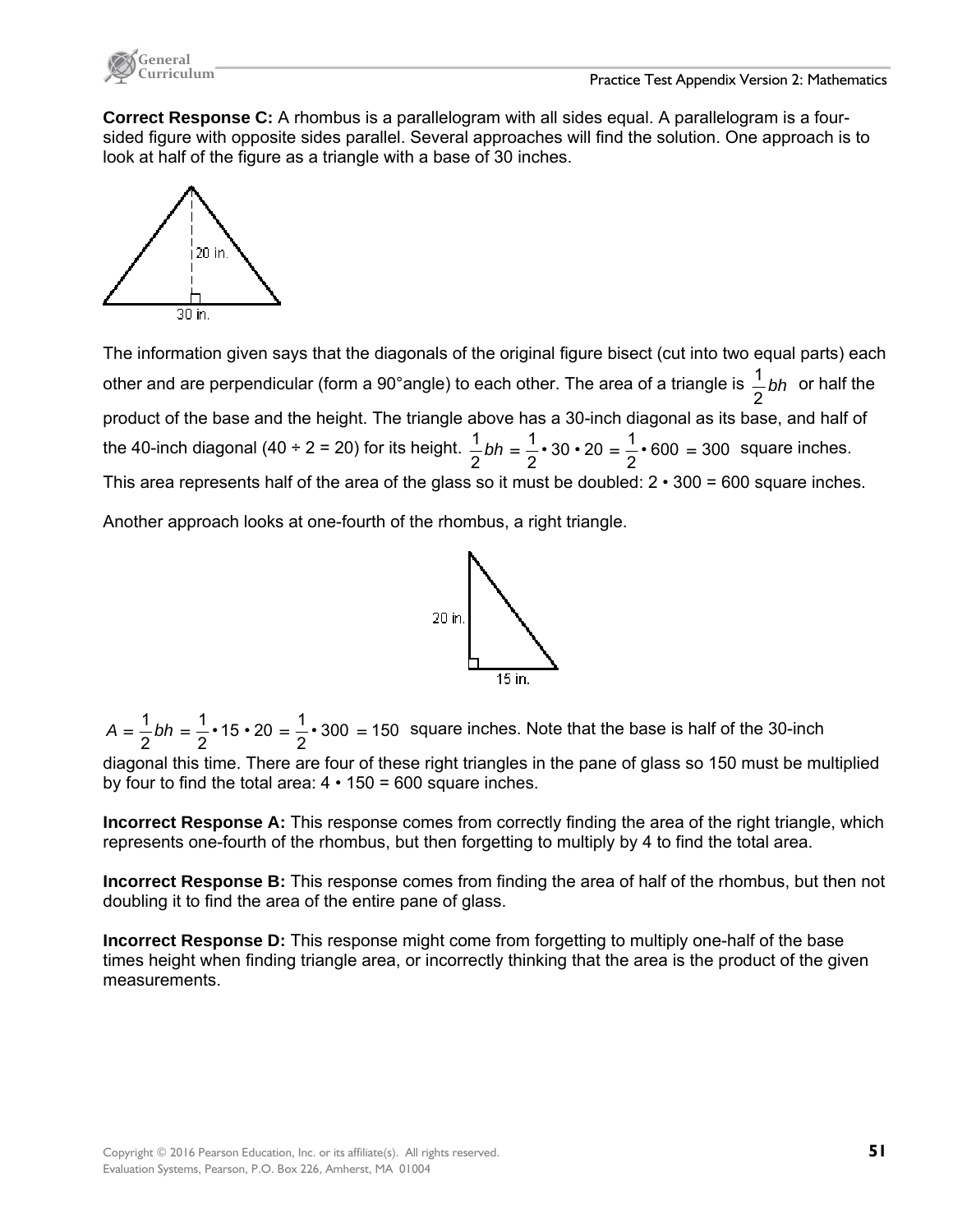**Correct Response C:** A rhombus is a parallelogram with all sides equal. A parallelogram is a four-sided figure with opposite sides parallel. Several approaches will find the solution. One approach is to look at half of the figure as a triangle with a base of 30 inches.

The information given says that the diagonals of the original figure bisect (cut into two equal parts) each other and are perpendicular (form a 90°angle) to each other. The area of a triangle is $\frac{1}{2}bh$ or half the product of the base and the height. The triangle above has a 30-inch diagonal as its base, and half of the 40-inch diagonal (40 ÷ 2 = 20) for its height. $\frac{1}{2}bh = \frac{1}{2} \cdot 30 \cdot 20 = \frac{1}{2} \cdot 600 = 300$ square inches. This area represents half of the area of the glass so it must be doubled: 2 • 300 = 600 square inches.

Another approach looks at one-fourth of the rhombus, a right triangle.

$A = \frac{1}{2}bh = \frac{1}{2} \cdot 15 \cdot 20 = \frac{1}{2} \cdot 300 = 150$ square inches. Note that the base is half of the 30-inch diagonal this time. There are four of these right triangles in the pane of glass so 150 must be multiplied by four to find the total area: 4 • 150 = 600 square inches.

**Incorrect Response A:** This response comes from correctly finding the area of the right triangle, which represents one-fourth of the rhombus, but then forgetting to multiply by 4 to find the total area.

**Incorrect Response B:** This response comes from finding the area of half of the rhombus, but then not doubling it to find the area of the entire pane of glass.

**Incorrect Response D:** This response might come from forgetting to multiply one-half of the base times height when finding triangle area, or incorrectly thinking that the area is the product of the given measurements.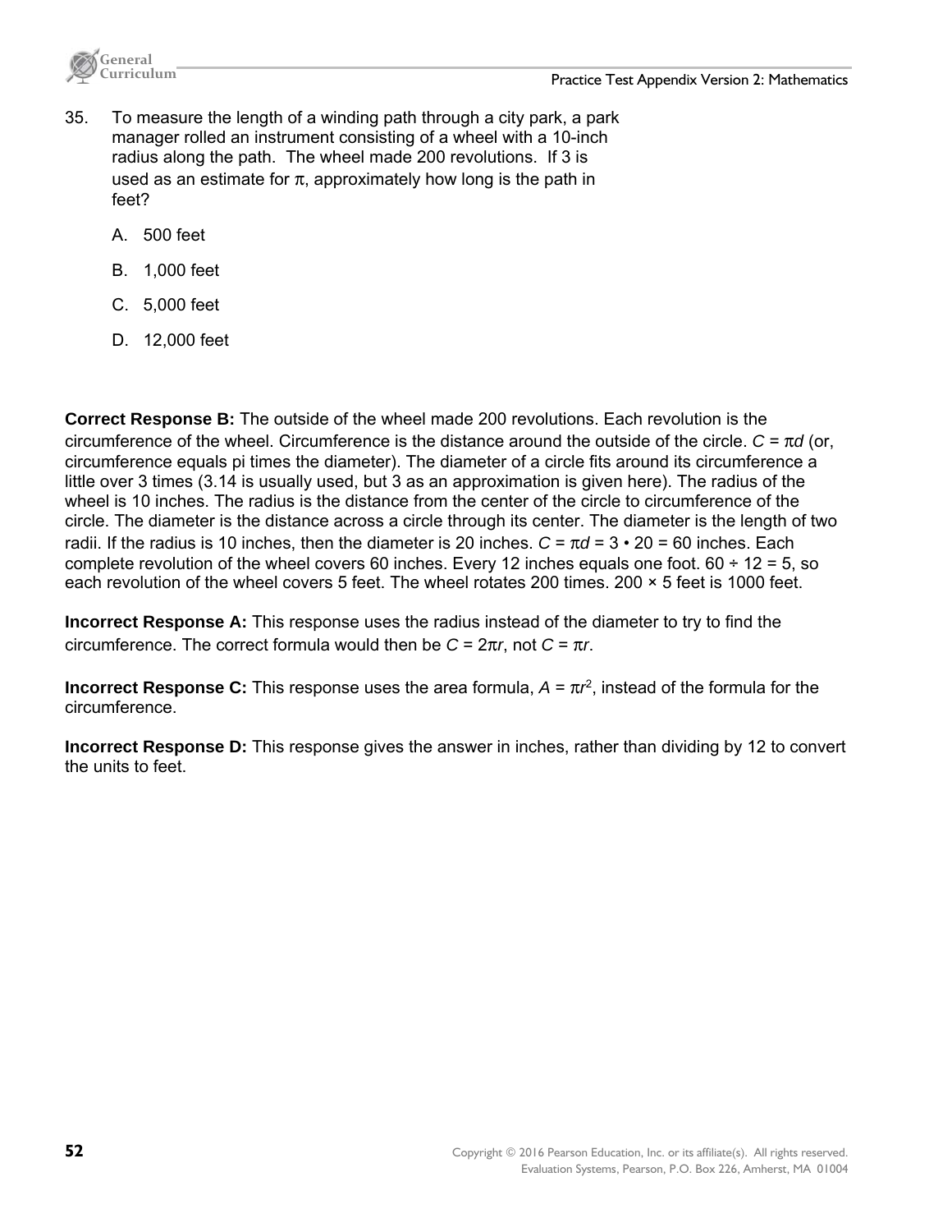35. To measure the length of a winding path through a city park, a park manager rolled an instrument consisting of a wheel with a 10-inch radius along the path. The wheel made 200 revolutions. If 3 is used as an estimate for $\pi$, approximately how long is the path in feet?

   A. 500 feet

   B. 1,000 feet

   C. 5,000 feet

   D. 12,000 feet

**Correct Response B:** The outside of the wheel made 200 revolutions. Each revolution is the circumference of the wheel. Circumference is the distance around the outside of the circle. $C = \pi d$ (or, circumference equals pi times the diameter). The diameter of a circle fits around its circumference a little over 3 times (3.14 is usually used, but 3 as an approximation is given here). The radius of the wheel is 10 inches. The radius is the distance from the center of the circle to circumference of the circle. The diameter is the distance across a circle through its center. The diameter is the length of two radii. If the radius is 10 inches, then the diameter is 20 inches. $C = \pi d = 3 \cdot 20 = 60$ inches. Each complete revolution of the wheel covers 60 inches. Every 12 inches equals one foot. $60 \div 12 = 5$, so each revolution of the wheel covers 5 feet. The wheel rotates 200 times. $200 \times 5$ feet is 1000 feet.

**Incorrect Response A:** This response uses the radius instead of the diameter to try to find the circumference. The correct formula would then be $C = 2\pi r$, not $C = \pi r$.

**Incorrect Response C:** This response uses the area formula, $A = \pi r^2$, instead of the formula for the circumference.

**Incorrect Response D:** This response gives the answer in inches, rather than dividing by 12 to convert the units to feet.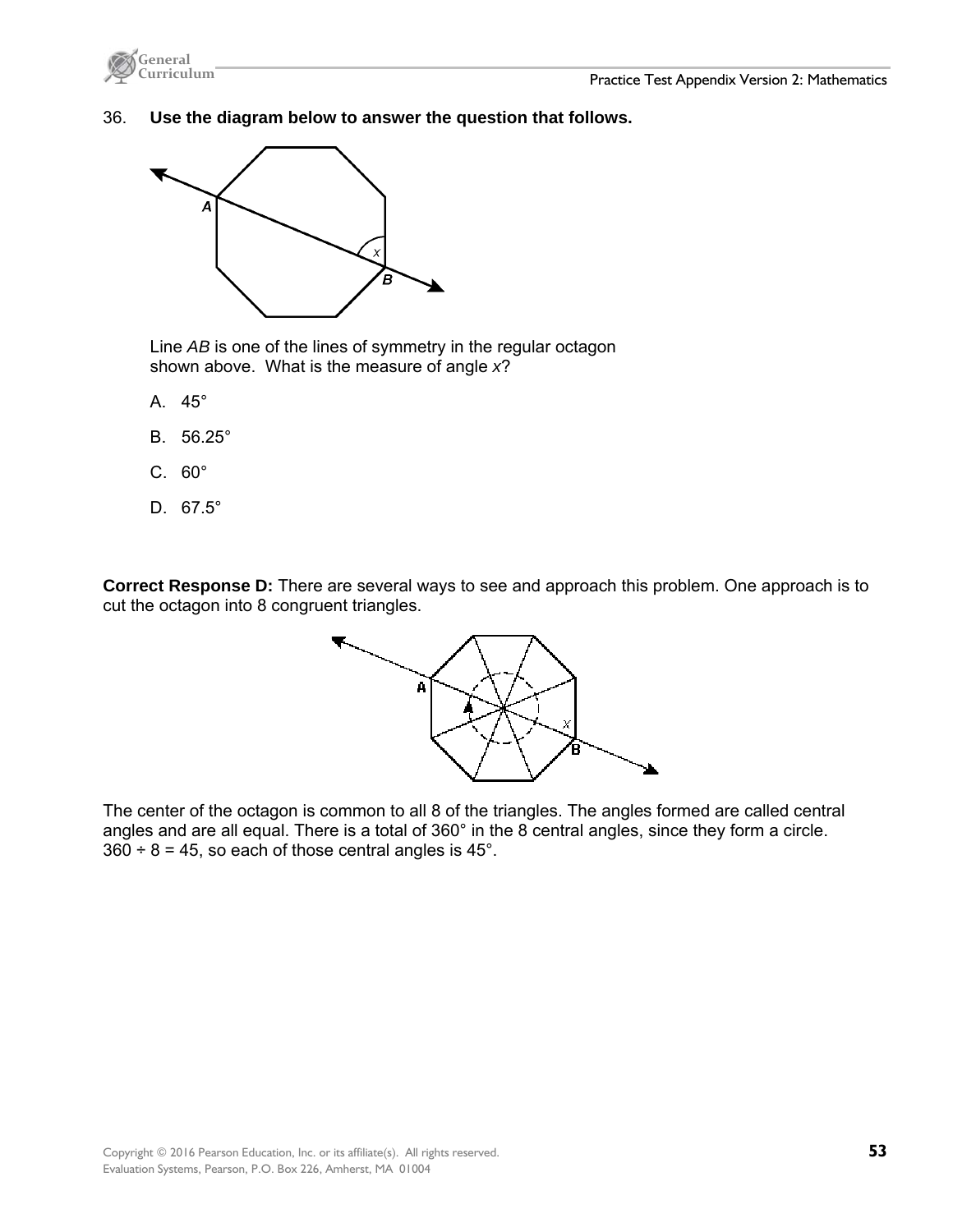36. **Use the diagram below to answer the question that follows.**

Line *AB* is one of the lines of symmetry in the regular octagon shown above. What is the measure of angle *x*?

A. 45°

B. 56.25°

C. 60°

D. 67.5°

**Correct Response D:** There are several ways to see and approach this problem. One approach is to cut the octagon into 8 congruent triangles.

The center of the octagon is common to all 8 of the triangles. The angles formed are called central angles and are all equal. There is a total of 360° in the 8 central angles, since they form a circle. $360 \div 8 = 45$, so each of those central angles is 45°.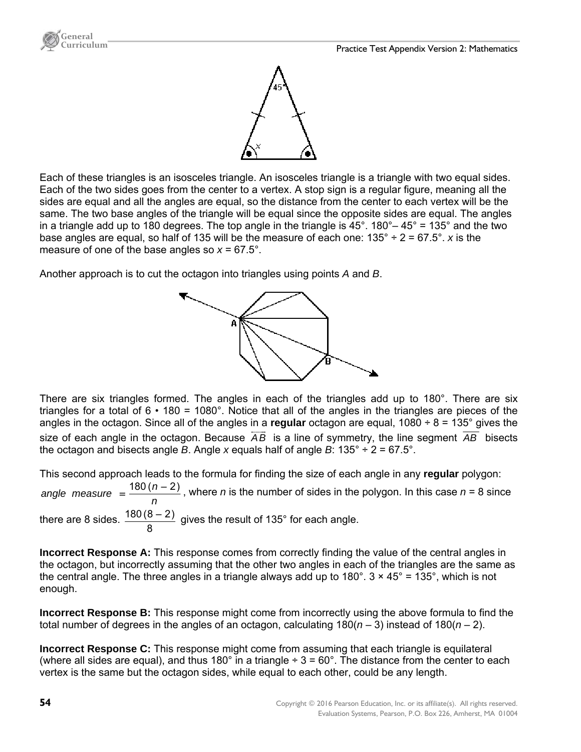Each of these triangles is an isosceles triangle. An isosceles triangle is a triangle with two equal sides. Each of the two sides goes from the center to a vertex. A stop sign is a regular figure, meaning all the sides are equal and all the angles are equal, so the distance from the center to each vertex will be the same. The two base angles of the triangle will be equal since the opposite sides are equal. The angles in a triangle add up to 180 degrees. The top angle in the triangle is 45°. 180°– 45° = 135° and the two base angles are equal, so half of 135 will be the measure of each one: 135° ÷ 2 = 67.5°. $x$ is the measure of one of the base angles so $x$ = 67.5°.

Another approach is to cut the octagon into triangles using points $A$ and $B$.

There are six triangles formed. The angles in each of the triangles add up to 180°. There are six triangles for a total of 6 • 180 = 1080°. Notice that all of the angles in the triangles are pieces of the angles in the octagon. Since all of the angles in a **regular** octagon are equal, 1080 ÷ 8 = 135° gives the size of each angle in the octagon. Because $\overleftrightarrow{AB}$ is a line of symmetry, the line segment $\overline{AB}$ bisects the octagon and bisects angle $B$. Angle $x$ equals half of angle $B$: 135° ÷ 2 = 67.5°.

This second approach leads to the formula for finding the size of each angle in any **regular** polygon:

$$\text{angle measure} = \frac{180\,(n-2)}{n}$$

, where $n$ is the number of sides in the polygon. In this case $n$ = 8 since there are 8 sides. $\frac{180\,(8-2)}{8}$ gives the result of 135° for each angle.

**Incorrect Response A:** This response comes from correctly finding the value of the central angles in the octagon, but incorrectly assuming that the other two angles in each of the triangles are the same as the central angle. The three angles in a triangle always add up to 180°. 3 × 45° = 135°, which is not enough.

**Incorrect Response B:** This response might come from incorrectly using the above formula to find the total number of degrees in the angles of an octagon, calculating $180(n-3)$ instead of $180(n-2)$.

**Incorrect Response C:** This response might come from assuming that each triangle is equilateral (where all sides are equal), and thus 180° in a triangle ÷ 3 = 60°. The distance from the center to each vertex is the same but the octagon sides, while equal to each other, could be any length.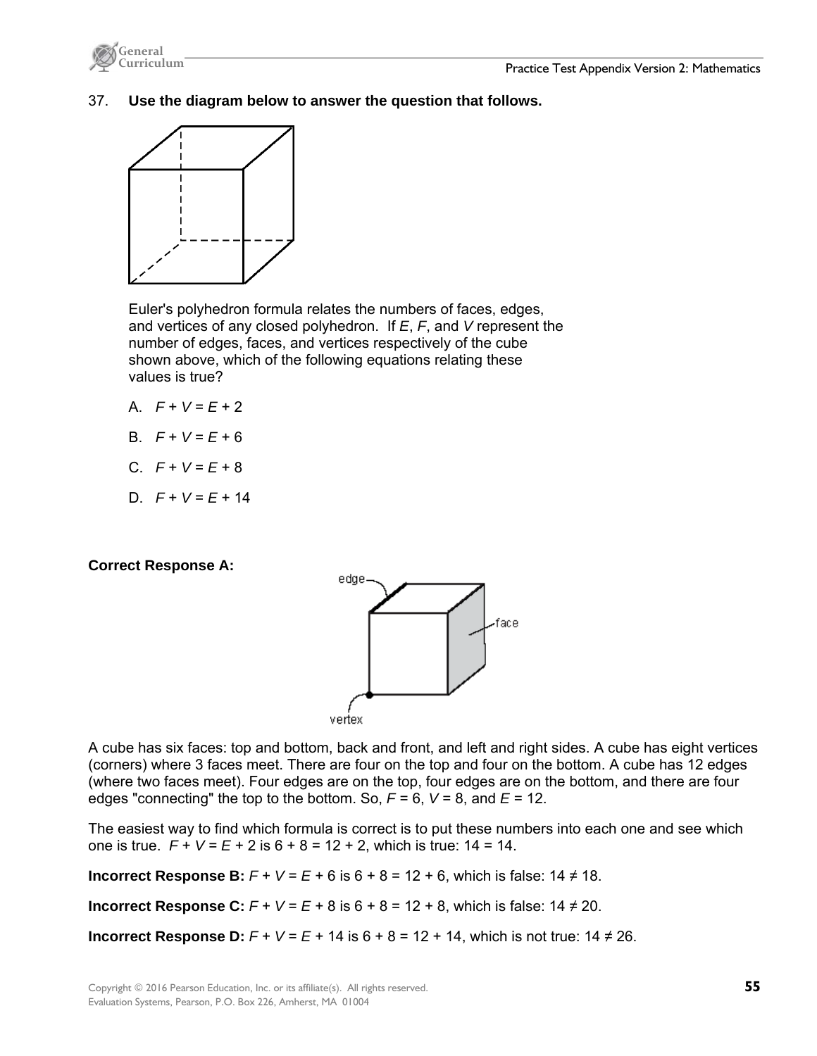37. **Use the diagram below to answer the question that follows.**

Euler's polyhedron formula relates the numbers of faces, edges, and vertices of any closed polyhedron. If $E$, $F$, and $V$ represent the number of edges, faces, and vertices respectively of the cube shown above, which of the following equations relating these values is true?

A. $F + V = E + 2$

B. $F + V = E + 6$

C. $F + V = E + 8$

D. $F + V = E + 14$

**Correct Response A:**

edge

face

vertex

A cube has six faces: top and bottom, back and front, and left and right sides. A cube has eight vertices (corners) where 3 faces meet. There are four on the top and four on the bottom. A cube has 12 edges (where two faces meet). Four edges are on the top, four edges are on the bottom, and there are four edges "connecting" the top to the bottom. So, $F = 6$, $V = 8$, and $E = 12$.

The easiest way to find which formula is correct is to put these numbers into each one and see which one is true. $F + V = E + 2$ is $6 + 8 = 12 + 2$, which is true: $14 = 14$.

**Incorrect Response B:** $F + V = E + 6$ is $6 + 8 = 12 + 6$, which is false: $14 \neq 18$.

**Incorrect Response C:** $F + V = E + 8$ is $6 + 8 = 12 + 8$, which is false: $14 \neq 20$.

**Incorrect Response D:** $F + V = E + 14$ is $6 + 8 = 12 + 14$, which is not true: $14 \neq 26$.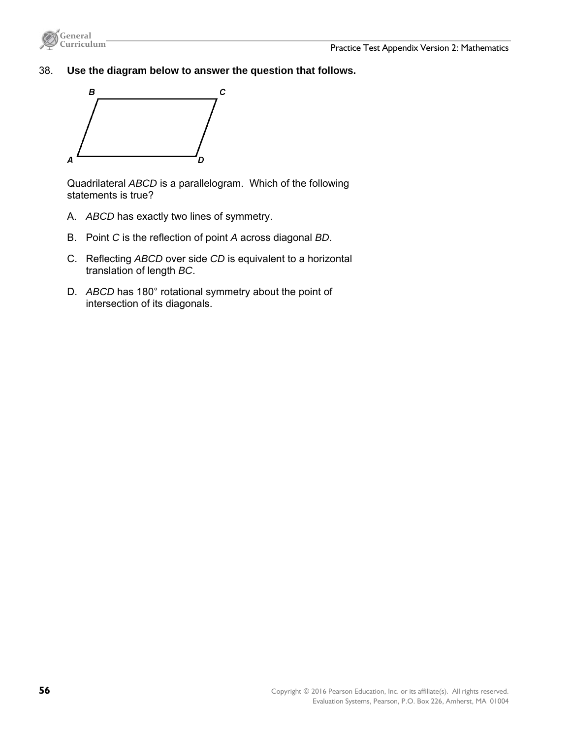38. **Use the diagram below to answer the question that follows.**

Quadrilateral *ABCD* is a parallelogram. Which of the following statements is true?

A. *ABCD* has exactly two lines of symmetry.

B. Point *C* is the reflection of point *A* across diagonal *BD*.

C. Reflecting *ABCD* over side *CD* is equivalent to a horizontal translation of length *BC*.

D. *ABCD* has 180° rotational symmetry about the point of intersection of its diagonals.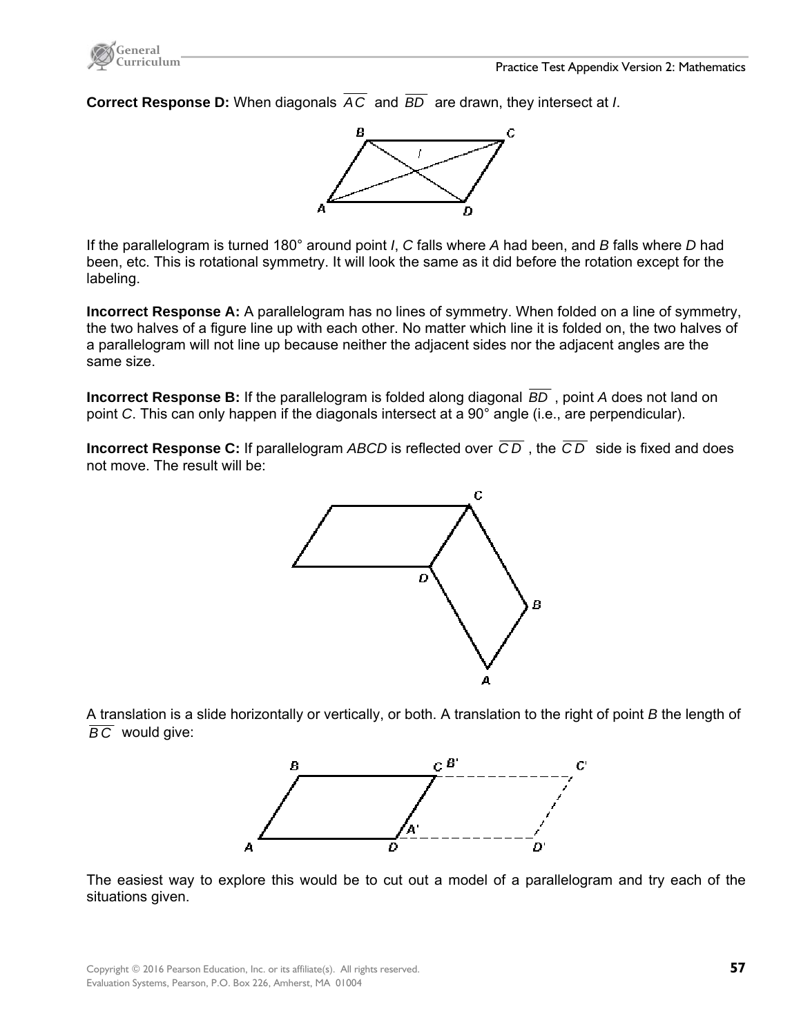**Correct Response D:** When diagonals $\overline{AC}$ and $\overline{BD}$ are drawn, they intersect at *I*.

If the parallelogram is turned 180° around point *I*, *C* falls where *A* had been, and *B* falls where *D* had been, etc. This is rotational symmetry. It will look the same as it did before the rotation except for the labeling.

**Incorrect Response A:** A parallelogram has no lines of symmetry. When folded on a line of symmetry, the two halves of a figure line up with each other. No matter which line it is folded on, the two halves of a parallelogram will not line up because neither the adjacent sides nor the adjacent angles are the same size.

**Incorrect Response B:** If the parallelogram is folded along diagonal $\overline{BD}$, point *A* does not land on point *C*. This can only happen if the diagonals intersect at a 90° angle (i.e., are perpendicular).

**Incorrect Response C:** If parallelogram *ABCD* is reflected over $\overline{CD}$, the $\overline{CD}$ side is fixed and does not move. The result will be:

A translation is a slide horizontally or vertically, or both. A translation to the right of point *B* the length of $\overline{BC}$ would give:

The easiest way to explore this would be to cut out a model of a parallelogram and try each of the situations given.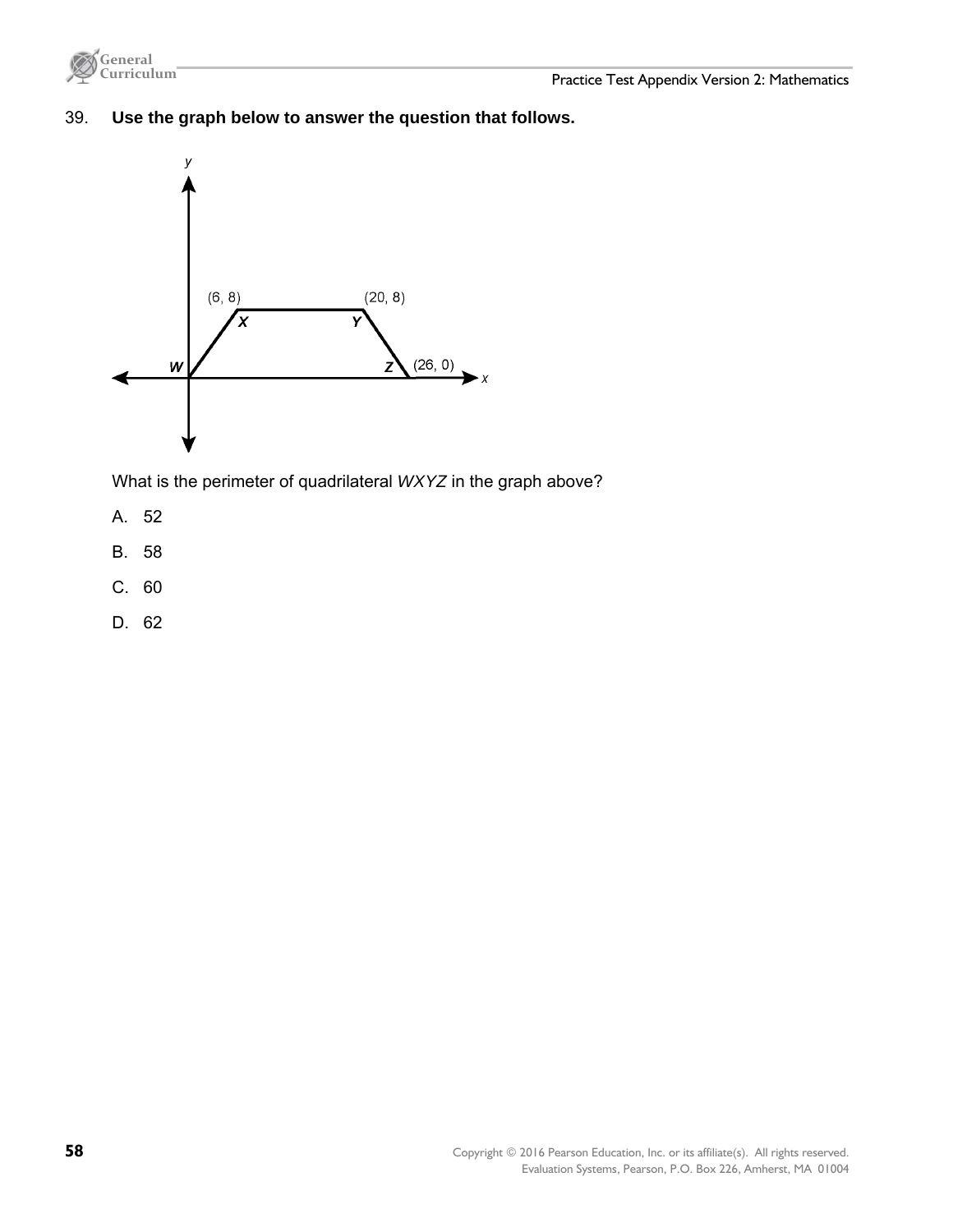39. **Use the graph below to answer the question that follows.**

What is the perimeter of quadrilateral *WXYZ* in the graph above?

A. 52

B. 58

C. 60

D. 62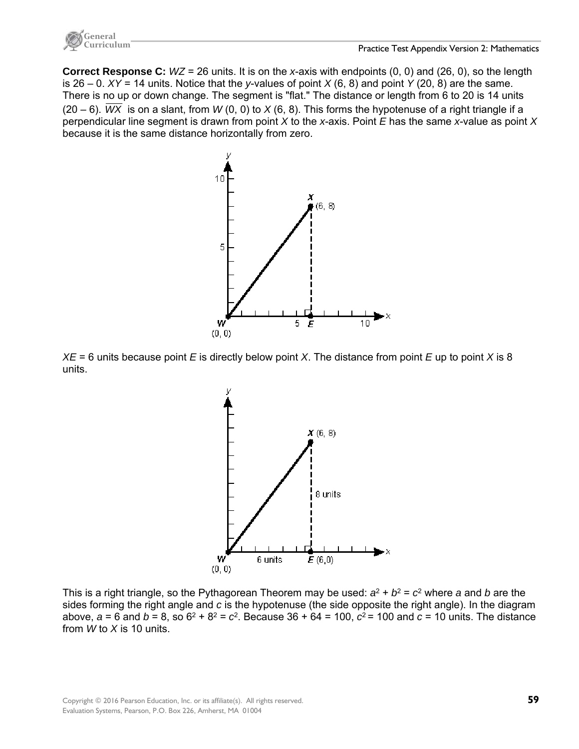**Correct Response C:** $WZ$ = 26 units. It is on the *x*-axis with endpoints (0, 0) and (26, 0), so the length is 26 – 0. $XY$ = 14 units. Notice that the *y*-values of point *X* (6, 8) and point *Y* (20, 8) are the same. There is no up or down change. The segment is "flat." The distance or length from 6 to 20 is 14 units (20 – 6). $\overline{WX}$ is on a slant, from *W* (0, 0) to *X* (6, 8). This forms the hypotenuse of a right triangle if a perpendicular line segment is drawn from point *X* to the *x*-axis. Point *E* has the same *x*-value as point *X* because it is the same distance horizontally from zero.

$XE$ = 6 units because point *E* is directly below point *X*. The distance from point *E* up to point *X* is 8 units.

This is a right triangle, so the Pythagorean Theorem may be used: $a^2 + b^2 = c^2$ where *a* and *b* are the sides forming the right angle and *c* is the hypotenuse (the side opposite the right angle). In the diagram above, $a = 6$ and $b = 8$, so $6^2 + 8^2 = c^2$. Because 36 + 64 = 100, $c^2 = 100$ and $c = 10$ units. The distance from *W* to *X* is 10 units.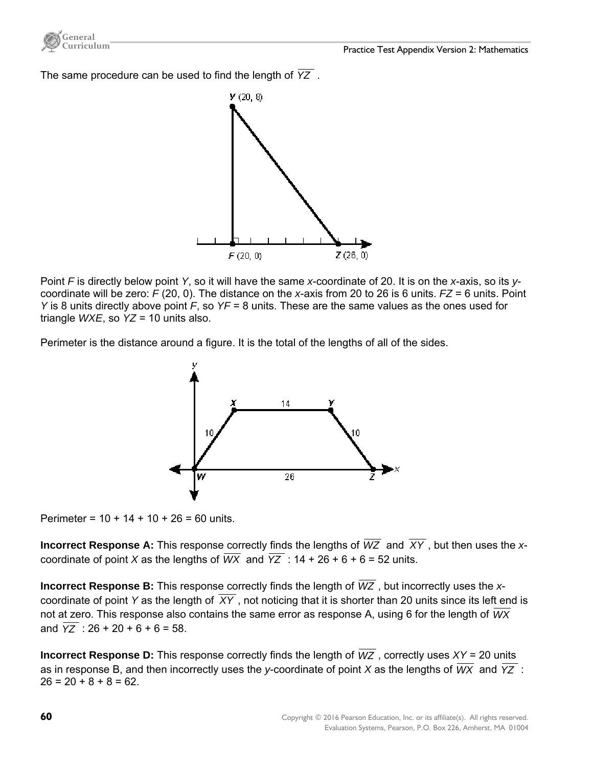The same procedure can be used to find the length of $\overline{YZ}$.

Point *F* is directly below point *Y*, so it will have the same *x*-coordinate of 20. It is on the *x*-axis, so its *y*-coordinate will be zero: *F* (20, 0). The distance on the *x*-axis from 20 to 26 is 6 units. *FZ* = 6 units. Point *Y* is 8 units directly above point *F*, so *YF* = 8 units. These are the same values as the ones used for triangle *WXE*, so *YZ* = 10 units also.

Perimeter is the distance around a figure. It is the total of the lengths of all of the sides.

Perimeter = 10 + 14 + 10 + 26 = 60 units.

**Incorrect Response A:** This response correctly finds the lengths of $\overline{WZ}$ and $\overline{XY}$, but then uses the *x*-coordinate of point *X* as the lengths of $\overline{WX}$ and $\overline{YZ}$ : 14 + 26 + 6 + 6 = 52 units.

**Incorrect Response B:** This response correctly finds the length of $\overline{WZ}$, but incorrectly uses the *x*-coordinate of point *Y* as the length of $\overline{XY}$, not noticing that it is shorter than 20 units since its left end is not at zero. This response also contains the same error as response A, using 6 for the length of $\overline{WX}$ and $\overline{YZ}$ : 26 + 20 + 6 + 6 = 58.

**Incorrect Response D:** This response correctly finds the length of $\overline{WZ}$, correctly uses *XY* = 20 units as in response B, and then incorrectly uses the *y*-coordinate of point *X* as the lengths of $\overline{WX}$ and $\overline{YZ}$ : 26 = 20 + 8 + 8 = 62.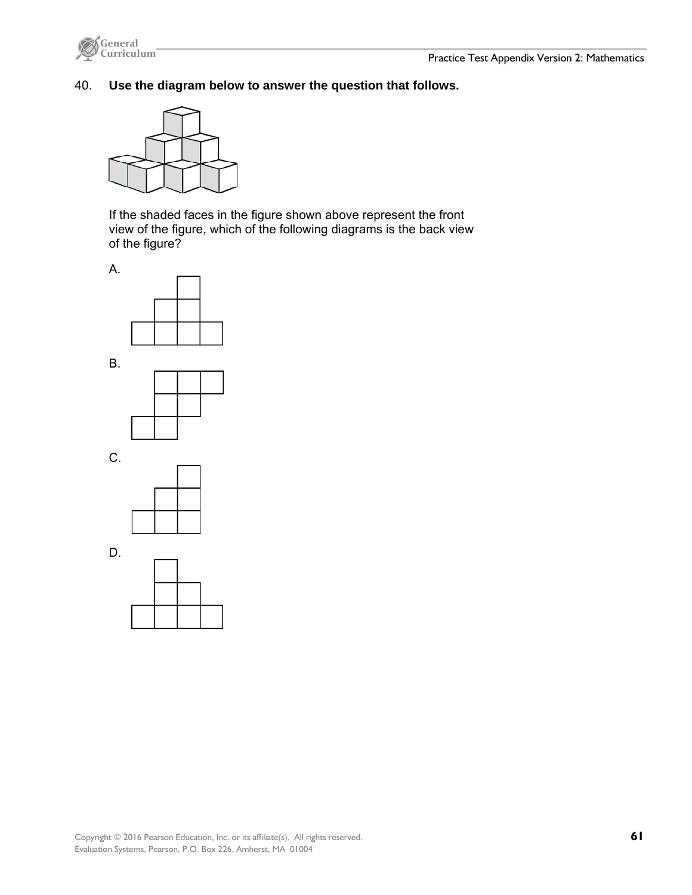40. **Use the diagram below to answer the question that follows.**

If the shaded faces in the figure shown above represent the front view of the figure, which of the following diagrams is the back view of the figure?

A.

B.

C.

D.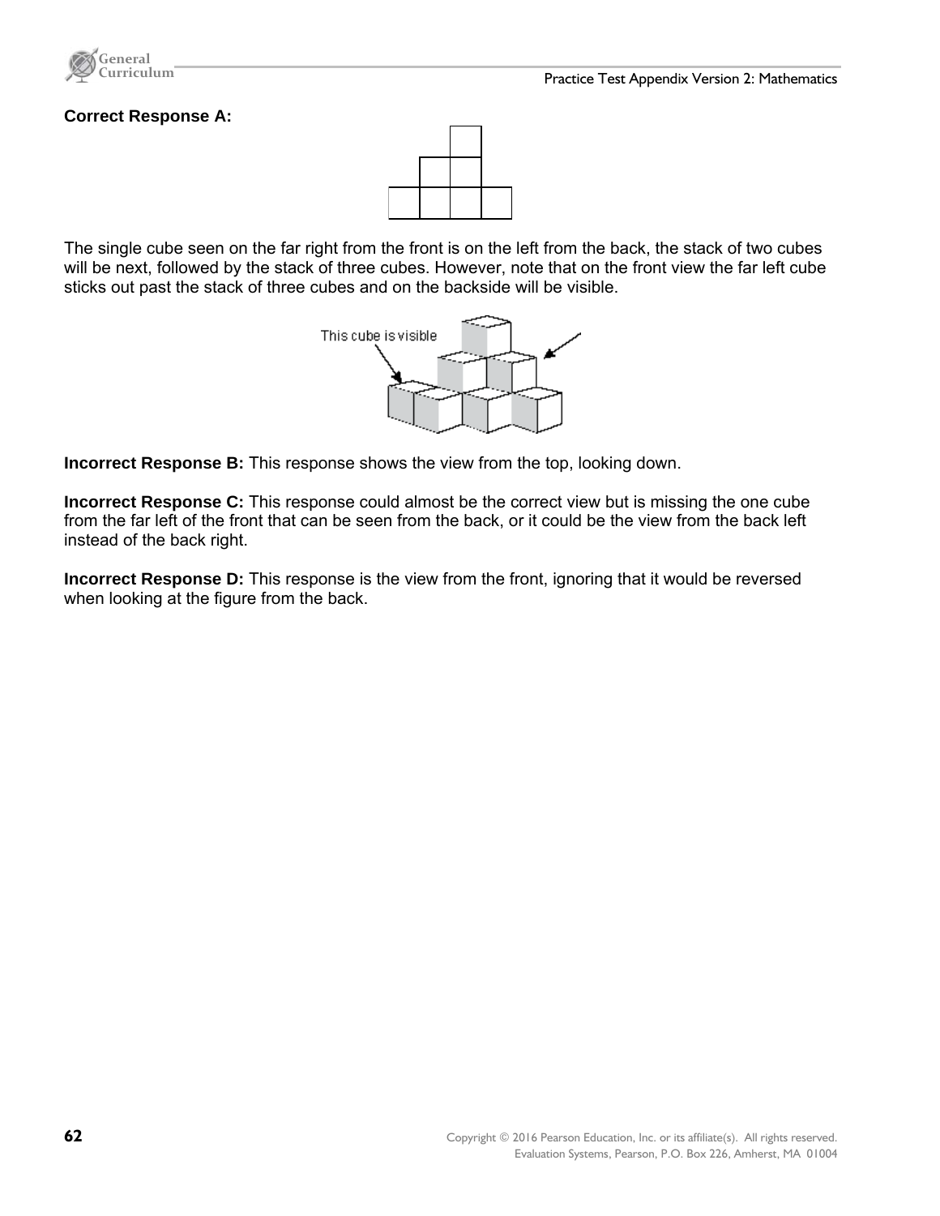**Correct Response A:**

The single cube seen on the far right from the front is on the left from the back, the stack of two cubes will be next, followed by the stack of three cubes. However, note that on the front view the far left cube sticks out past the stack of three cubes and on the backside will be visible.

This cube is visible

**Incorrect Response B:** This response shows the view from the top, looking down.

**Incorrect Response C:** This response could almost be the correct view but is missing the one cube from the far left of the front that can be seen from the back, or it could be the view from the back left instead of the back right.

**Incorrect Response D:** This response is the view from the front, ignoring that it would be reversed when looking at the figure from the back.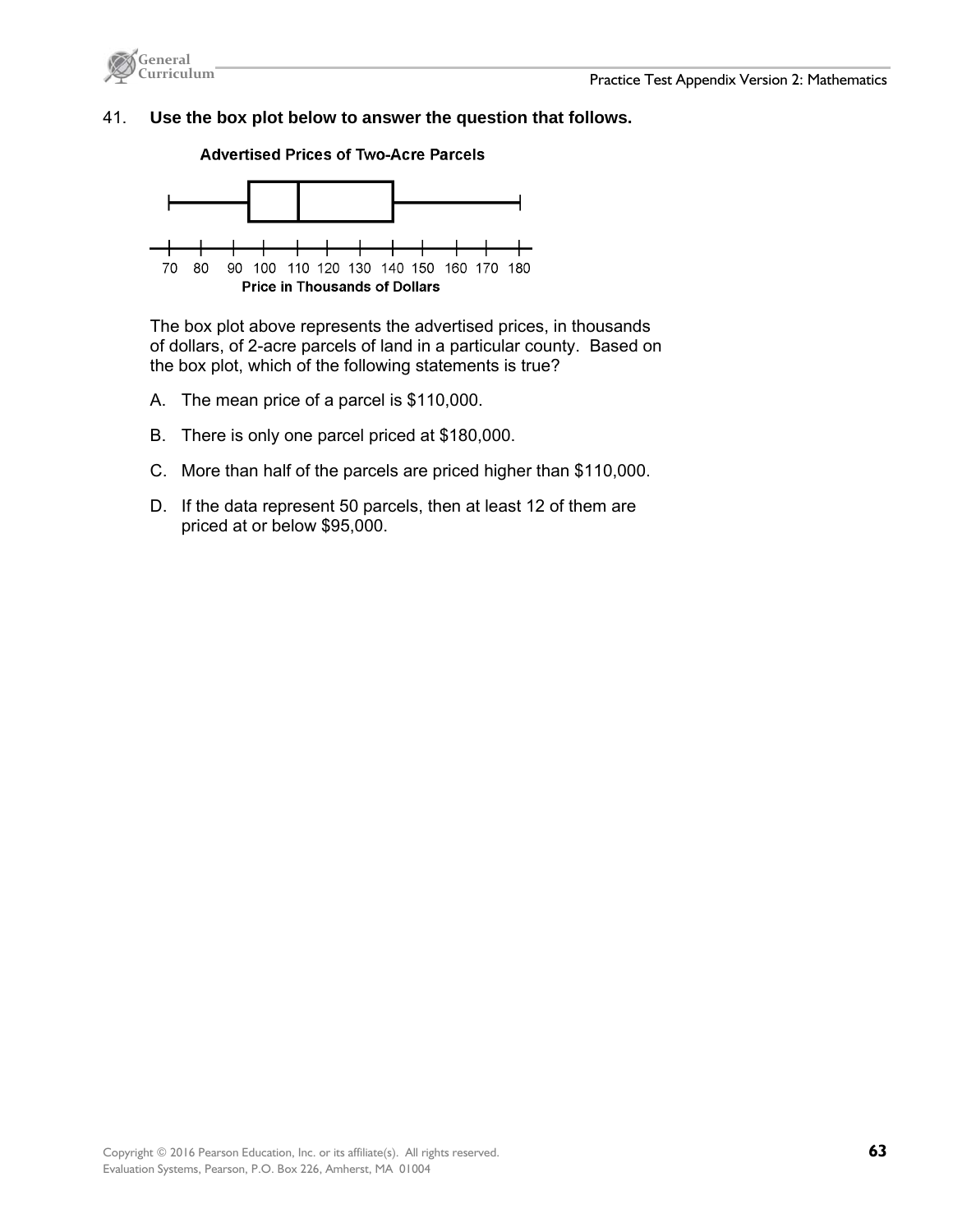41. **Use the box plot below to answer the question that follows.**

**Advertised Prices of Two-Acre Parcels**

70 80 90 100 110 120 130 140 150 160 170 180

**Price in Thousands of Dollars**

The box plot above represents the advertised prices, in thousands of dollars, of 2-acre parcels of land in a particular county. Based on the box plot, which of the following statements is true?

A. The mean price of a parcel is $110,000.

B. There is only one parcel priced at $180,000.

C. More than half of the parcels are priced higher than $110,000.

D. If the data represent 50 parcels, then at least 12 of them are priced at or below $95,000.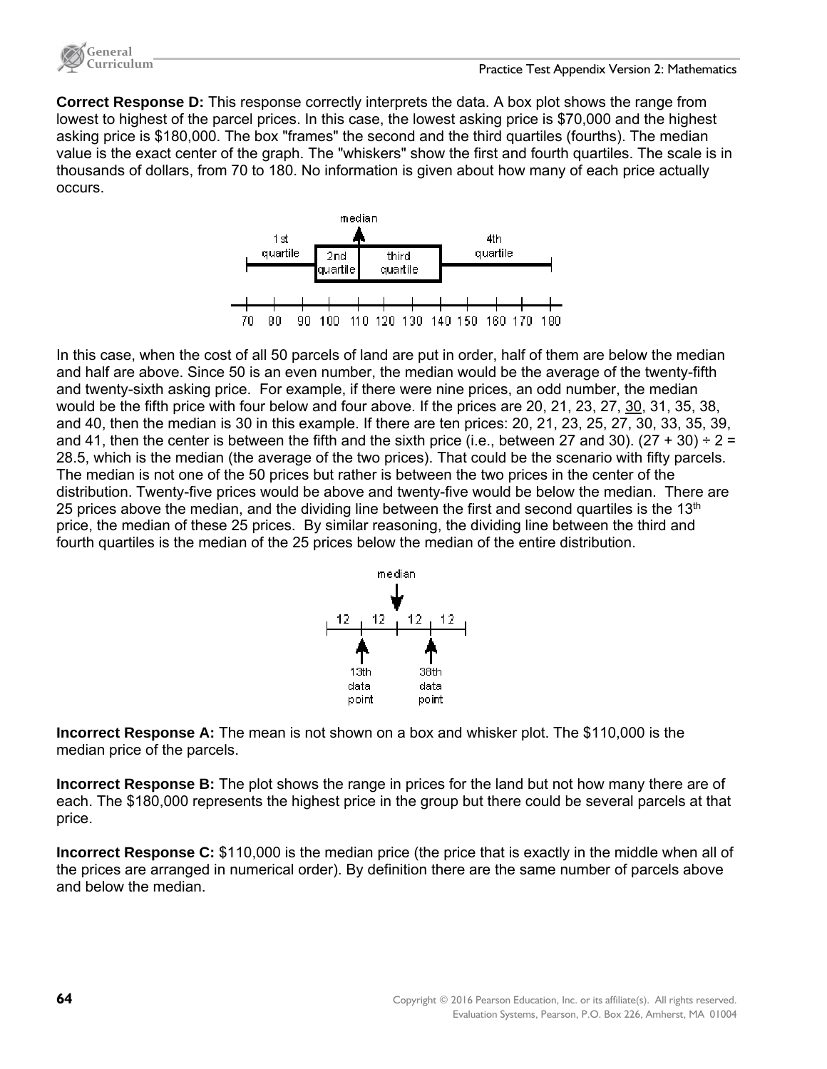**Correct Response D:** This response correctly interprets the data. A box plot shows the range from lowest to highest of the parcel prices. In this case, the lowest asking price is $70,000 and the highest asking price is $180,000. The box "frames" the second and the third quartiles (fourths). The median value is the exact center of the graph. The "whiskers" show the first and fourth quartiles. The scale is in thousands of dollars, from 70 to 180. No information is given about how many of each price actually occurs.

In this case, when the cost of all 50 parcels of land are put in order, half of them are below the median and half are above. Since 50 is an even number, the median would be the average of the twenty-fifth and twenty-sixth asking price. For example, if there were nine prices, an odd number, the median would be the fifth price with four below and four above. If the prices are 20, 21, 23, 27, 30, 31, 35, 38, and 40, then the median is 30 in this example. If there are ten prices: 20, 21, 23, 25, 27, 30, 33, 35, 39, and 41, then the center is between the fifth and the sixth price (i.e., between 27 and 30). $(27 + 30) \div 2 = 28.5$, which is the median (the average of the two prices). That could be the scenario with fifty parcels. The median is not one of the 50 prices but rather is between the two prices in the center of the distribution. Twenty-five prices would be above and twenty-five would be below the median. There are 25 prices above the median, and the dividing line between the first and second quartiles is the 13th price, the median of these 25 prices. By similar reasoning, the dividing line between the third and fourth quartiles is the median of the 25 prices below the median of the entire distribution.

**Incorrect Response A:** The mean is not shown on a box and whisker plot. The $110,000 is the median price of the parcels.

**Incorrect Response B:** The plot shows the range in prices for the land but not how many there are of each. The $180,000 represents the highest price in the group but there could be several parcels at that price.

**Incorrect Response C:** $110,000 is the median price (the price that is exactly in the middle when all of the prices are arranged in numerical order). By definition there are the same number of parcels above and below the median.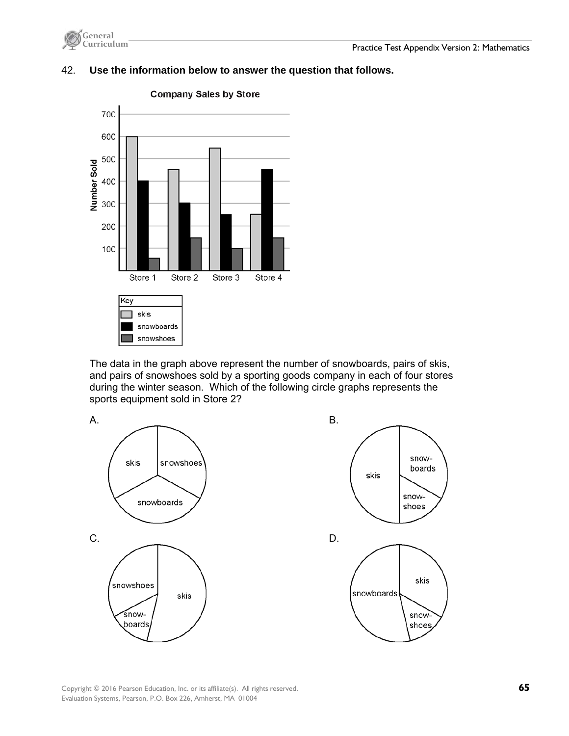42. **Use the information below to answer the question that follows.**

**Company Sales by Store**

| | Store 1 | Store 2 | Store 3 | Store 4 |
|---|---|---|---|---|
| skis | 600 | 450 | 550 | 250 |
| snowboards | 400 | 300 | 250 | 450 |
| snowshoes | 50 | 150 | 100 | 150 |

Key: skis, snowboards, snowshoes

Number Sold

The data in the graph above represent the number of snowboards, pairs of skis, and pairs of snowshoes sold by a sporting goods company in each of four stores during the winter season. Which of the following circle graphs represents the sports equipment sold in Store 2?

A. (circle graph: skis, snowshoes, snowboards)

B. (circle graph: skis, snow-boards, snow-shoes)

C. (circle graph: snowshoes, skis, snow-boards)

D. (circle graph: snowboards, skis, snow-shoes)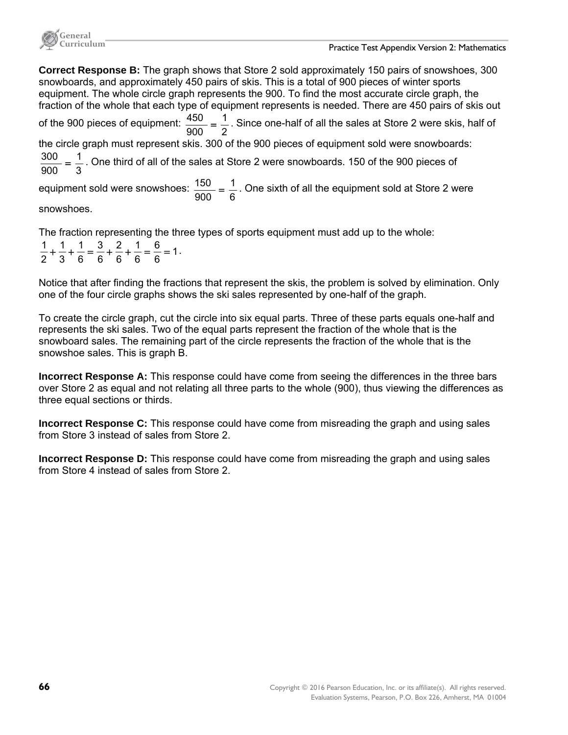**Correct Response B:** The graph shows that Store 2 sold approximately 150 pairs of snowshoes, 300 snowboards, and approximately 450 pairs of skis. This is a total of 900 pieces of winter sports equipment. The whole circle graph represents the 900. To find the most accurate circle graph, the fraction of the whole that each type of equipment represents is needed. There are 450 pairs of skis out of the 900 pieces of equipment: $\frac{450}{900} = \frac{1}{2}$. Since one-half of all the sales at Store 2 were skis, half of the circle graph must represent skis. 300 of the 900 pieces of equipment sold were snowboards: $\frac{300}{900} = \frac{1}{3}$. One third of all of the sales at Store 2 were snowboards. 150 of the 900 pieces of equipment sold were snowshoes: $\frac{150}{900} = \frac{1}{6}$. One sixth of all the equipment sold at Store 2 were snowshoes.

The fraction representing the three types of sports equipment must add up to the whole: $\frac{1}{2} + \frac{1}{3} + \frac{1}{6} = \frac{3}{6} + \frac{2}{6} + \frac{1}{6} = \frac{6}{6} = 1$.

Notice that after finding the fractions that represent the skis, the problem is solved by elimination. Only one of the four circle graphs shows the ski sales represented by one-half of the graph.

To create the circle graph, cut the circle into six equal parts. Three of these parts equals one-half and represents the ski sales. Two of the equal parts represent the fraction of the whole that is the snowboard sales. The remaining part of the circle represents the fraction of the whole that is the snowshoe sales. This is graph B.

**Incorrect Response A:** This response could have come from seeing the differences in the three bars over Store 2 as equal and not relating all three parts to the whole (900), thus viewing the differences as three equal sections or thirds.

**Incorrect Response C:** This response could have come from misreading the graph and using sales from Store 3 instead of sales from Store 2.

**Incorrect Response D:** This response could have come from misreading the graph and using sales from Store 4 instead of sales from Store 2.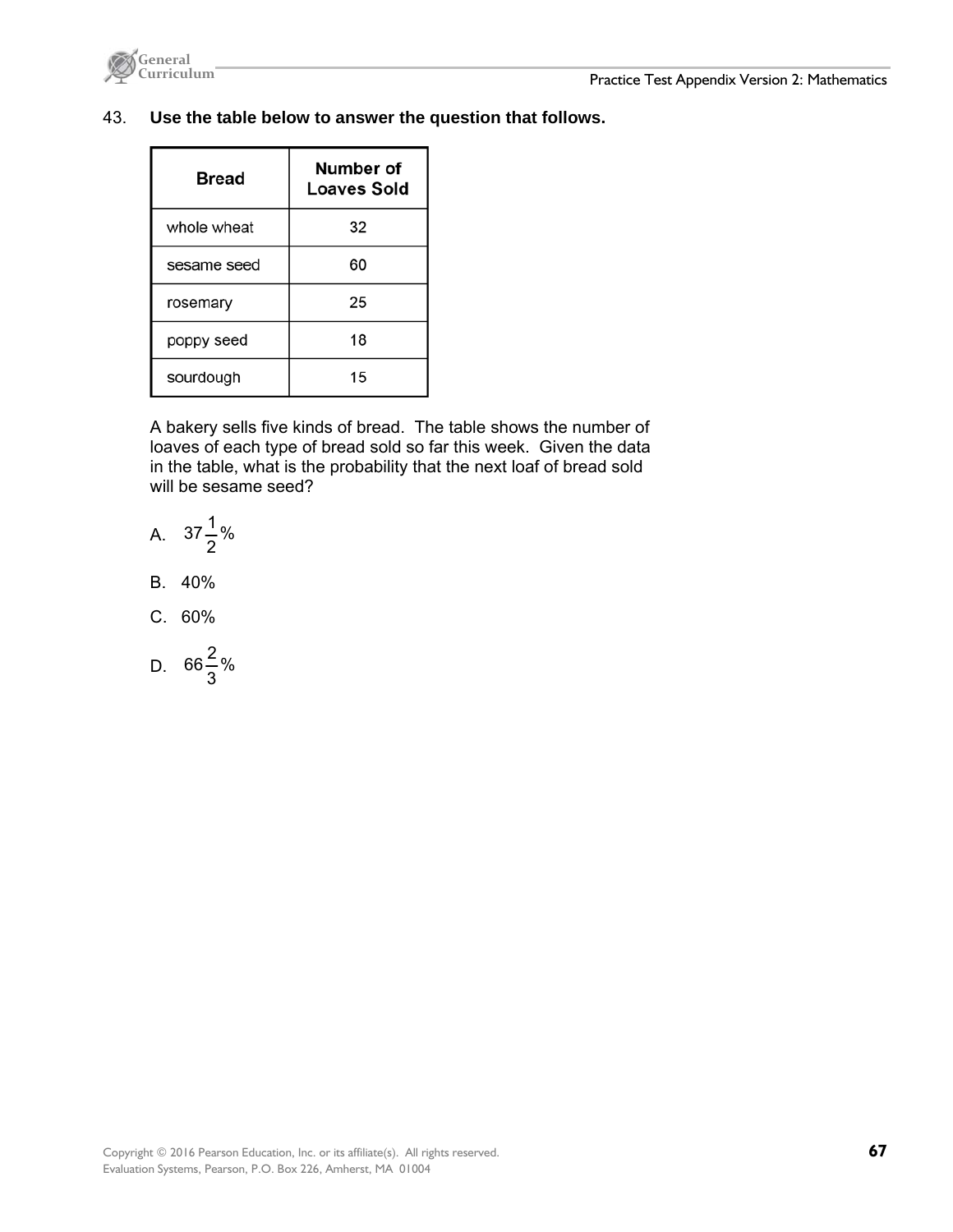43. **Use the table below to answer the question that follows.**

| Bread | Number of Loaves Sold |
|---|---|
| whole wheat | 32 |
| sesame seed | 60 |
| rosemary | 25 |
| poppy seed | 18 |
| sourdough | 15 |

A bakery sells five kinds of bread. The table shows the number of loaves of each type of bread sold so far this week. Given the data in the table, what is the probability that the next loaf of bread sold will be sesame seed?

A. $37\frac{1}{2}\%$

B. 40%

C. 60%

D. $66\frac{2}{3}\%$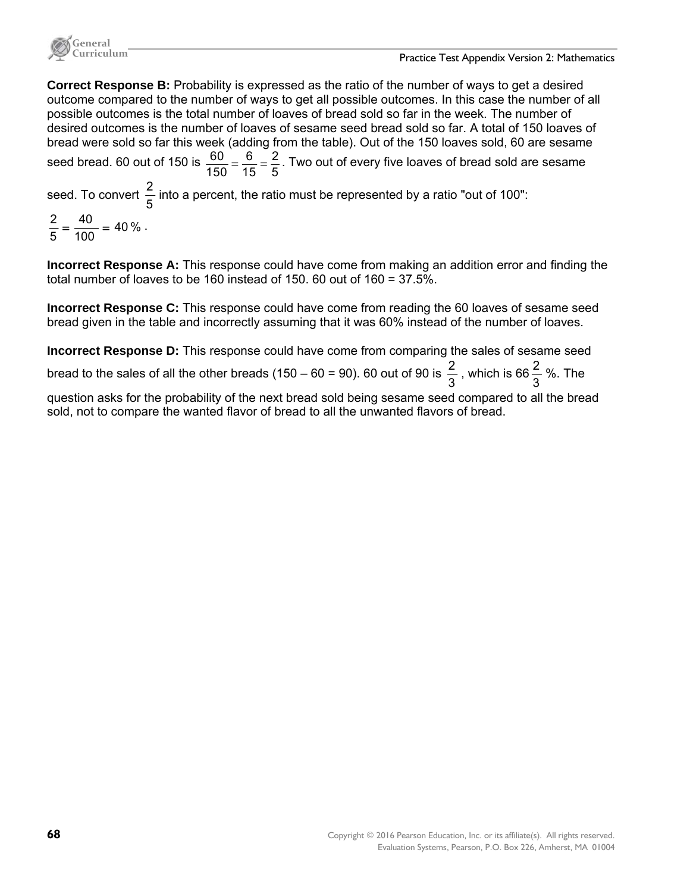**Correct Response B:** Probability is expressed as the ratio of the number of ways to get a desired outcome compared to the number of ways to get all possible outcomes. In this case the number of all possible outcomes is the total number of loaves of bread sold so far in the week. The number of desired outcomes is the number of loaves of sesame seed bread sold so far. A total of 150 loaves of bread were sold so far this week (adding from the table). Out of the 150 loaves sold, 60 are sesame seed bread. 60 out of 150 is $\frac{60}{150} = \frac{6}{15} = \frac{2}{5}$. Two out of every five loaves of bread sold are sesame seed. To convert $\frac{2}{5}$ into a percent, the ratio must be represented by a ratio "out of 100": $\frac{2}{5} = \frac{40}{100} = 40\%$.

**Incorrect Response A:** This response could have come from making an addition error and finding the total number of loaves to be 160 instead of 150. 60 out of 160 = 37.5%.

**Incorrect Response C:** This response could have come from reading the 60 loaves of sesame seed bread given in the table and incorrectly assuming that it was 60% instead of the number of loaves.

**Incorrect Response D:** This response could have come from comparing the sales of sesame seed bread to the sales of all the other breads (150 – 60 = 90). 60 out of 90 is $\frac{2}{3}$, which is $66\frac{2}{3}$%. The question asks for the probability of the next bread sold being sesame seed compared to all the bread sold, not to compare the wanted flavor of bread to all the unwanted flavors of bread.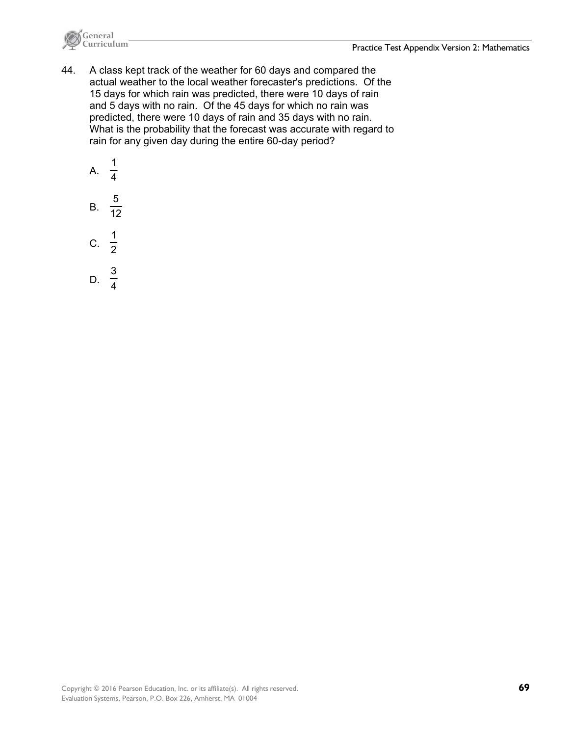44. A class kept track of the weather for 60 days and compared the actual weather to the local weather forecaster's predictions. Of the 15 days for which rain was predicted, there were 10 days of rain and 5 days with no rain. Of the 45 days for which no rain was predicted, there were 10 days of rain and 35 days with no rain. What is the probability that the forecast was accurate with regard to rain for any given day during the entire 60-day period?

   A. $\frac{1}{4}$

   B. $\frac{5}{12}$

   C. $\frac{1}{2}$

   D. $\frac{3}{4}$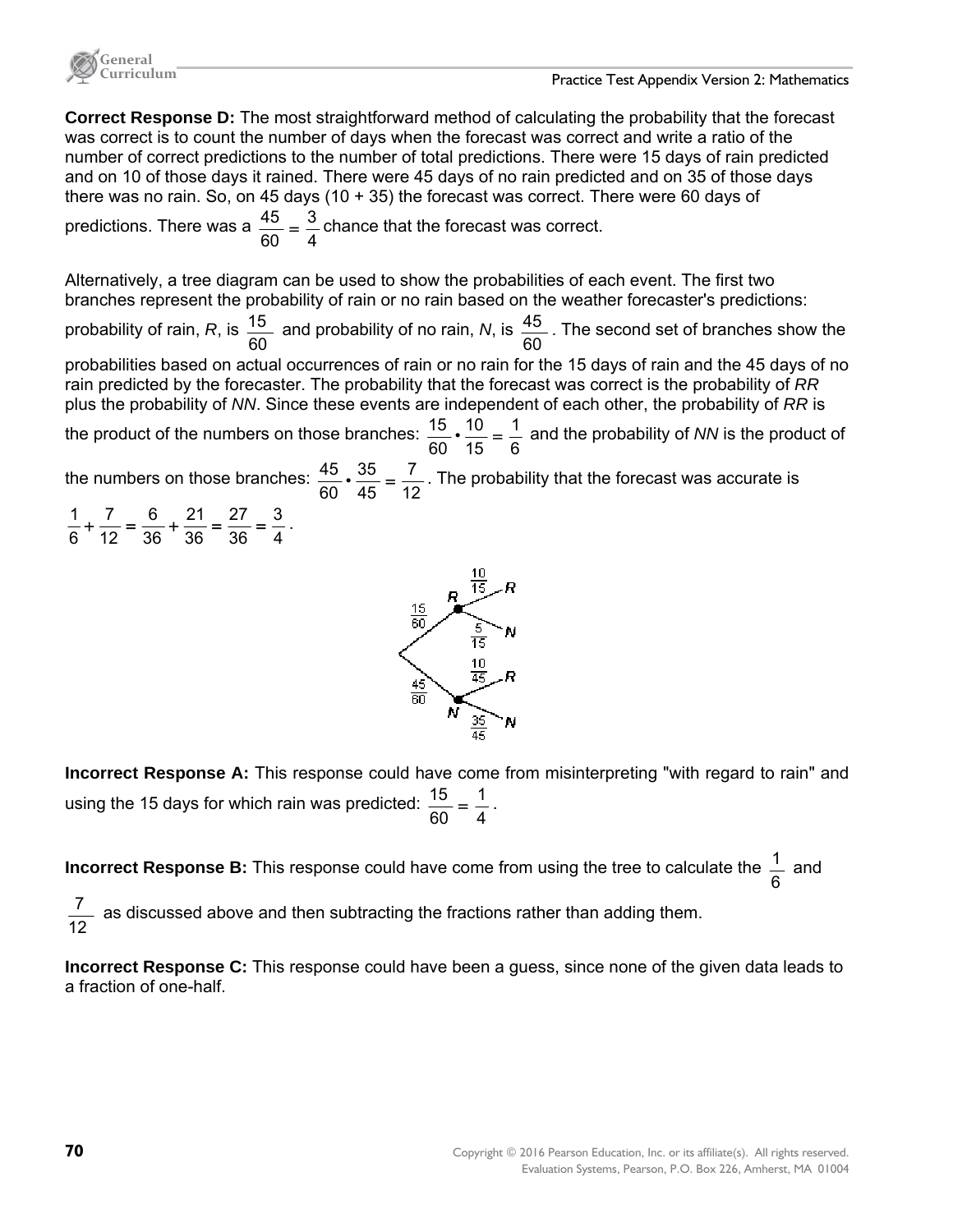**Correct Response D:** The most straightforward method of calculating the probability that the forecast was correct is to count the number of days when the forecast was correct and write a ratio of the number of correct predictions to the number of total predictions. There were 15 days of rain predicted and on 10 of those days it rained. There were 45 days of no rain predicted and on 35 of those days there was no rain. So, on 45 days (10 + 35) the forecast was correct. There were 60 days of predictions. There was a $\frac{45}{60} = \frac{3}{4}$ chance that the forecast was correct.

Alternatively, a tree diagram can be used to show the probabilities of each event. The first two branches represent the probability of rain or no rain based on the weather forecaster's predictions: probability of rain, *R*, is $\frac{15}{60}$ and probability of no rain, *N*, is $\frac{45}{60}$. The second set of branches show the probabilities based on actual occurrences of rain or no rain for the 15 days of rain and the 45 days of no rain predicted by the forecaster. The probability that the forecast was correct is the probability of *RR* plus the probability of *NN*. Since these events are independent of each other, the probability of *RR* is the product of the numbers on those branches: $\frac{15}{60} \cdot \frac{10}{15} = \frac{1}{6}$ and the probability of *NN* is the product of the numbers on those branches: $\frac{45}{60} \cdot \frac{35}{45} = \frac{7}{12}$. The probability that the forecast was accurate is $\frac{1}{6} + \frac{7}{12} = \frac{6}{36} + \frac{21}{36} = \frac{27}{36} = \frac{3}{4}$.

**Incorrect Response A:** This response could have come from misinterpreting "with regard to rain" and using the 15 days for which rain was predicted: $\frac{15}{60} = \frac{1}{4}$.

**Incorrect Response B:** This response could have come from using the tree to calculate the $\frac{1}{6}$ and $\frac{7}{12}$ as discussed above and then subtracting the fractions rather than adding them.

**Incorrect Response C:** This response could have been a guess, since none of the given data leads to a fraction of one-half.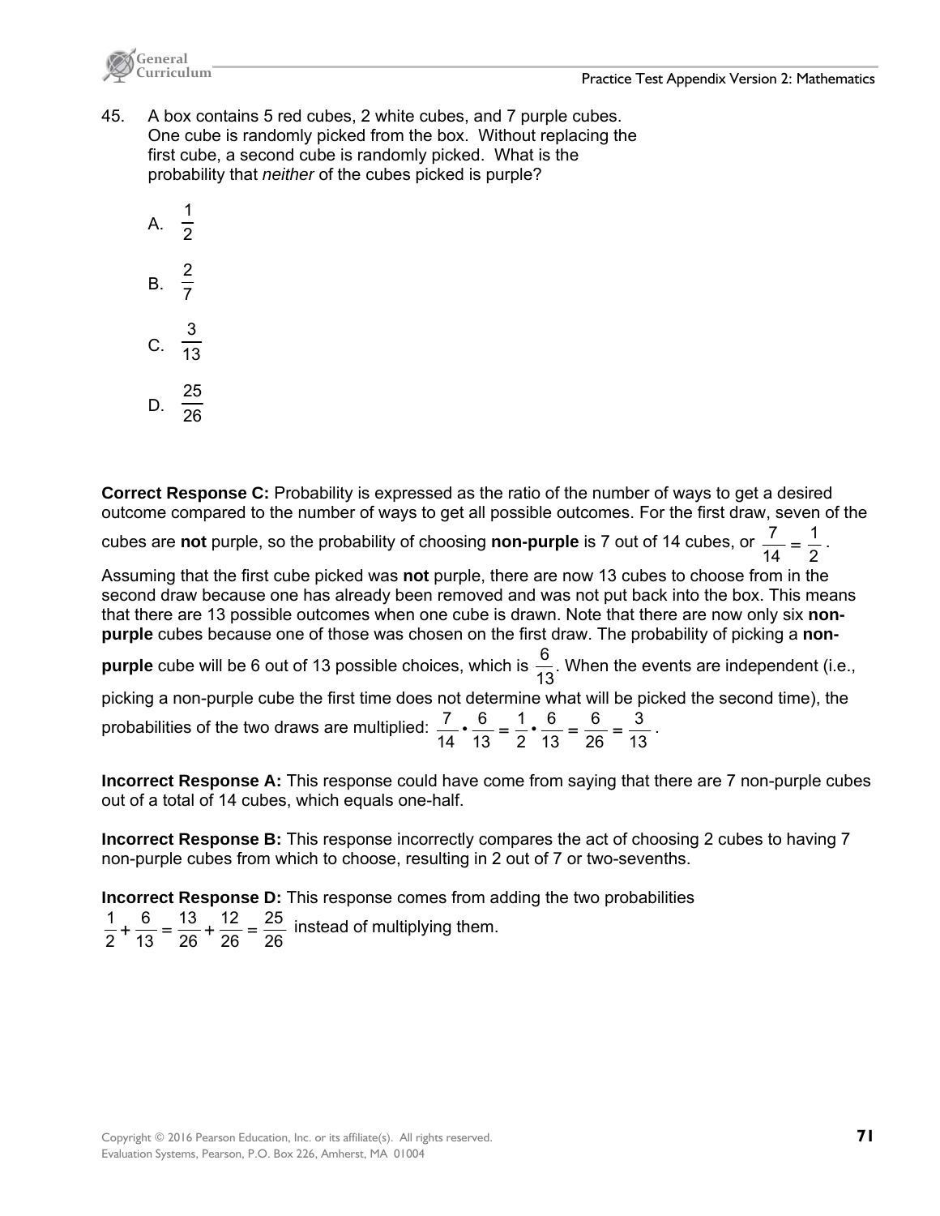45. A box contains 5 red cubes, 2 white cubes, and 7 purple cubes. One cube is randomly picked from the box. Without replacing the first cube, a second cube is randomly picked. What is the probability that *neither* of the cubes picked is purple?

A. $\frac{1}{2}$

B. $\frac{2}{7}$

C. $\frac{3}{13}$

D. $\frac{25}{26}$

**Correct Response C:** Probability is expressed as the ratio of the number of ways to get a desired outcome compared to the number of ways to get all possible outcomes. For the first draw, seven of the cubes are **not** purple, so the probability of choosing **non-purple** is 7 out of 14 cubes, or $\frac{7}{14} = \frac{1}{2}$. Assuming that the first cube picked was **not** purple, there are now 13 cubes to choose from in the second draw because one has already been removed and was not put back into the box. This means that there are 13 possible outcomes when one cube is drawn. Note that there are now only six **non-purple** cubes because one of those was chosen on the first draw. The probability of picking a **non-purple** cube will be 6 out of 13 possible choices, which is $\frac{6}{13}$. When the events are independent (i.e., picking a non-purple cube the first time does not determine what will be picked the second time), the probabilities of the two draws are multiplied: $\frac{7}{14} \bullet \frac{6}{13} = \frac{1}{2} \bullet \frac{6}{13} = \frac{6}{26} = \frac{3}{13}$.

**Incorrect Response A:** This response could have come from saying that there are 7 non-purple cubes out of a total of 14 cubes, which equals one-half.

**Incorrect Response B:** This response incorrectly compares the act of choosing 2 cubes to having 7 non-purple cubes from which to choose, resulting in 2 out of 7 or two-sevenths.

**Incorrect Response D:** This response comes from adding the two probabilities $\frac{1}{2} + \frac{6}{13} = \frac{13}{26} + \frac{12}{26} = \frac{25}{26}$ instead of multiplying them.